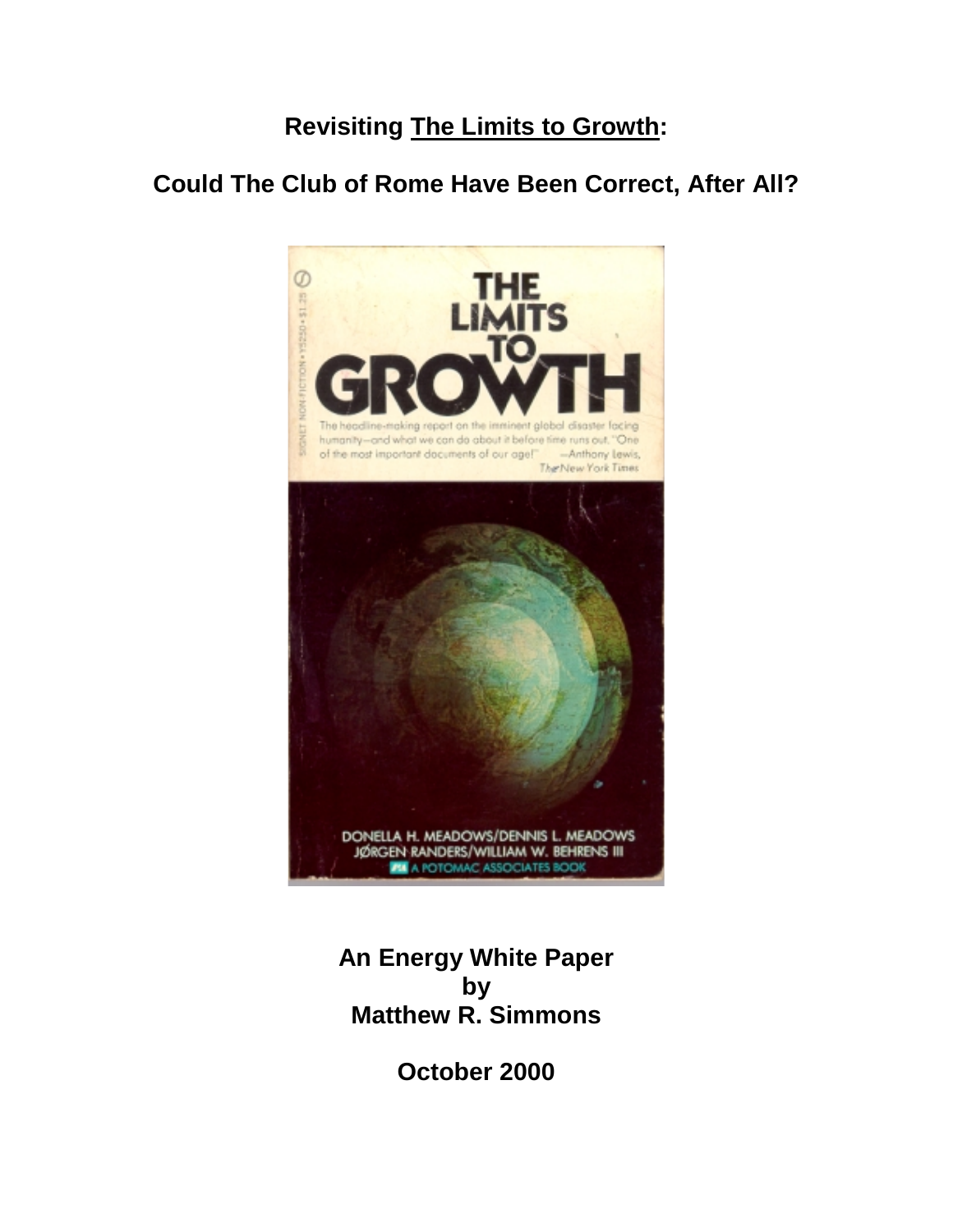# Revisiting The Limits to Growth:

## Could The Club of Rome Have Been Correct, After All?

**An Energy White Paper**
**by**
**Matthew R. Simmons**

**October 2000**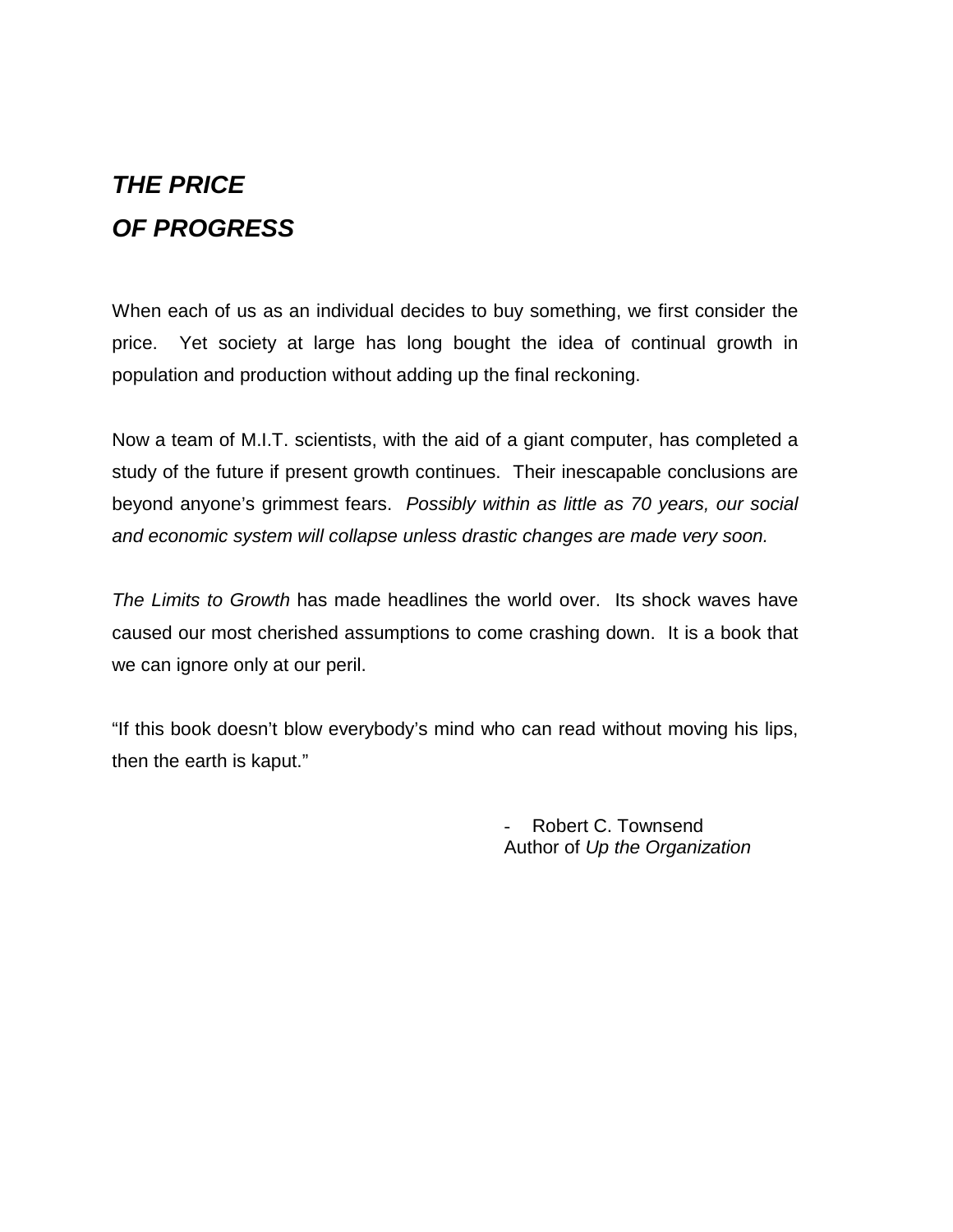## *THE PRICE OF PROGRESS*

When each of us as an individual decides to buy something, we first consider the price. Yet society at large has long bought the idea of continual growth in population and production without adding up the final reckoning.

Now a team of M.I.T. scientists, with the aid of a giant computer, has completed a study of the future if present growth continues. Their inescapable conclusions are beyond anyone's grimmest fears. *Possibly within as little as 70 years, our social and economic system will collapse unless drastic changes are made very soon.*

*The Limits to Growth* has made headlines the world over. Its shock waves have caused our most cherished assumptions to come crashing down. It is a book that we can ignore only at our peril.

"If this book doesn't blow everybody's mind who can read without moving his lips, then the earth is kaput."

- Robert C. Townsend
Author of *Up the Organization*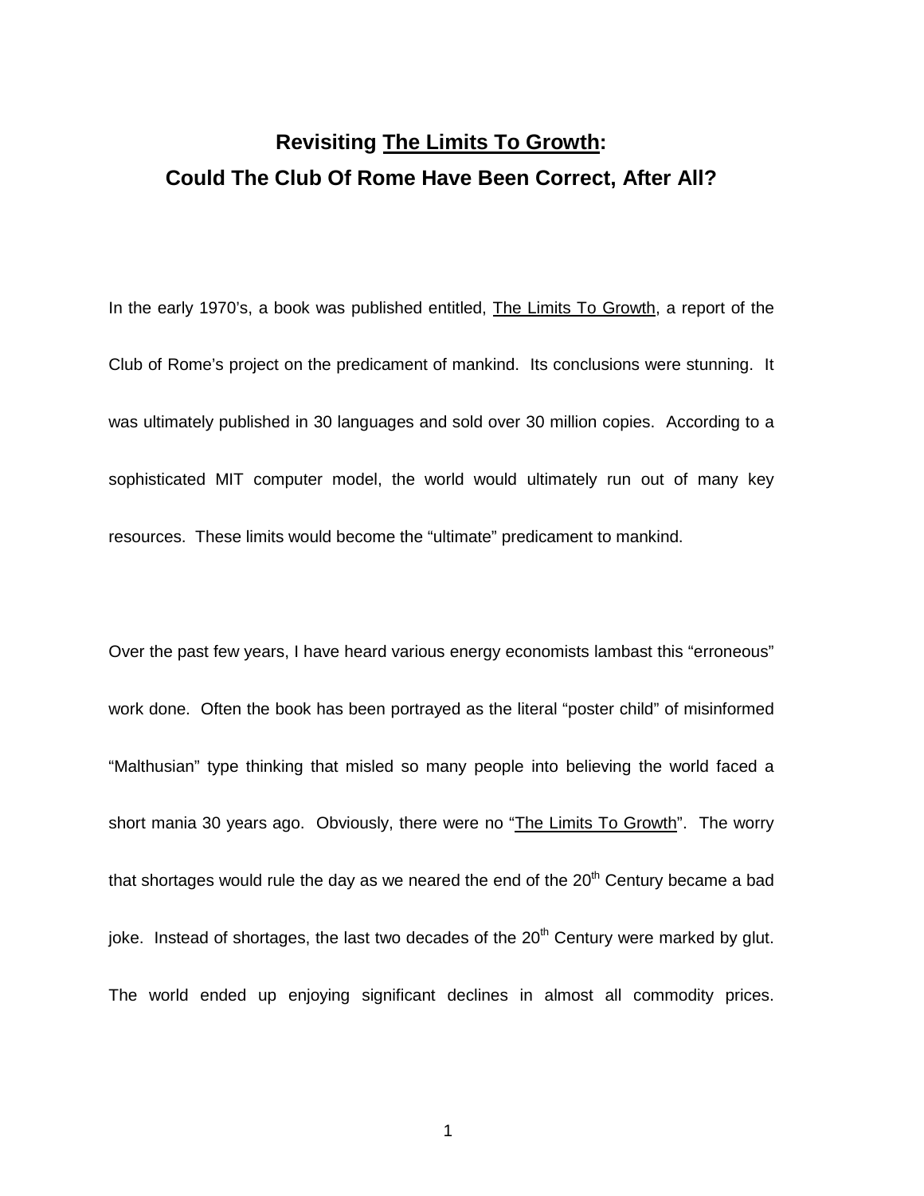# **Revisiting The Limits To Growth: Could The Club Of Rome Have Been Correct, After All?**

In the early 1970's, a book was published entitled, The Limits To Growth, a report of the Club of Rome's project on the predicament of mankind. Its conclusions were stunning. It was ultimately published in 30 languages and sold over 30 million copies. According to a sophisticated MIT computer model, the world would ultimately run out of many key resources. These limits would become the "ultimate" predicament to mankind.

Over the past few years, I have heard various energy economists lambast this "erroneous" work done. Often the book has been portrayed as the literal "poster child" of misinformed "Malthusian" type thinking that misled so many people into believing the world faced a short mania 30 years ago. Obviously, there were no "The Limits To Growth". The worry that shortages would rule the day as we neared the end of the 20th Century became a bad joke. Instead of shortages, the last two decades of the 20th Century were marked by glut. The world ended up enjoying significant declines in almost all commodity prices.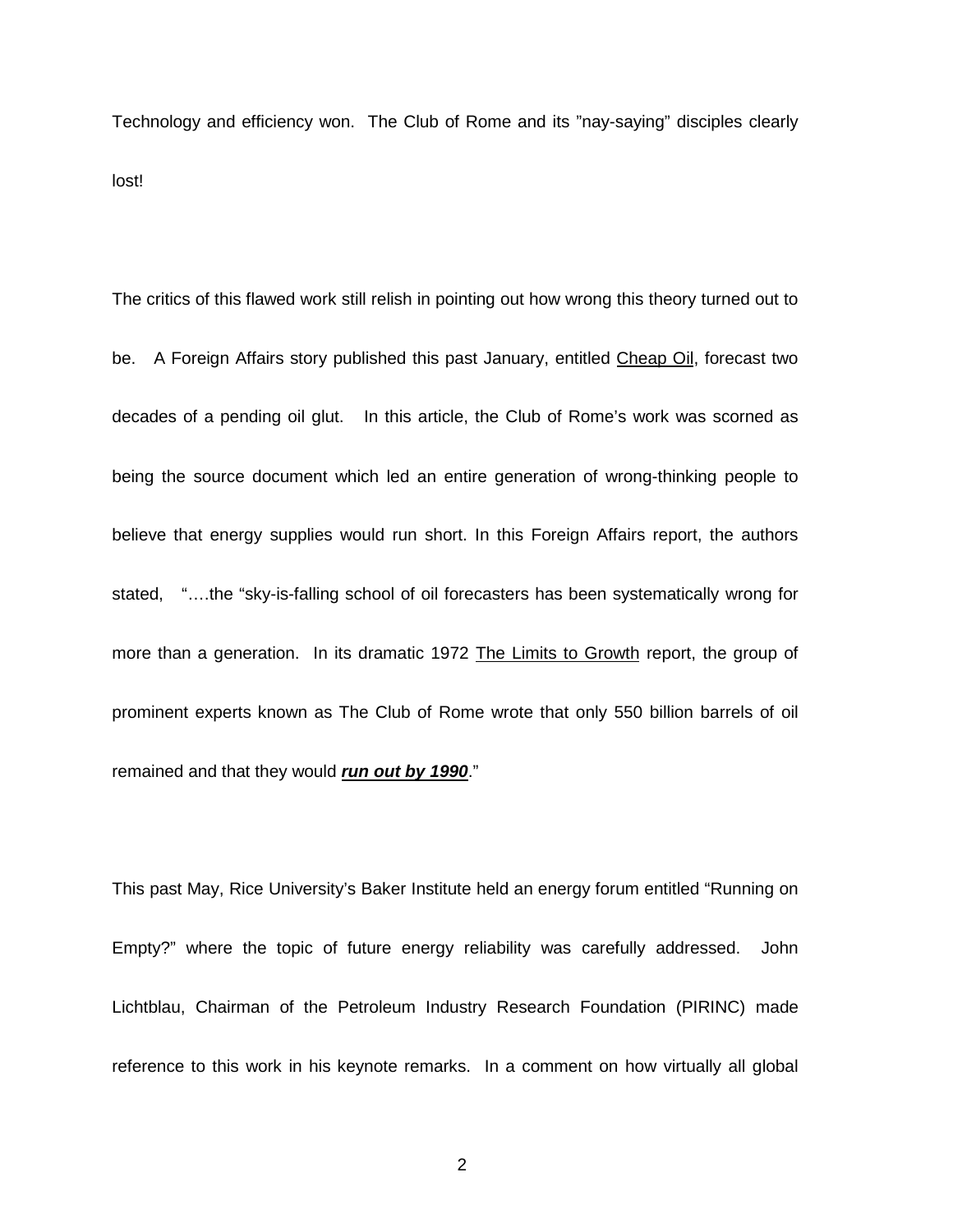Technology and efficiency won. The Club of Rome and its "nay-saying" disciples clearly lost!

The critics of this flawed work still relish in pointing out how wrong this theory turned out to be. A Foreign Affairs story published this past January, entitled <u>Cheap Oil</u>, forecast two decades of a pending oil glut. In this article, the Club of Rome's work was scorned as being the source document which led an entire generation of wrong-thinking people to believe that energy supplies would run short. In this Foreign Affairs report, the authors stated, "….the "sky-is-falling school of oil forecasters has been systematically wrong for more than a generation. In its dramatic 1972 <u>The Limits to Growth</u> report, the group of prominent experts known as The Club of Rome wrote that only 550 billion barrels of oil remained and that they would ***<u>run out by 1990</u>***."

This past May, Rice University's Baker Institute held an energy forum entitled "Running on Empty?" where the topic of future energy reliability was carefully addressed. John Lichtblau, Chairman of the Petroleum Industry Research Foundation (PIRINC) made reference to this work in his keynote remarks. In a comment on how virtually all global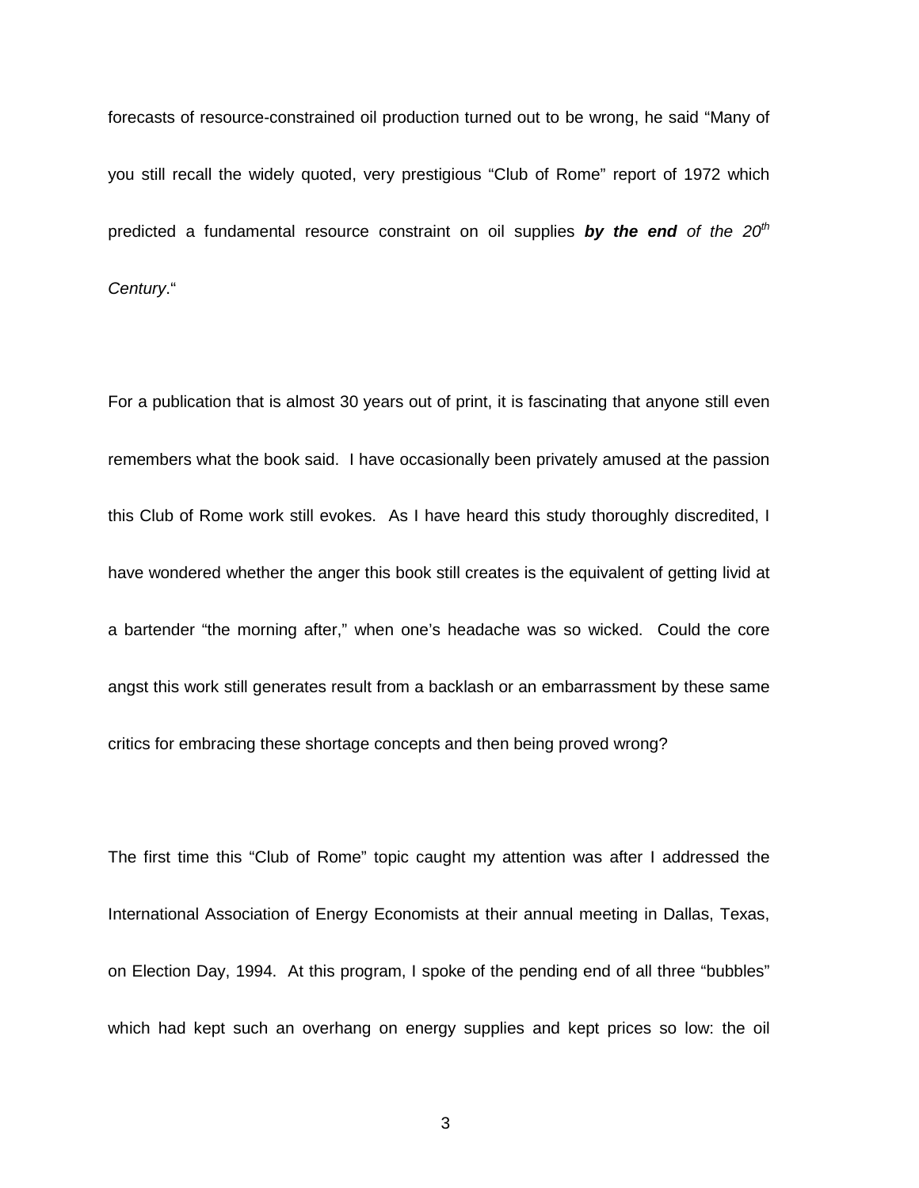forecasts of resource-constrained oil production turned out to be wrong, he said "Many of you still recall the widely quoted, very prestigious "Club of Rome" report of 1972 which predicted a fundamental resource constraint on oil supplies ***by the end*** *of the 20th Century*."

For a publication that is almost 30 years out of print, it is fascinating that anyone still even remembers what the book said. I have occasionally been privately amused at the passion this Club of Rome work still evokes. As I have heard this study thoroughly discredited, I have wondered whether the anger this book still creates is the equivalent of getting livid at a bartender "the morning after," when one's headache was so wicked. Could the core angst this work still generates result from a backlash or an embarrassment by these same critics for embracing these shortage concepts and then being proved wrong?

The first time this "Club of Rome" topic caught my attention was after I addressed the International Association of Energy Economists at their annual meeting in Dallas, Texas, on Election Day, 1994. At this program, I spoke of the pending end of all three "bubbles" which had kept such an overhang on energy supplies and kept prices so low: the oil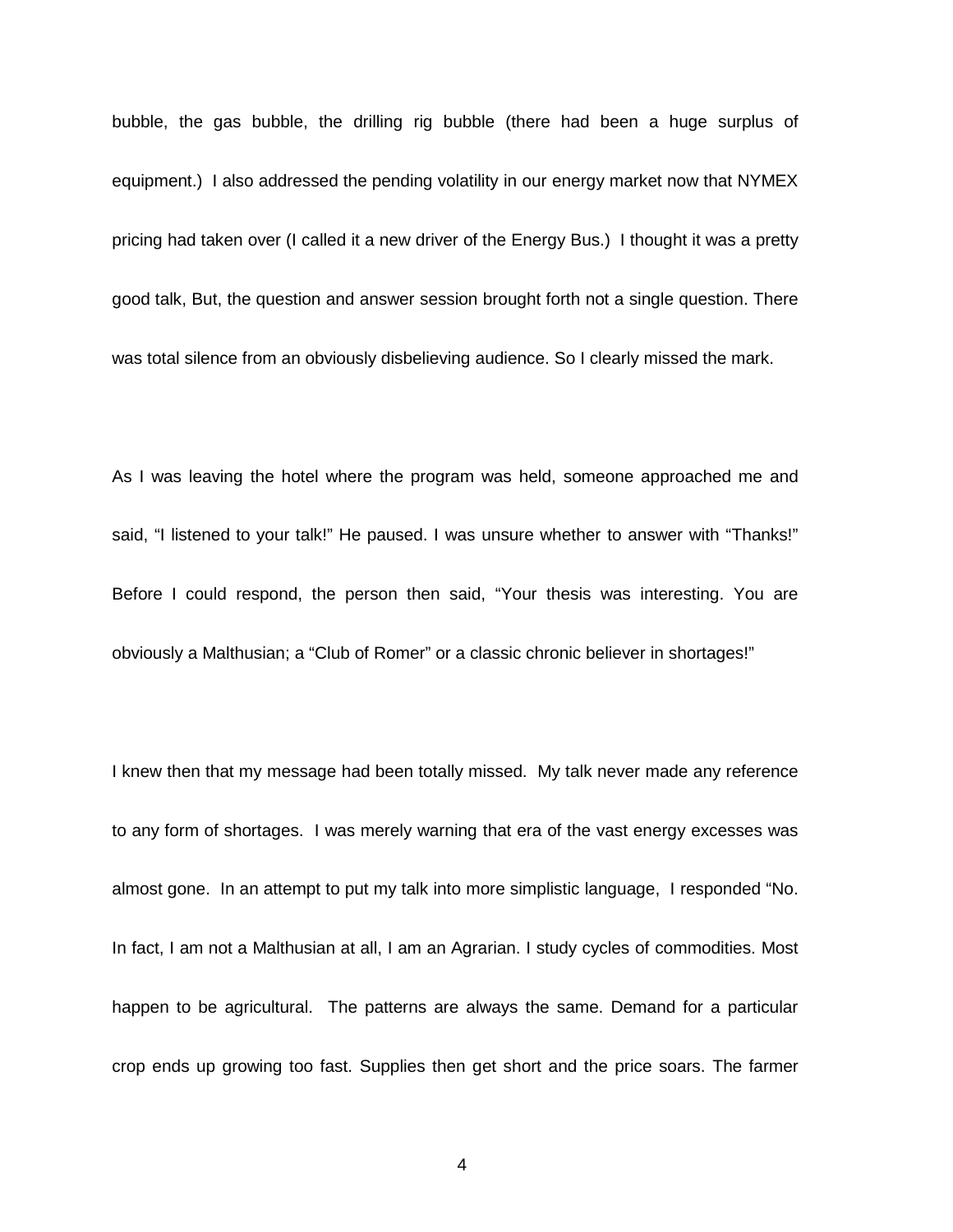bubble, the gas bubble, the drilling rig bubble (there had been a huge surplus of equipment.) I also addressed the pending volatility in our energy market now that NYMEX pricing had taken over (I called it a new driver of the Energy Bus.) I thought it was a pretty good talk, But, the question and answer session brought forth not a single question. There was total silence from an obviously disbelieving audience. So I clearly missed the mark.

As I was leaving the hotel where the program was held, someone approached me and said, "I listened to your talk!" He paused. I was unsure whether to answer with "Thanks!" Before I could respond, the person then said, "Your thesis was interesting. You are obviously a Malthusian; a "Club of Romer" or a classic chronic believer in shortages!"

I knew then that my message had been totally missed. My talk never made any reference to any form of shortages. I was merely warning that era of the vast energy excesses was almost gone. In an attempt to put my talk into more simplistic language, I responded "No. In fact, I am not a Malthusian at all, I am an Agrarian. I study cycles of commodities. Most happen to be agricultural. The patterns are always the same. Demand for a particular crop ends up growing too fast. Supplies then get short and the price soars. The farmer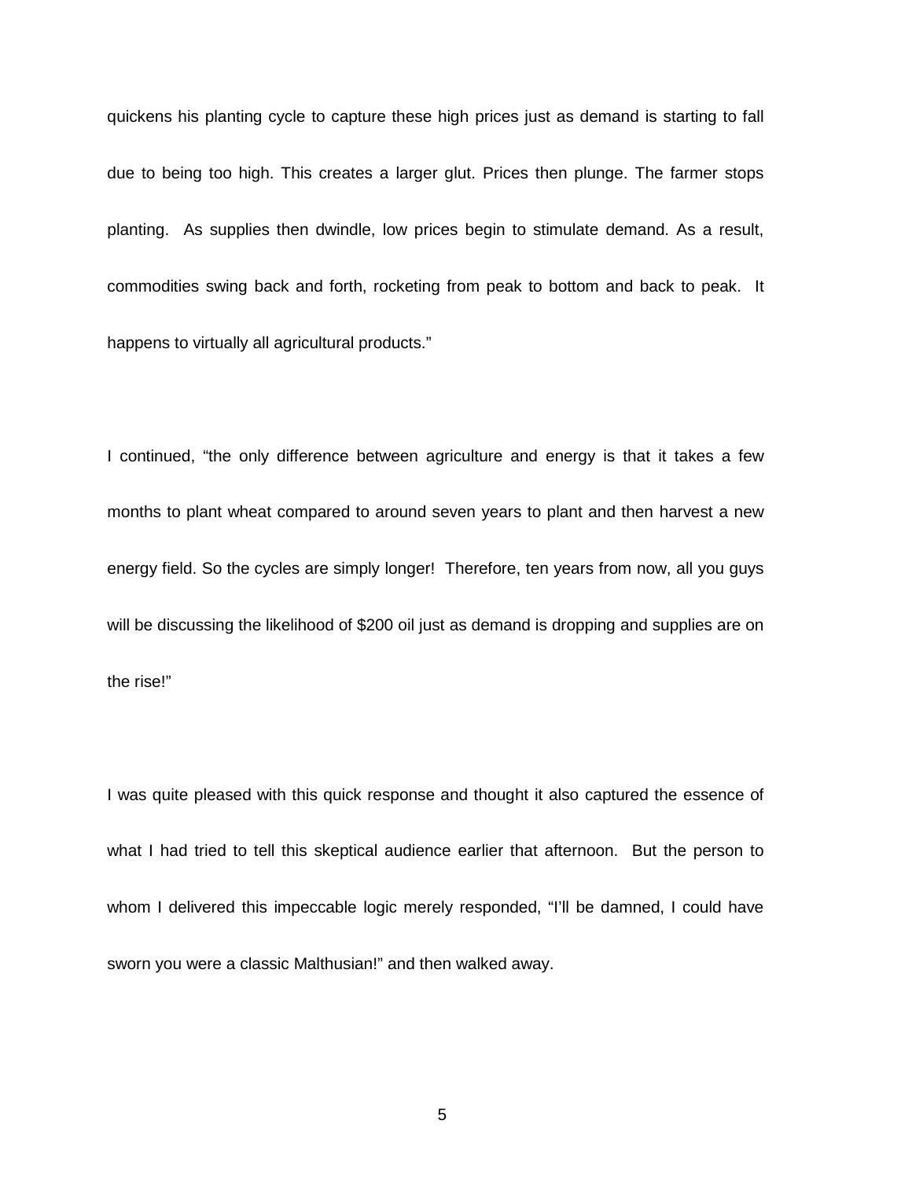quickens his planting cycle to capture these high prices just as demand is starting to fall due to being too high. This creates a larger glut. Prices then plunge. The farmer stops planting. As supplies then dwindle, low prices begin to stimulate demand. As a result, commodities swing back and forth, rocketing from peak to bottom and back to peak. It happens to virtually all agricultural products."

I continued, "the only difference between agriculture and energy is that it takes a few months to plant wheat compared to around seven years to plant and then harvest a new energy field. So the cycles are simply longer! Therefore, ten years from now, all you guys will be discussing the likelihood of $200 oil just as demand is dropping and supplies are on the rise!"

I was quite pleased with this quick response and thought it also captured the essence of what I had tried to tell this skeptical audience earlier that afternoon. But the person to whom I delivered this impeccable logic merely responded, "I'll be damned, I could have sworn you were a classic Malthusian!" and then walked away.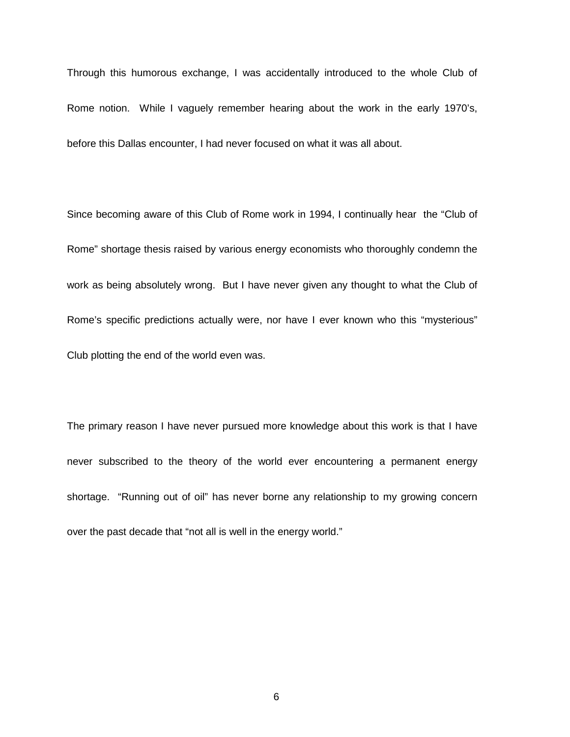Through this humorous exchange, I was accidentally introduced to the whole Club of Rome notion. While I vaguely remember hearing about the work in the early 1970's, before this Dallas encounter, I had never focused on what it was all about.

Since becoming aware of this Club of Rome work in 1994, I continually hear the "Club of Rome" shortage thesis raised by various energy economists who thoroughly condemn the work as being absolutely wrong. But I have never given any thought to what the Club of Rome's specific predictions actually were, nor have I ever known who this "mysterious" Club plotting the end of the world even was.

The primary reason I have never pursued more knowledge about this work is that I have never subscribed to the theory of the world ever encountering a permanent energy shortage. "Running out of oil" has never borne any relationship to my growing concern over the past decade that "not all is well in the energy world."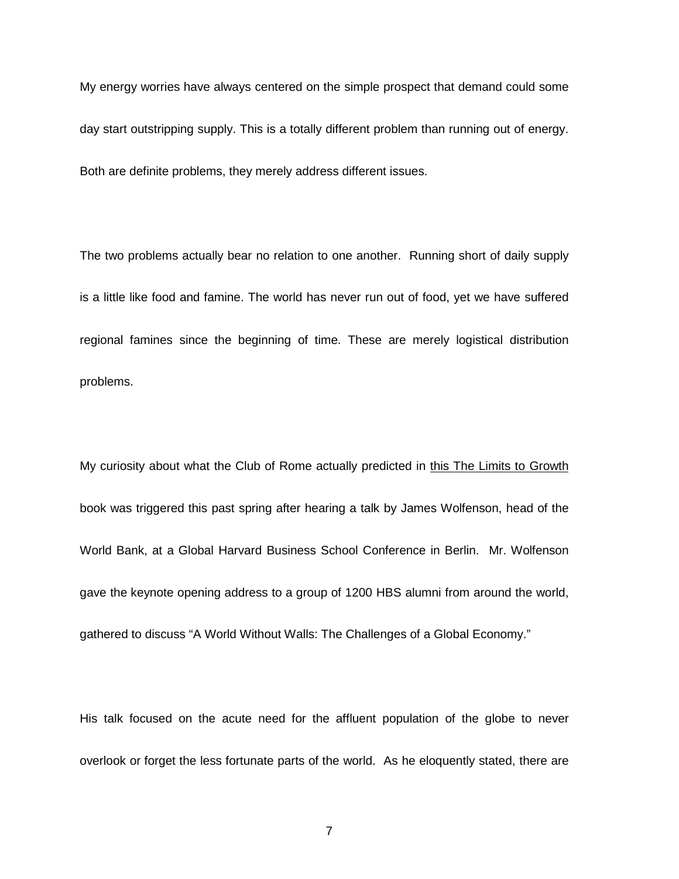My energy worries have always centered on the simple prospect that demand could some day start outstripping supply. This is a totally different problem than running out of energy. Both are definite problems, they merely address different issues.

The two problems actually bear no relation to one another. Running short of daily supply is a little like food and famine. The world has never run out of food, yet we have suffered regional famines since the beginning of time. These are merely logistical distribution problems.

My curiosity about what the Club of Rome actually predicted in <u>this The Limits to Growth</u> book was triggered this past spring after hearing a talk by James Wolfenson, head of the World Bank, at a Global Harvard Business School Conference in Berlin. Mr. Wolfenson gave the keynote opening address to a group of 1200 HBS alumni from around the world, gathered to discuss "A World Without Walls: The Challenges of a Global Economy."

His talk focused on the acute need for the affluent population of the globe to never overlook or forget the less fortunate parts of the world. As he eloquently stated, there are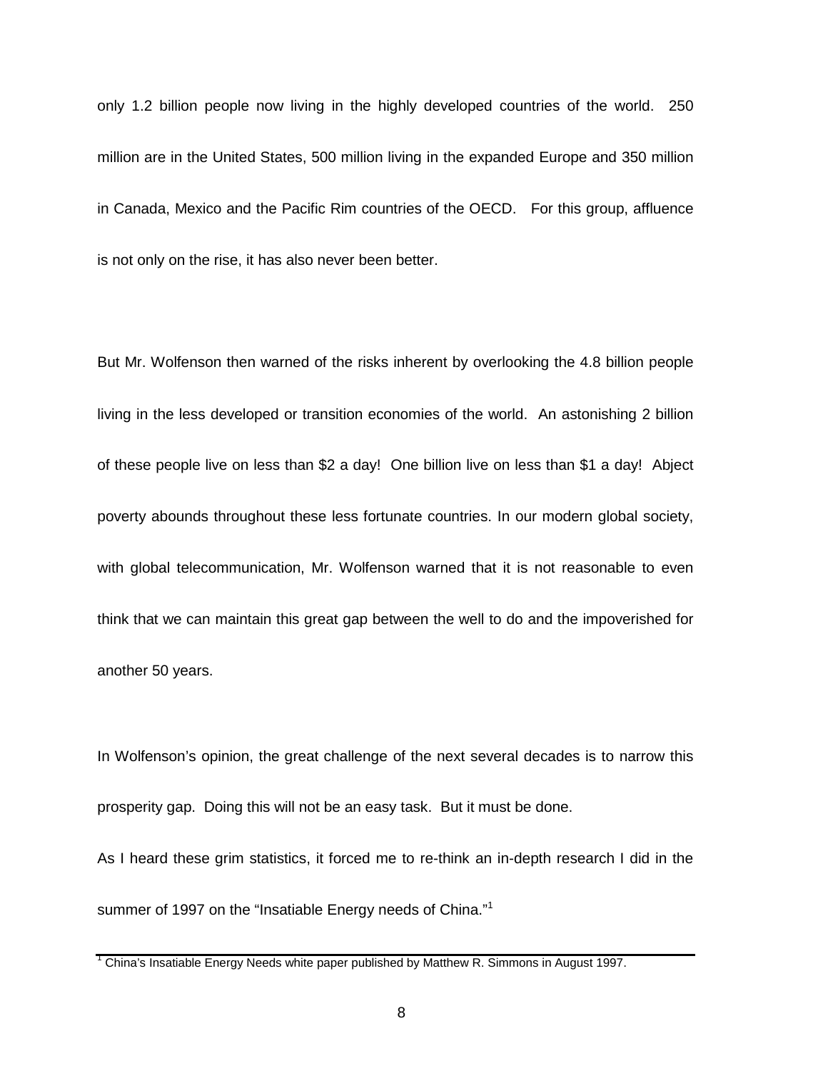only 1.2 billion people now living in the highly developed countries of the world. 250 million are in the United States, 500 million living in the expanded Europe and 350 million in Canada, Mexico and the Pacific Rim countries of the OECD. For this group, affluence is not only on the rise, it has also never been better.

But Mr. Wolfenson then warned of the risks inherent by overlooking the 4.8 billion people living in the less developed or transition economies of the world. An astonishing 2 billion of these people live on less than $2 a day! One billion live on less than $1 a day! Abject poverty abounds throughout these less fortunate countries. In our modern global society, with global telecommunication, Mr. Wolfenson warned that it is not reasonable to even think that we can maintain this great gap between the well to do and the impoverished for another 50 years.

In Wolfenson's opinion, the great challenge of the next several decades is to narrow this prosperity gap. Doing this will not be an easy task. But it must be done.

As I heard these grim statistics, it forced me to re-think an in-depth research I did in the summer of 1997 on the "Insatiable Energy needs of China."[1]

---

[1] China's Insatiable Energy Needs white paper published by Matthew R. Simmons in August 1997.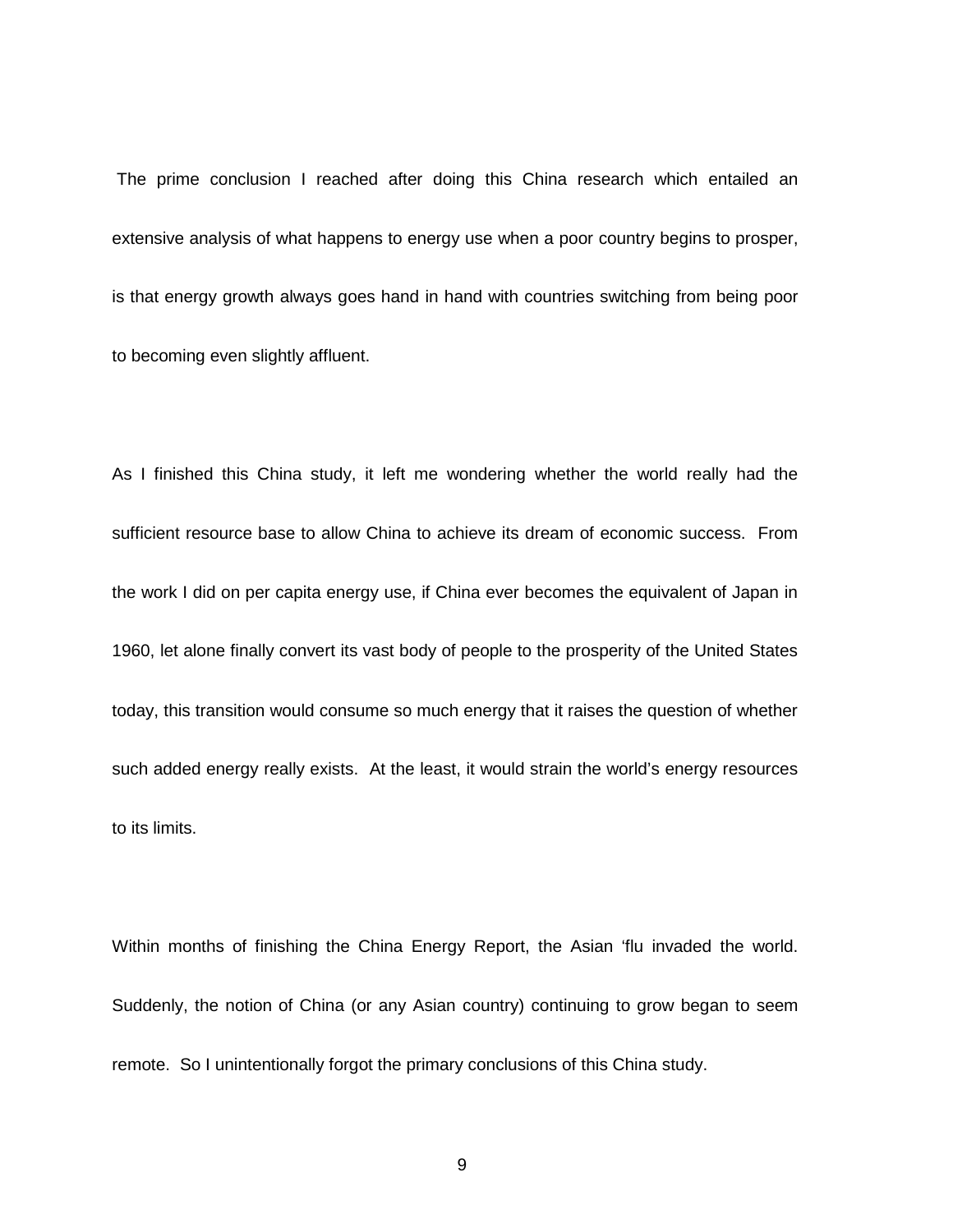The prime conclusion I reached after doing this China research which entailed an extensive analysis of what happens to energy use when a poor country begins to prosper, is that energy growth always goes hand in hand with countries switching from being poor to becoming even slightly affluent.

As I finished this China study, it left me wondering whether the world really had the sufficient resource base to allow China to achieve its dream of economic success. From the work I did on per capita energy use, if China ever becomes the equivalent of Japan in 1960, let alone finally convert its vast body of people to the prosperity of the United States today, this transition would consume so much energy that it raises the question of whether such added energy really exists. At the least, it would strain the world's energy resources to its limits.

Within months of finishing the China Energy Report, the Asian 'flu invaded the world. Suddenly, the notion of China (or any Asian country) continuing to grow began to seem remote. So I unintentionally forgot the primary conclusions of this China study.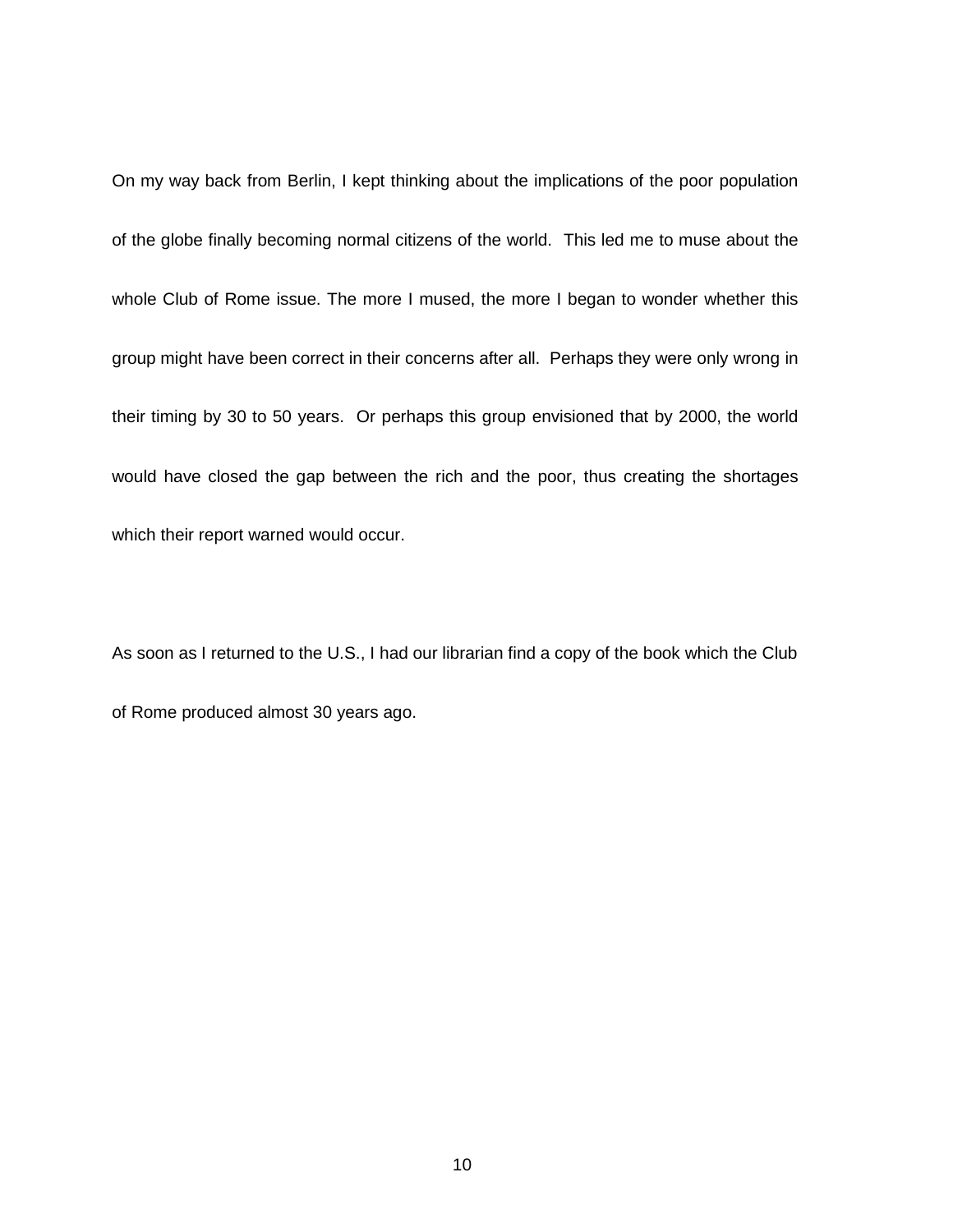On my way back from Berlin, I kept thinking about the implications of the poor population of the globe finally becoming normal citizens of the world. This led me to muse about the whole Club of Rome issue. The more I mused, the more I began to wonder whether this group might have been correct in their concerns after all. Perhaps they were only wrong in their timing by 30 to 50 years. Or perhaps this group envisioned that by 2000, the world would have closed the gap between the rich and the poor, thus creating the shortages which their report warned would occur.

As soon as I returned to the U.S., I had our librarian find a copy of the book which the Club of Rome produced almost 30 years ago.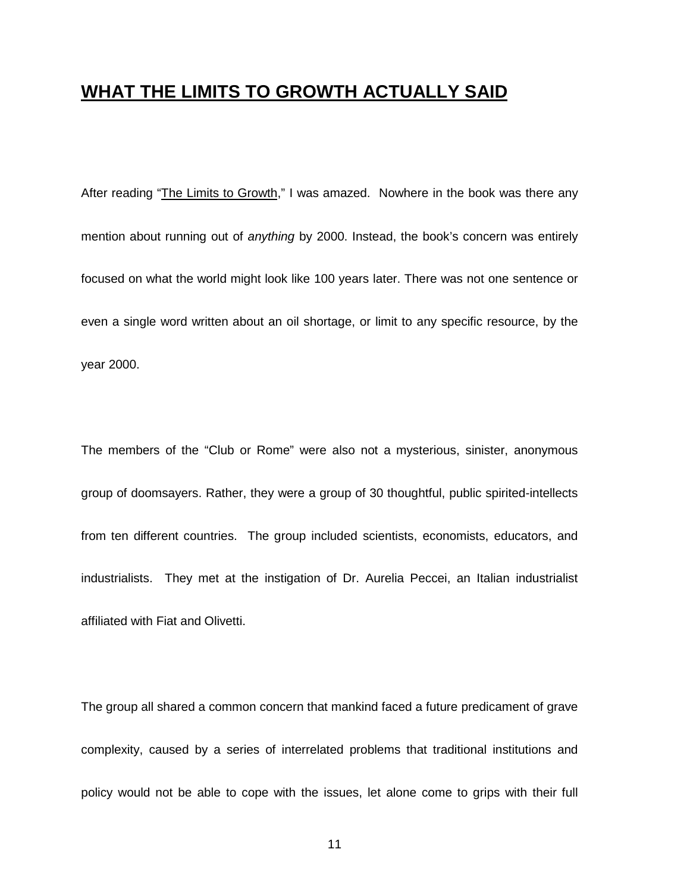## WHAT THE LIMITS TO GROWTH ACTUALLY SAID

After reading "The Limits to Growth," I was amazed. Nowhere in the book was there any mention about running out of *anything* by 2000. Instead, the book's concern was entirely focused on what the world might look like 100 years later. There was not one sentence or even a single word written about an oil shortage, or limit to any specific resource, by the year 2000.

The members of the "Club or Rome" were also not a mysterious, sinister, anonymous group of doomsayers. Rather, they were a group of 30 thoughtful, public spirited-intellects from ten different countries. The group included scientists, economists, educators, and industrialists. They met at the instigation of Dr. Aurelia Peccei, an Italian industrialist affiliated with Fiat and Olivetti.

The group all shared a common concern that mankind faced a future predicament of grave complexity, caused by a series of interrelated problems that traditional institutions and policy would not be able to cope with the issues, let alone come to grips with their full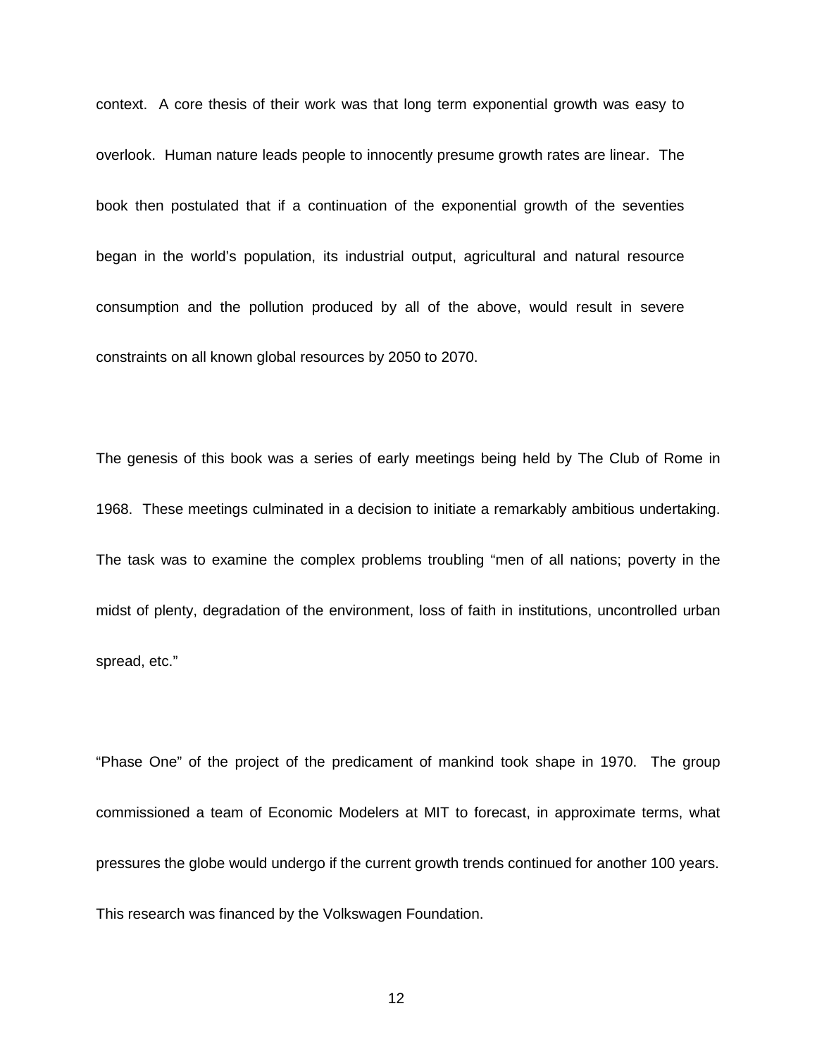context. A core thesis of their work was that long term exponential growth was easy to overlook. Human nature leads people to innocently presume growth rates are linear. The book then postulated that if a continuation of the exponential growth of the seventies began in the world's population, its industrial output, agricultural and natural resource consumption and the pollution produced by all of the above, would result in severe constraints on all known global resources by 2050 to 2070.

The genesis of this book was a series of early meetings being held by The Club of Rome in 1968. These meetings culminated in a decision to initiate a remarkably ambitious undertaking. The task was to examine the complex problems troubling "men of all nations; poverty in the midst of plenty, degradation of the environment, loss of faith in institutions, uncontrolled urban spread, etc."

"Phase One" of the project of the predicament of mankind took shape in 1970. The group commissioned a team of Economic Modelers at MIT to forecast, in approximate terms, what pressures the globe would undergo if the current growth trends continued for another 100 years. This research was financed by the Volkswagen Foundation.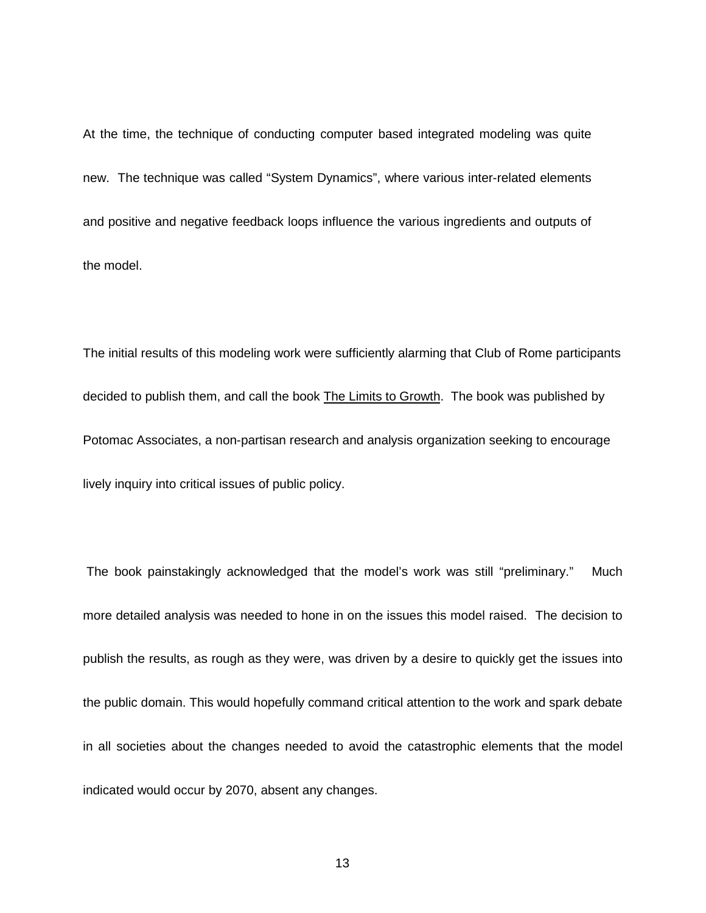At the time, the technique of conducting computer based integrated modeling was quite new. The technique was called "System Dynamics", where various inter-related elements and positive and negative feedback loops influence the various ingredients and outputs of the model.

The initial results of this modeling work were sufficiently alarming that Club of Rome participants decided to publish them, and call the book <u>The Limits to Growth</u>. The book was published by Potomac Associates, a non-partisan research and analysis organization seeking to encourage lively inquiry into critical issues of public policy.

The book painstakingly acknowledged that the model's work was still "preliminary." Much more detailed analysis was needed to hone in on the issues this model raised. The decision to publish the results, as rough as they were, was driven by a desire to quickly get the issues into the public domain. This would hopefully command critical attention to the work and spark debate in all societies about the changes needed to avoid the catastrophic elements that the model indicated would occur by 2070, absent any changes.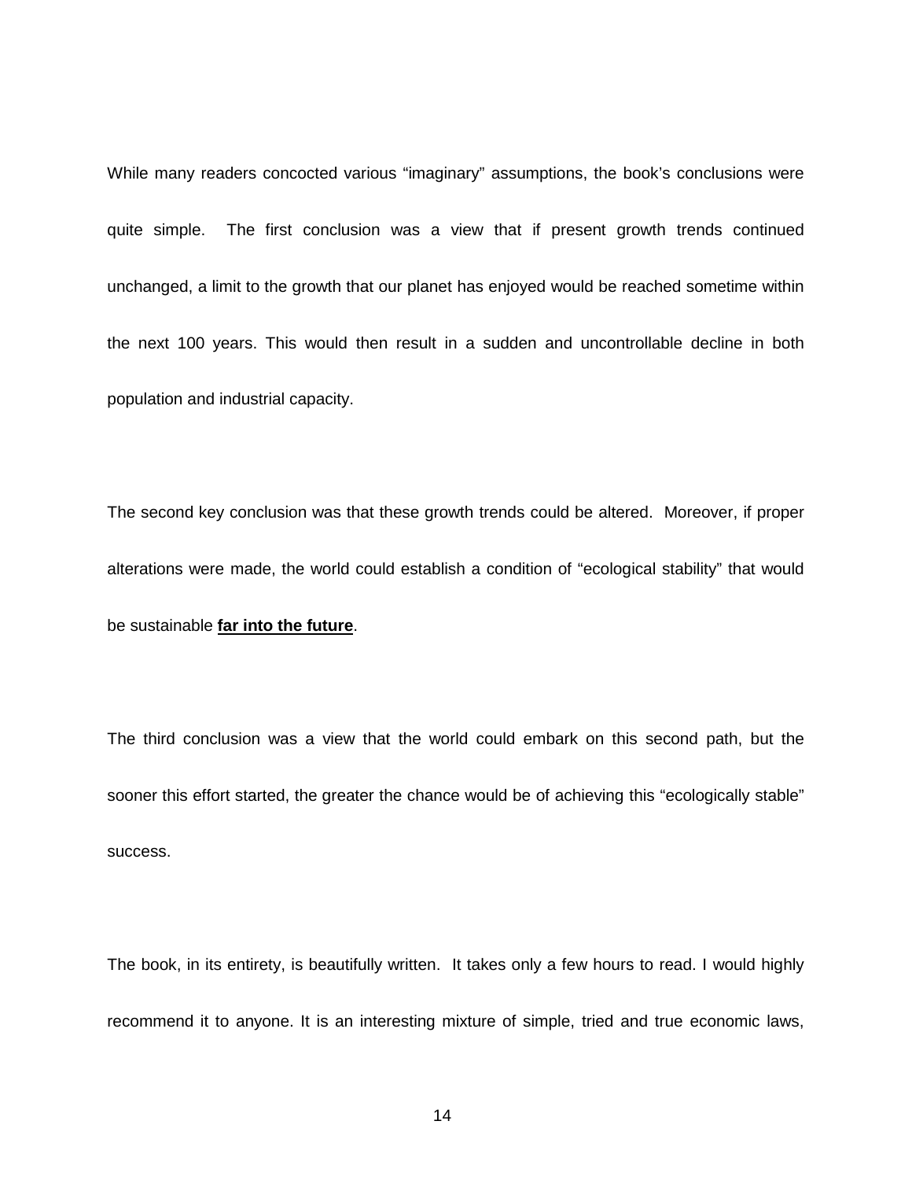While many readers concocted various “imaginary” assumptions, the book’s conclusions were quite simple. The first conclusion was a view that if present growth trends continued unchanged, a limit to the growth that our planet has enjoyed would be reached sometime within the next 100 years. This would then result in a sudden and uncontrollable decline in both population and industrial capacity.

The second key conclusion was that these growth trends could be altered. Moreover, if proper alterations were made, the world could establish a condition of “ecological stability” that would be sustainable <u>**far into the future**</u>.

The third conclusion was a view that the world could embark on this second path, but the sooner this effort started, the greater the chance would be of achieving this “ecologically stable” success.

The book, in its entirety, is beautifully written. It takes only a few hours to read. I would highly recommend it to anyone. It is an interesting mixture of simple, tried and true economic laws,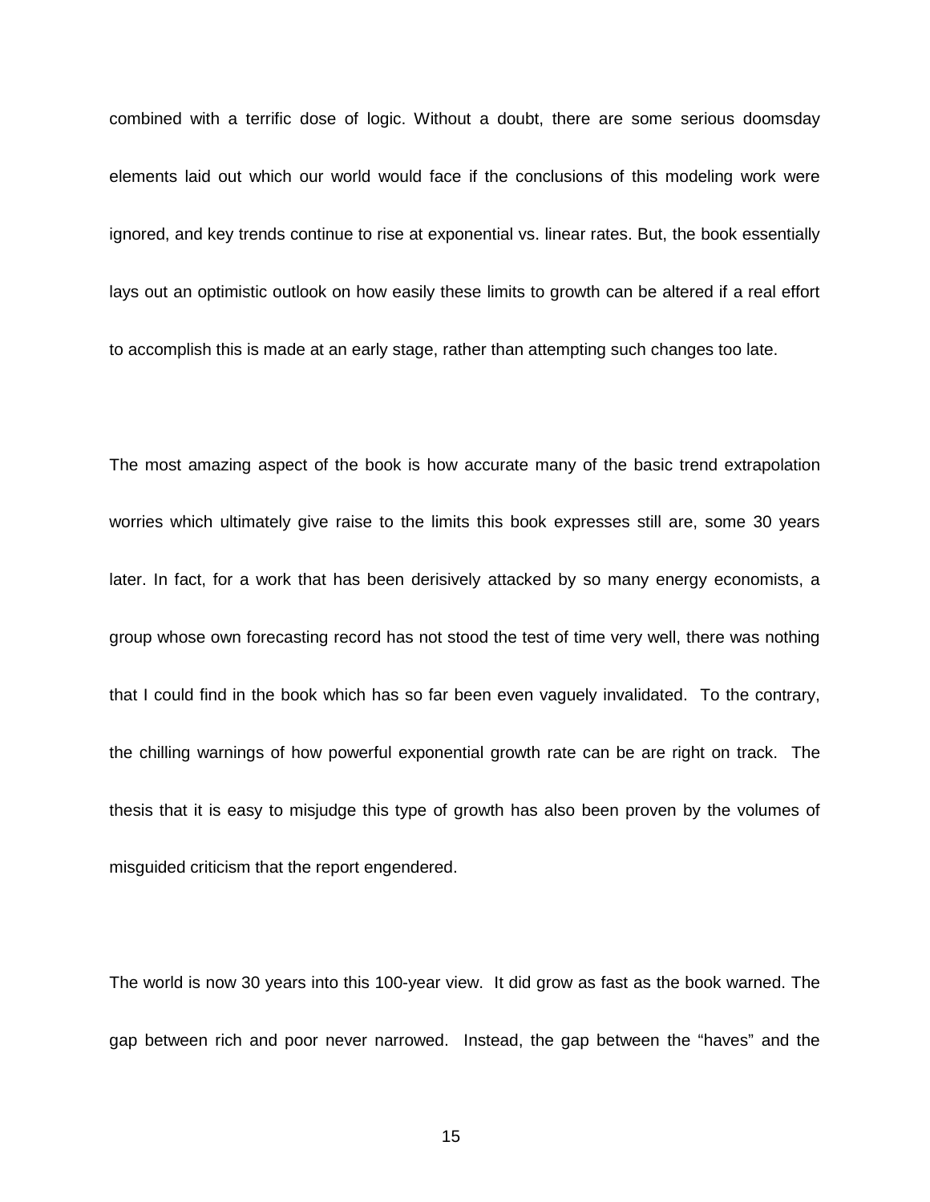combined with a terrific dose of logic. Without a doubt, there are some serious doomsday elements laid out which our world would face if the conclusions of this modeling work were ignored, and key trends continue to rise at exponential vs. linear rates. But, the book essentially lays out an optimistic outlook on how easily these limits to growth can be altered if a real effort to accomplish this is made at an early stage, rather than attempting such changes too late.

The most amazing aspect of the book is how accurate many of the basic trend extrapolation worries which ultimately give raise to the limits this book expresses still are, some 30 years later. In fact, for a work that has been derisively attacked by so many energy economists, a group whose own forecasting record has not stood the test of time very well, there was nothing that I could find in the book which has so far been even vaguely invalidated. To the contrary, the chilling warnings of how powerful exponential growth rate can be are right on track. The thesis that it is easy to misjudge this type of growth has also been proven by the volumes of misguided criticism that the report engendered.

The world is now 30 years into this 100-year view. It did grow as fast as the book warned. The gap between rich and poor never narrowed. Instead, the gap between the "haves" and the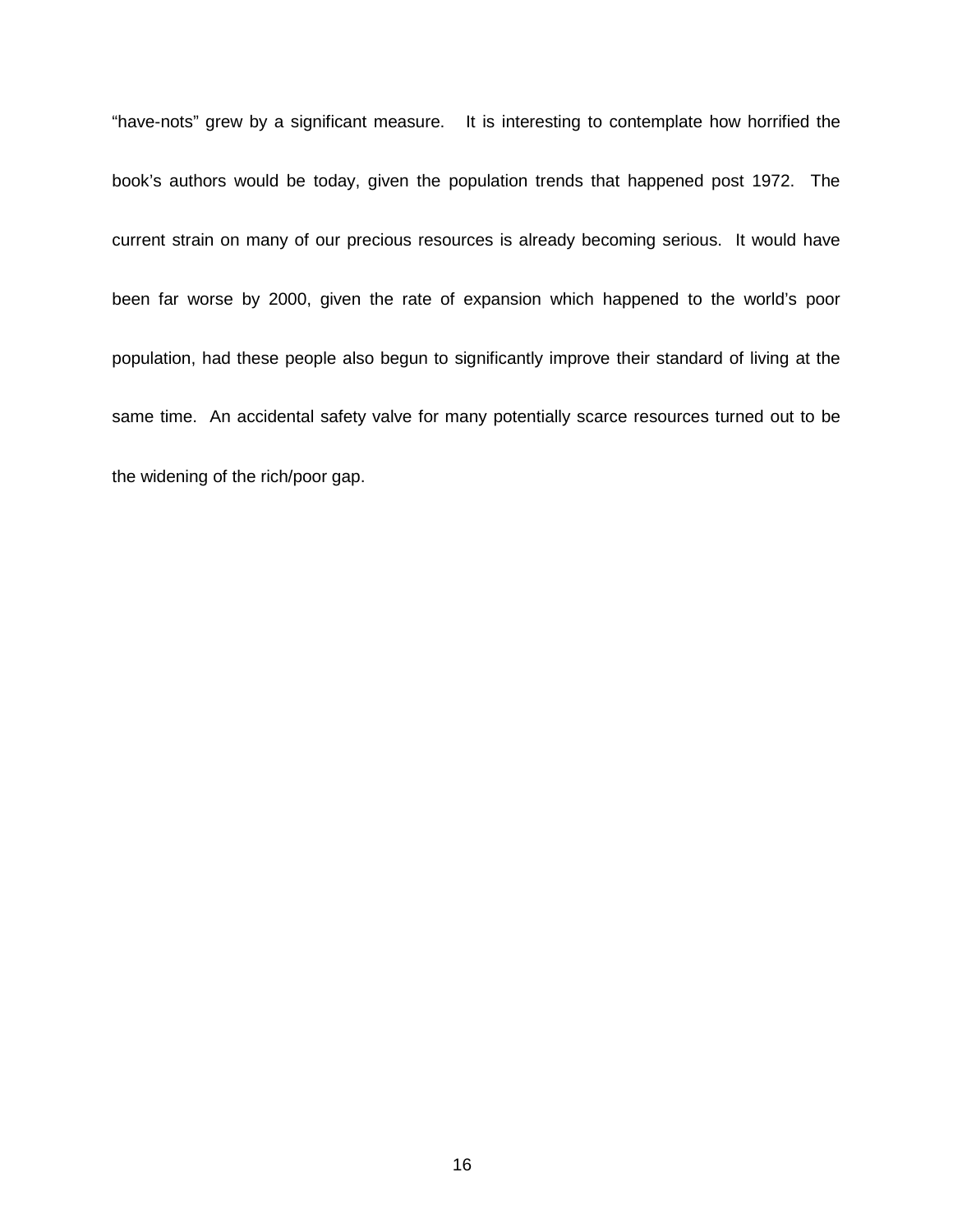"have-nots" grew by a significant measure. It is interesting to contemplate how horrified the book's authors would be today, given the population trends that happened post 1972. The current strain on many of our precious resources is already becoming serious. It would have been far worse by 2000, given the rate of expansion which happened to the world's poor population, had these people also begun to significantly improve their standard of living at the same time. An accidental safety valve for many potentially scarce resources turned out to be the widening of the rich/poor gap.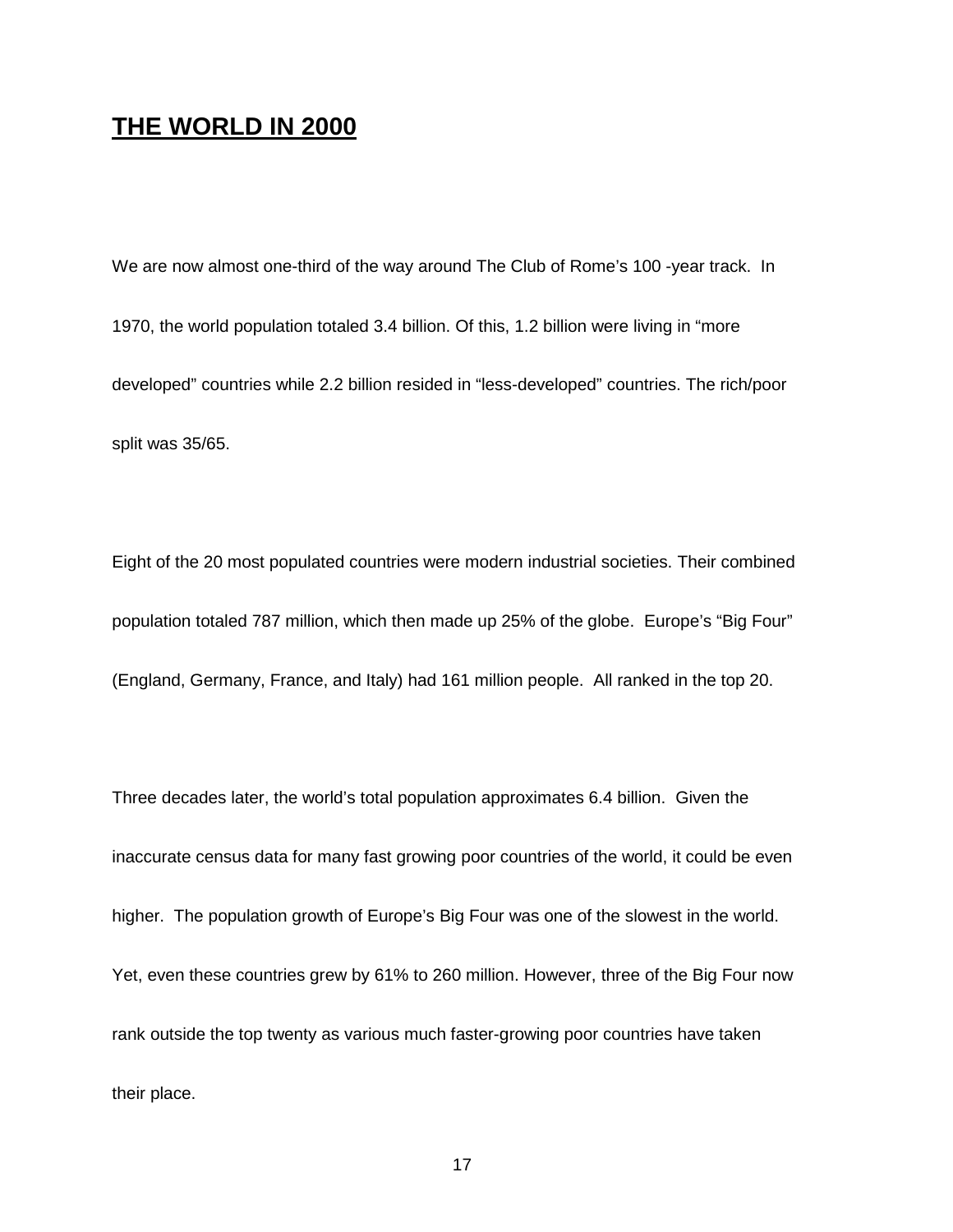## THE WORLD IN 2000

We are now almost one-third of the way around The Club of Rome's 100 -year track. In 1970, the world population totaled 3.4 billion. Of this, 1.2 billion were living in "more developed" countries while 2.2 billion resided in "less-developed" countries. The rich/poor split was 35/65.

Eight of the 20 most populated countries were modern industrial societies. Their combined population totaled 787 million, which then made up 25% of the globe. Europe's "Big Four" (England, Germany, France, and Italy) had 161 million people. All ranked in the top 20.

Three decades later, the world's total population approximates 6.4 billion. Given the inaccurate census data for many fast growing poor countries of the world, it could be even higher. The population growth of Europe's Big Four was one of the slowest in the world. Yet, even these countries grew by 61% to 260 million. However, three of the Big Four now rank outside the top twenty as various much faster-growing poor countries have taken their place.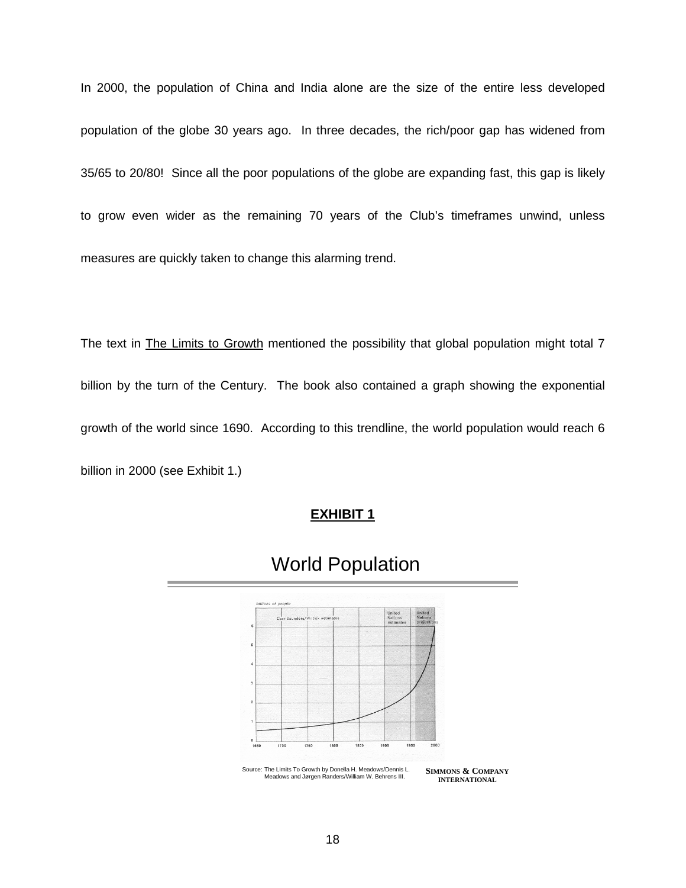In 2000, the population of China and India alone are the size of the entire less developed population of the globe 30 years ago. In three decades, the rich/poor gap has widened from 35/65 to 20/80! Since all the poor populations of the globe are expanding fast, this gap is likely to grow even wider as the remaining 70 years of the Club's timeframes unwind, unless measures are quickly taken to change this alarming trend.

The text in The Limits to Growth mentioned the possibility that global population might total 7 billion by the turn of the Century. The book also contained a graph showing the exponential growth of the world since 1690. According to this trendline, the world population would reach 6 billion in 2000 (see Exhibit 1.)

**EXHIBIT 1**

## World Population

Source: The Limits To Growth by Donella H. Meadows/Dennis L. Meadows and Jørgen Randers/William W. Behrens III.

**SIMMONS & COMPANY INTERNATIONAL**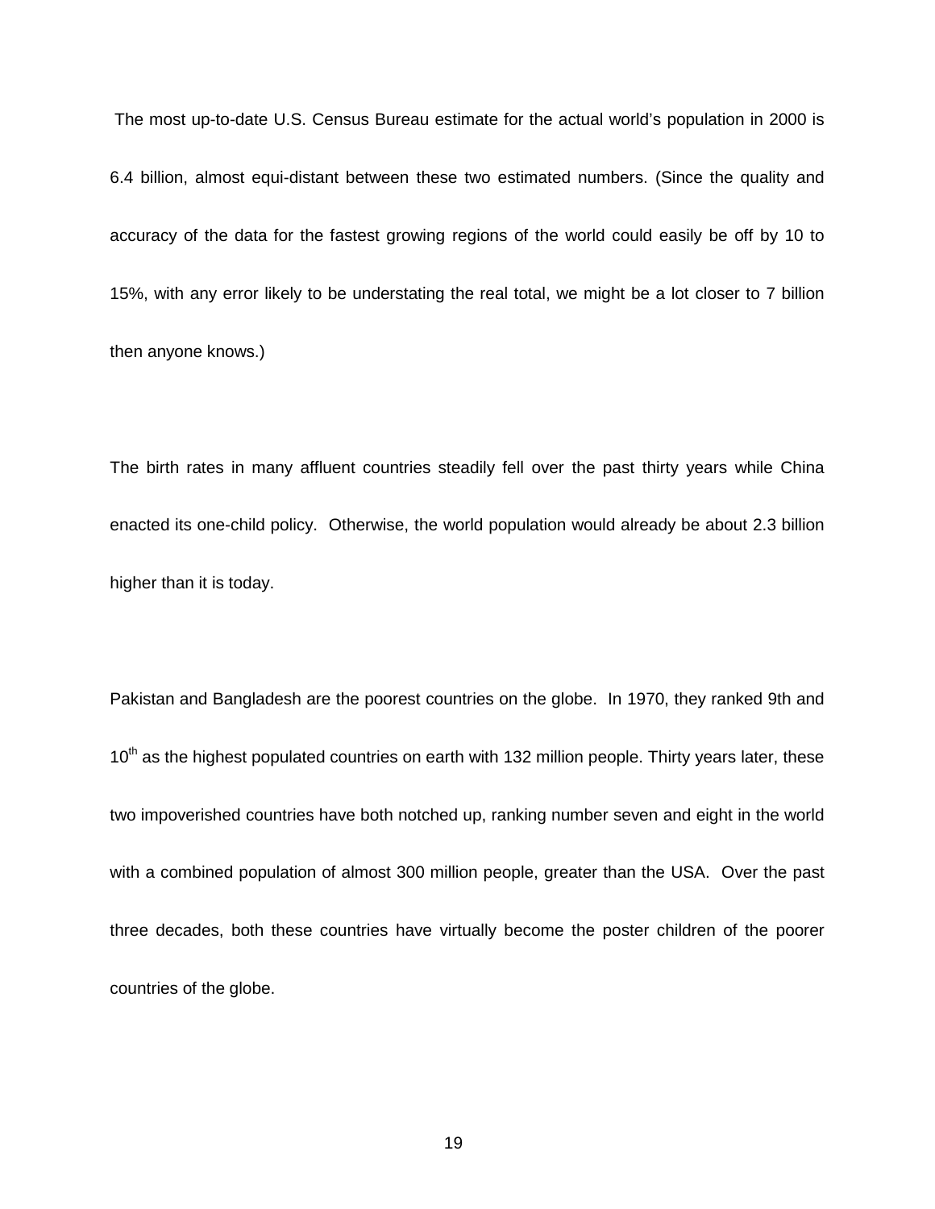The most up-to-date U.S. Census Bureau estimate for the actual world's population in 2000 is 6.4 billion, almost equi-distant between these two estimated numbers. (Since the quality and accuracy of the data for the fastest growing regions of the world could easily be off by 10 to 15%, with any error likely to be understating the real total, we might be a lot closer to 7 billion then anyone knows.)

The birth rates in many affluent countries steadily fell over the past thirty years while China enacted its one-child policy. Otherwise, the world population would already be about 2.3 billion higher than it is today.

Pakistan and Bangladesh are the poorest countries on the globe. In 1970, they ranked 9th and 10th as the highest populated countries on earth with 132 million people. Thirty years later, these two impoverished countries have both notched up, ranking number seven and eight in the world with a combined population of almost 300 million people, greater than the USA. Over the past three decades, both these countries have virtually become the poster children of the poorer countries of the globe.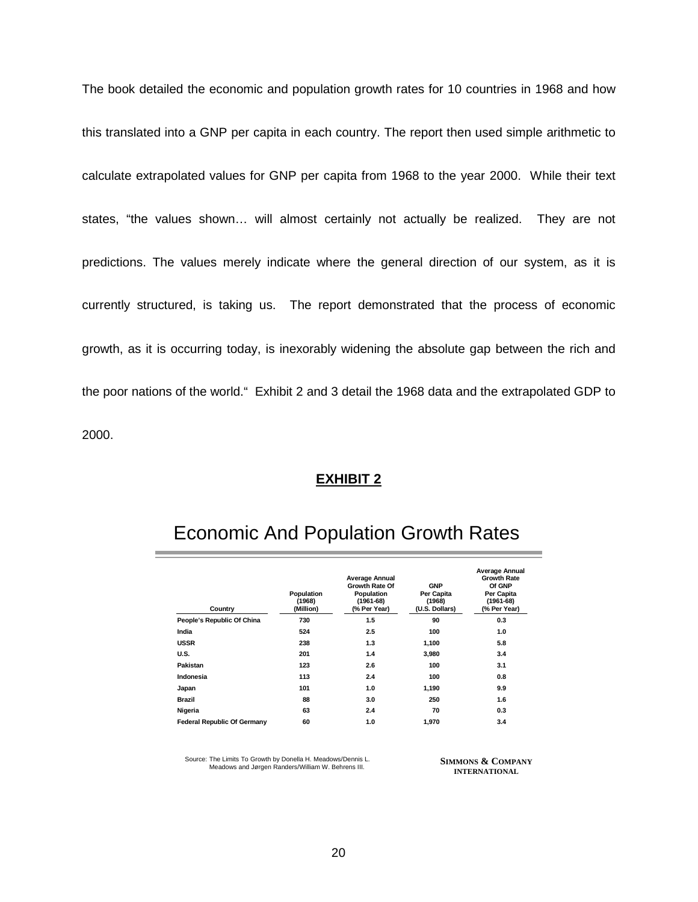The book detailed the economic and population growth rates for 10 countries in 1968 and how this translated into a GNP per capita in each country. The report then used simple arithmetic to calculate extrapolated values for GNP per capita from 1968 to the year 2000. While their text states, "the values shown… will almost certainly not actually be realized. They are not predictions. The values merely indicate where the general direction of our system, as it is currently structured, is taking us. The report demonstrated that the process of economic growth, as it is occurring today, is inexorably widening the absolute gap between the rich and the poor nations of the world." Exhibit 2 and 3 detail the 1968 data and the extrapolated GDP to 2000.

**EXHIBIT 2**

## Economic And Population Growth Rates

| Country | Population (1968) (Million) | Average Annual Growth Rate Of Population (1961-68) (% Per Year) | GNP Per Capita (1968) (U.S. Dollars) | Average Annual Growth Rate Of GNP Per Capita (1961-68) (% Per Year) |
|---|---|---|---|---|
| People's Republic Of China | 730 | 1.5 | 90 | 0.3 |
| India | 524 | 2.5 | 100 | 1.0 |
| USSR | 238 | 1.3 | 1,100 | 5.8 |
| U.S. | 201 | 1.4 | 3,980 | 3.4 |
| Pakistan | 123 | 2.6 | 100 | 3.1 |
| Indonesia | 113 | 2.4 | 100 | 0.8 |
| Japan | 101 | 1.0 | 1,190 | 9.9 |
| Brazil | 88 | 3.0 | 250 | 1.6 |
| Nigeria | 63 | 2.4 | 70 | 0.3 |
| Federal Republic Of Germany | 60 | 1.0 | 1,970 | 3.4 |

Source: The Limits To Growth by Donella H. Meadows/Dennis L. Meadows and Jørgen Randers/William W. Behrens III.

SIMMONS & COMPANY INTERNATIONAL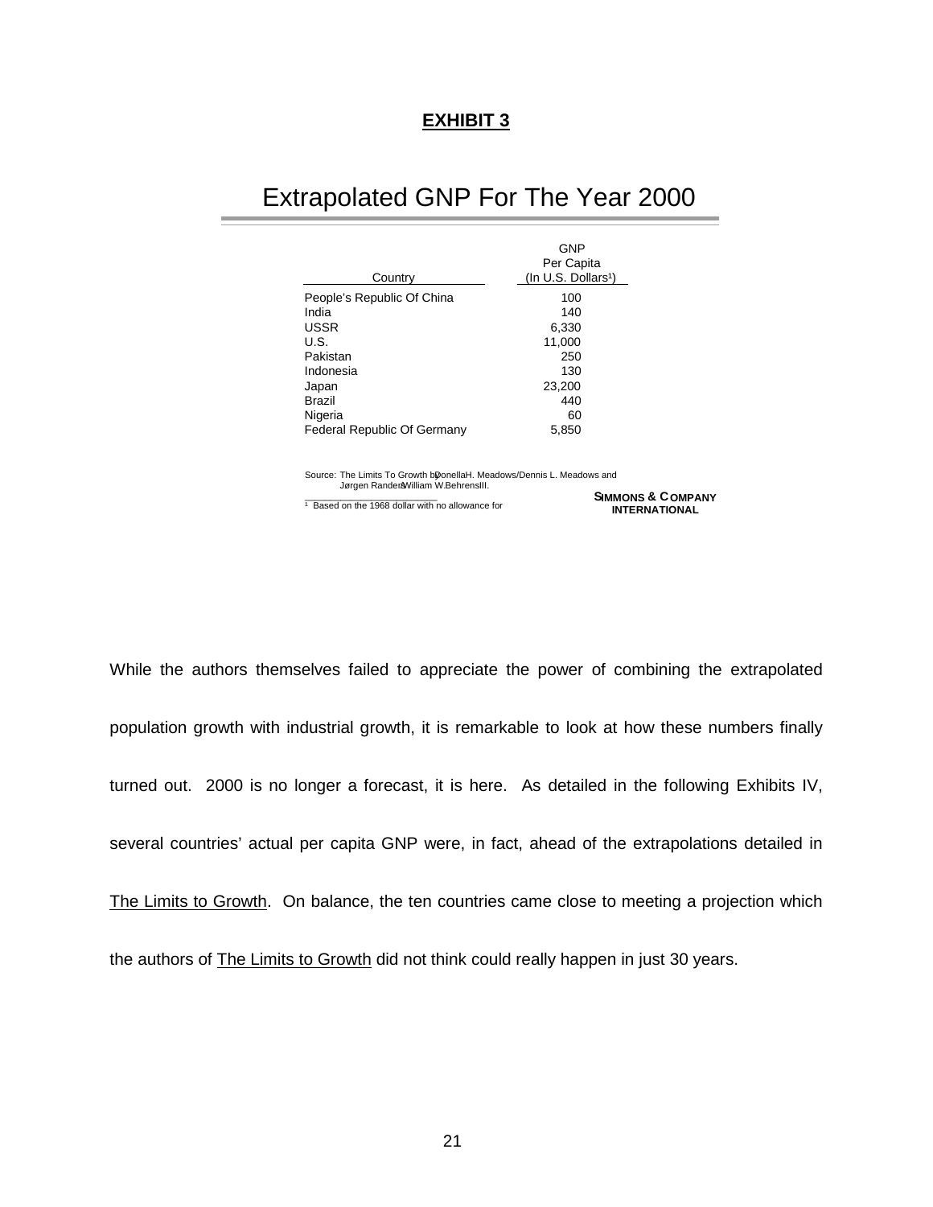**EXHIBIT 3**

# Extrapolated GNP For The Year 2000

| Country | GNP Per Capita (In U.S. Dollars[1]) |
|---|---|
| People's Republic Of China | 100 |
| India | 140 |
| USSR | 6,330 |
| U.S. | 11,000 |
| Pakistan | 250 |
| Indonesia | 130 |
| Japan | 23,200 |
| Brazil | 440 |
| Nigeria | 60 |
| Federal Republic Of Germany | 5,850 |

Source: The Limits To Growth by Donella H. Meadows/Dennis L. Meadows and Jørgen Randers/William W. Behrens III.

[1] Based on the 1968 dollar with no allowance for

**SIMMONS & COMPANY INTERNATIONAL**

While the authors themselves failed to appreciate the power of combining the extrapolated population growth with industrial growth, it is remarkable to look at how these numbers finally turned out. 2000 is no longer a forecast, it is here. As detailed in the following Exhibits IV, several countries' actual per capita GNP were, in fact, ahead of the extrapolations detailed in The Limits to Growth. On balance, the ten countries came close to meeting a projection which the authors of The Limits to Growth did not think could really happen in just 30 years.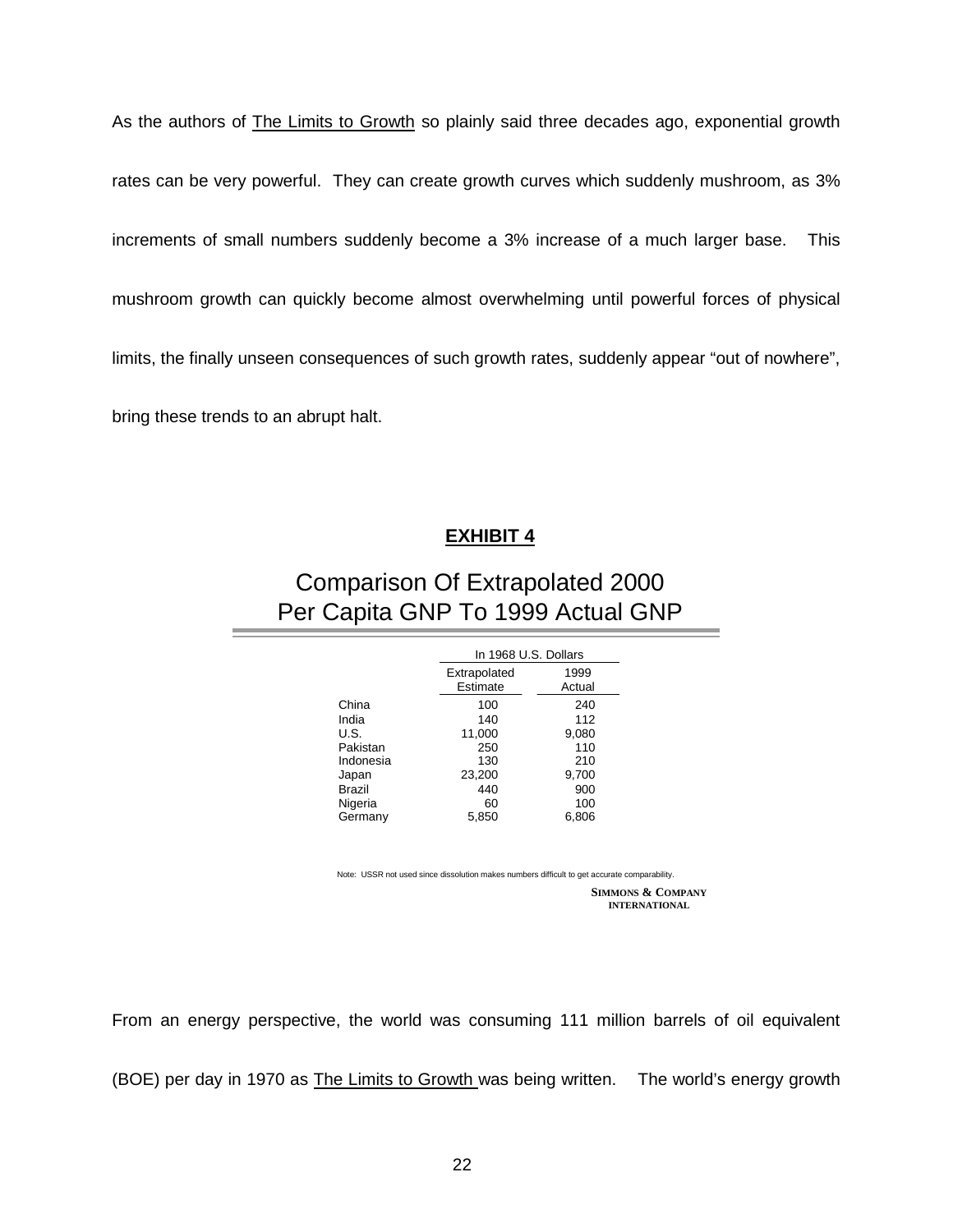As the authors of The Limits to Growth so plainly said three decades ago, exponential growth rates can be very powerful. They can create growth curves which suddenly mushroom, as 3% increments of small numbers suddenly become a 3% increase of a much larger base. This mushroom growth can quickly become almost overwhelming until powerful forces of physical limits, the finally unseen consequences of such growth rates, suddenly appear "out of nowhere", bring these trends to an abrupt halt.

**EXHIBIT 4**

## Comparison Of Extrapolated 2000 Per Capita GNP To 1999 Actual GNP

| | In 1968 U.S. Dollars | |
|---|---|---|
| | Extrapolated Estimate | 1999 Actual |
| China | 100 | 240 |
| India | 140 | 112 |
| U.S. | 11,000 | 9,080 |
| Pakistan | 250 | 110 |
| Indonesia | 130 | 210 |
| Japan | 23,200 | 9,700 |
| Brazil | 440 | 900 |
| Nigeria | 60 | 100 |
| Germany | 5,850 | 6,806 |

Note: USSR not used since dissolution makes numbers difficult to get accurate comparability.

SIMMONS & COMPANY INTERNATIONAL

From an energy perspective, the world was consuming 111 million barrels of oil equivalent (BOE) per day in 1970 as The Limits to Growth was being written. The world's energy growth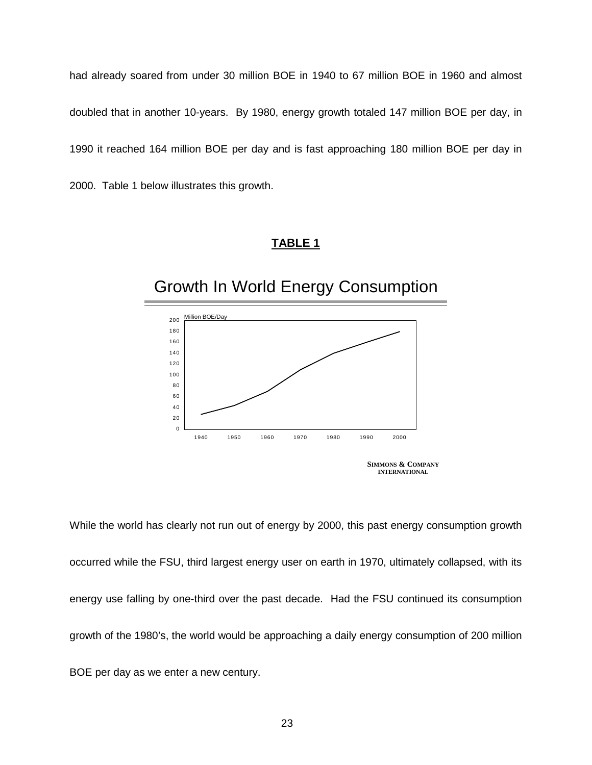had already soared from under 30 million BOE in 1940 to 67 million BOE in 1960 and almost doubled that in another 10-years. By 1980, energy growth totaled 147 million BOE per day, in 1990 it reached 164 million BOE per day and is fast approaching 180 million BOE per day in 2000. Table 1 below illustrates this growth.

**TABLE 1**

## Growth In World Energy Consumption

Million BOE/Day

SIMMONS & COMPANY INTERNATIONAL

While the world has clearly not run out of energy by 2000, this past energy consumption growth occurred while the FSU, third largest energy user on earth in 1970, ultimately collapsed, with its energy use falling by one-third over the past decade. Had the FSU continued its consumption growth of the 1980's, the world would be approaching a daily energy consumption of 200 million BOE per day as we enter a new century.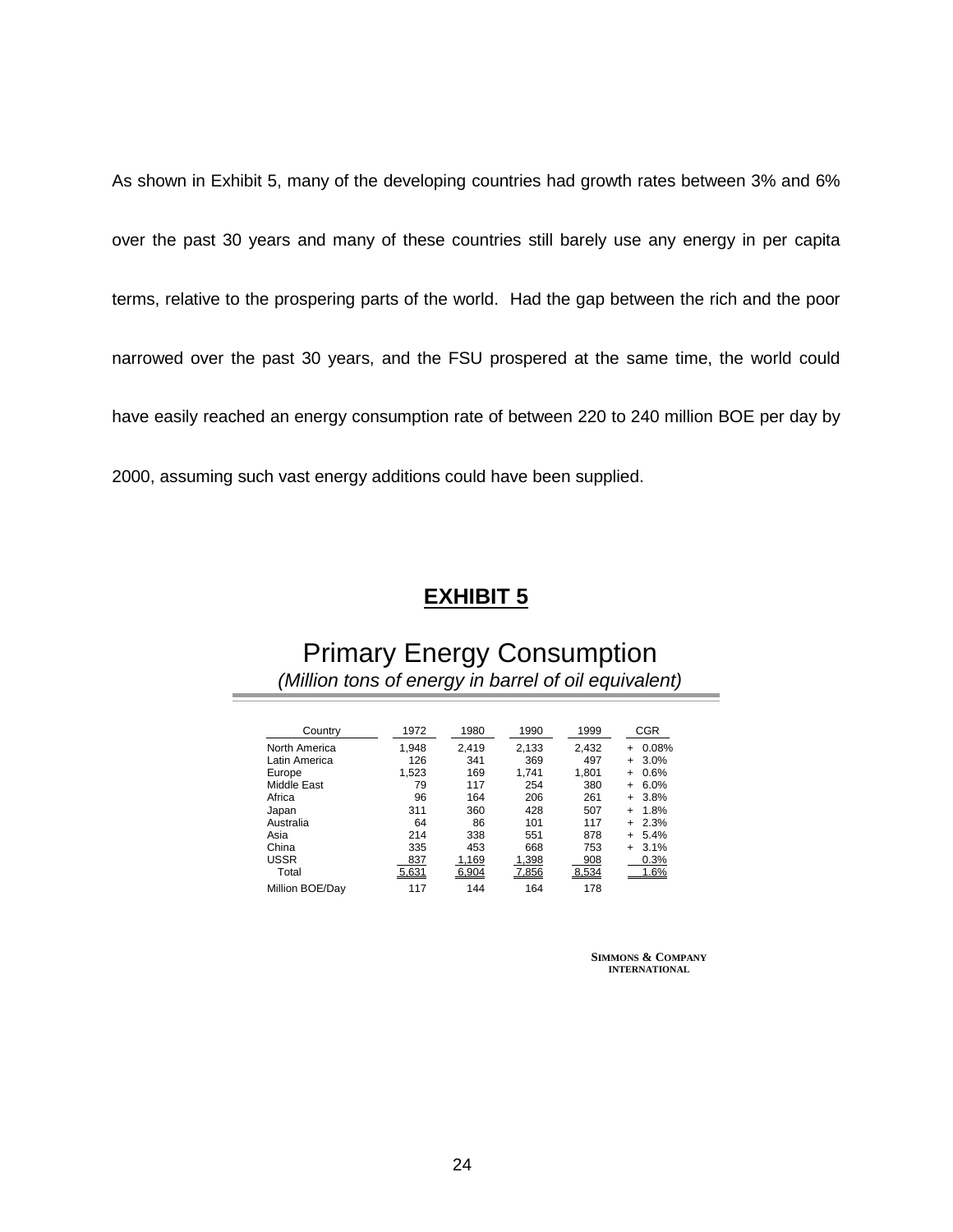As shown in Exhibit 5, many of the developing countries had growth rates between 3% and 6% over the past 30 years and many of these countries still barely use any energy in per capita terms, relative to the prospering parts of the world. Had the gap between the rich and the poor narrowed over the past 30 years, and the FSU prospered at the same time, the world could have easily reached an energy consumption rate of between 220 to 240 million BOE per day by 2000, assuming such vast energy additions could have been supplied.

## EXHIBIT 5

### Primary Energy Consumption

*(Million tons of energy in barrel of oil equivalent)*

| Country | 1972 | 1980 | 1990 | 1999 | CGR |
|---|---|---|---|---|---|
| North America | 1,948 | 2,419 | 2,133 | 2,432 | + 0.08% |
| Latin America | 126 | 341 | 369 | 497 | + 3.0% |
| Europe | 1,523 | 169 | 1,741 | 1,801 | + 0.6% |
| Middle East | 79 | 117 | 254 | 380 | + 6.0% |
| Africa | 96 | 164 | 206 | 261 | + 3.8% |
| Japan | 311 | 360 | 428 | 507 | + 1.8% |
| Australia | 64 | 86 | 101 | 117 | + 2.3% |
| Asia | 214 | 338 | 551 | 878 | + 5.4% |
| China | 335 | 453 | 668 | 753 | + 3.1% |
| USSR | 837 | 1,169 | 1,398 | 908 | 0.3% |
| Total | 5,631 | 6,904 | 7,856 | 8,534 | 1.6% |
| Million BOE/Day | 117 | 144 | 164 | 178 | |

SIMMONS & COMPANY INTERNATIONAL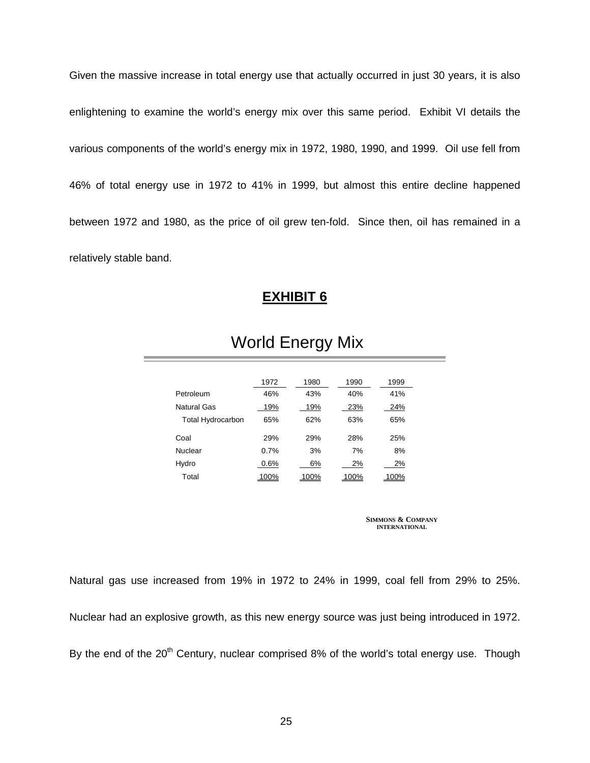Given the massive increase in total energy use that actually occurred in just 30 years, it is also enlightening to examine the world's energy mix over this same period. Exhibit VI details the various components of the world's energy mix in 1972, 1980, 1990, and 1999. Oil use fell from 46% of total energy use in 1972 to 41% in 1999, but almost this entire decline happened between 1972 and 1980, as the price of oil grew ten-fold. Since then, oil has remained in a relatively stable band.

## EXHIBIT 6

### World Energy Mix

| | 1972 | 1980 | 1990 | 1999 |
|---|---|---|---|---|
| Petroleum | 46% | 43% | 40% | 41% |
| Natural Gas | 19% | 19% | 23% | 24% |
| Total Hydrocarbon | 65% | 62% | 63% | 65% |
| Coal | 29% | 29% | 28% | 25% |
| Nuclear | 0.7% | 3% | 7% | 8% |
| Hydro | 0.6% | 6% | 2% | 2% |
| Total | 100% | 100% | 100% | 100% |

SIMMONS & COMPANY INTERNATIONAL

Natural gas use increased from 19% in 1972 to 24% in 1999, coal fell from 29% to 25%. Nuclear had an explosive growth, as this new energy source was just being introduced in 1972. By the end of the 20th Century, nuclear comprised 8% of the world's total energy use. Though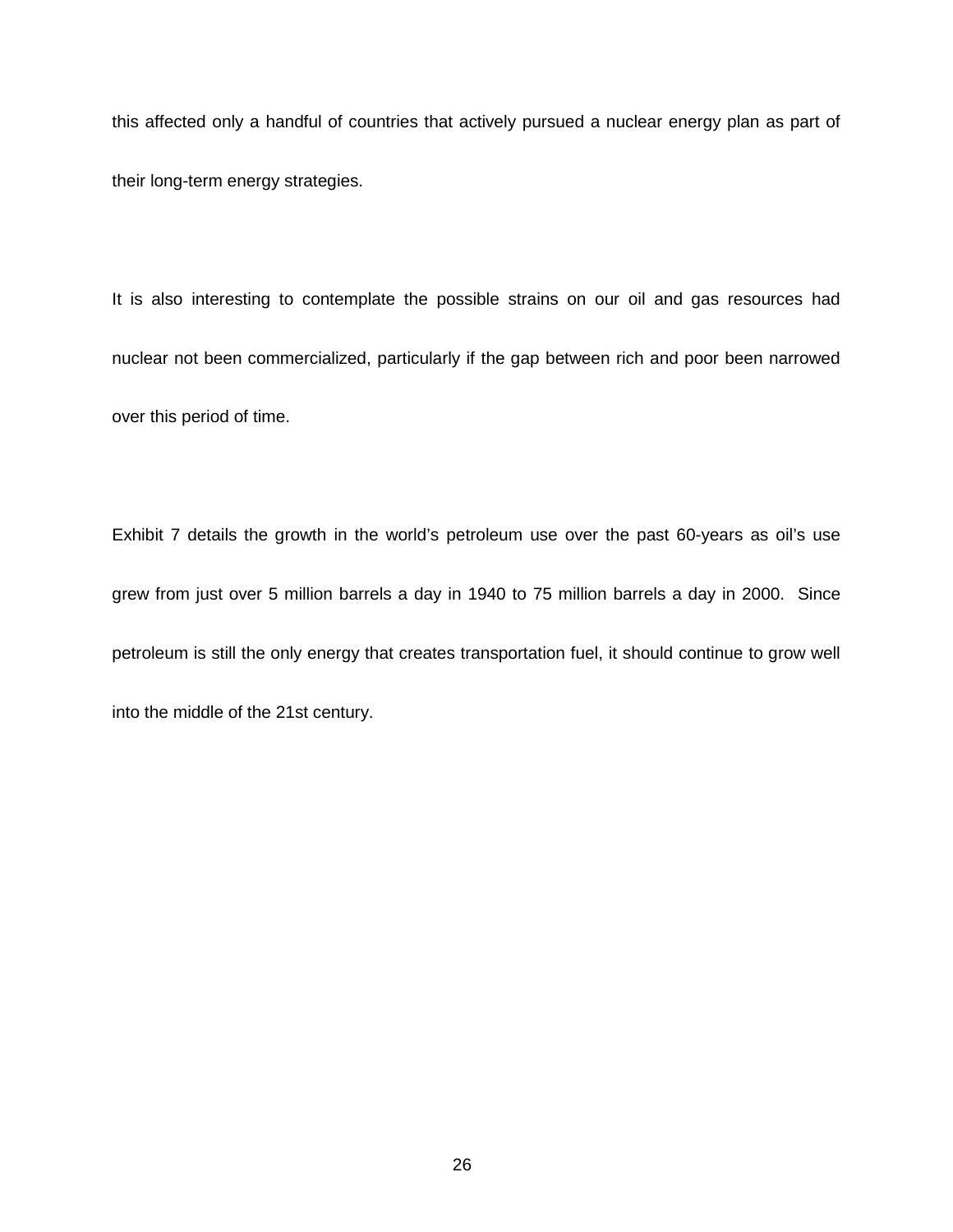this affected only a handful of countries that actively pursued a nuclear energy plan as part of their long-term energy strategies.

It is also interesting to contemplate the possible strains on our oil and gas resources had nuclear not been commercialized, particularly if the gap between rich and poor been narrowed over this period of time.

Exhibit 7 details the growth in the world's petroleum use over the past 60-years as oil's use grew from just over 5 million barrels a day in 1940 to 75 million barrels a day in 2000. Since petroleum is still the only energy that creates transportation fuel, it should continue to grow well into the middle of the 21st century.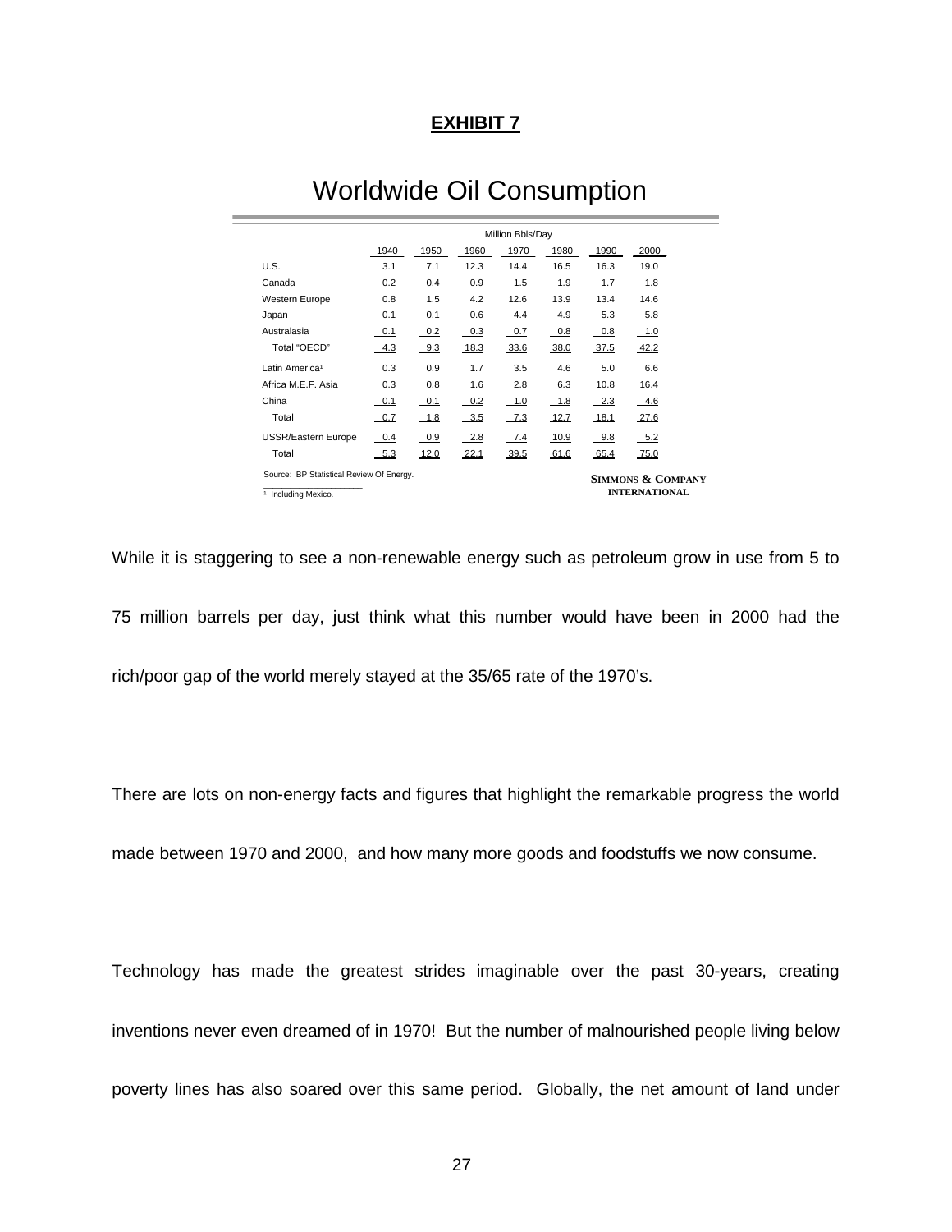**EXHIBIT 7**

# Worldwide Oil Consumption

| | Million Bbls/Day | | | | | | |
|---|---|---|---|---|---|---|---|
| | 1940 | 1950 | 1960 | 1970 | 1980 | 1990 | 2000 |
| U.S. | 3.1 | 7.1 | 12.3 | 14.4 | 16.5 | 16.3 | 19.0 |
| Canada | 0.2 | 0.4 | 0.9 | 1.5 | 1.9 | 1.7 | 1.8 |
| Western Europe | 0.8 | 1.5 | 4.2 | 12.6 | 13.9 | 13.4 | 14.6 |
| Japan | 0.1 | 0.1 | 0.6 | 4.4 | 4.9 | 5.3 | 5.8 |
| Australasia | 0.1 | 0.2 | 0.3 | 0.7 | 0.8 | 0.8 | 1.0 |
| Total "OECD" | 4.3 | 9.3 | 18.3 | 33.6 | 38.0 | 37.5 | 42.2 |
| Latin America[1] | 0.3 | 0.9 | 1.7 | 3.5 | 4.6 | 5.0 | 6.6 |
| Africa M.E.F. Asia | 0.3 | 0.8 | 1.6 | 2.8 | 6.3 | 10.8 | 16.4 |
| China | 0.1 | 0.1 | 0.2 | 1.0 | 1.8 | 2.3 | 4.6 |
| Total | 0.7 | 1.8 | 3.5 | 7.3 | 12.7 | 18.1 | 27.6 |
| USSR/Eastern Europe | 0.4 | 0.9 | 2.8 | 7.4 | 10.9 | 9.8 | 5.2 |
| Total | 5.3 | 12.0 | 22.1 | 39.5 | 61.6 | 65.4 | 75.0 |

Source: BP Statistical Review Of Energy.

[1] Including Mexico.

SIMMONS & COMPANY INTERNATIONAL

While it is staggering to see a non-renewable energy such as petroleum grow in use from 5 to 75 million barrels per day, just think what this number would have been in 2000 had the rich/poor gap of the world merely stayed at the 35/65 rate of the 1970's.

There are lots on non-energy facts and figures that highlight the remarkable progress the world made between 1970 and 2000, and how many more goods and foodstuffs we now consume.

Technology has made the greatest strides imaginable over the past 30-years, creating inventions never even dreamed of in 1970! But the number of malnourished people living below poverty lines has also soared over this same period. Globally, the net amount of land under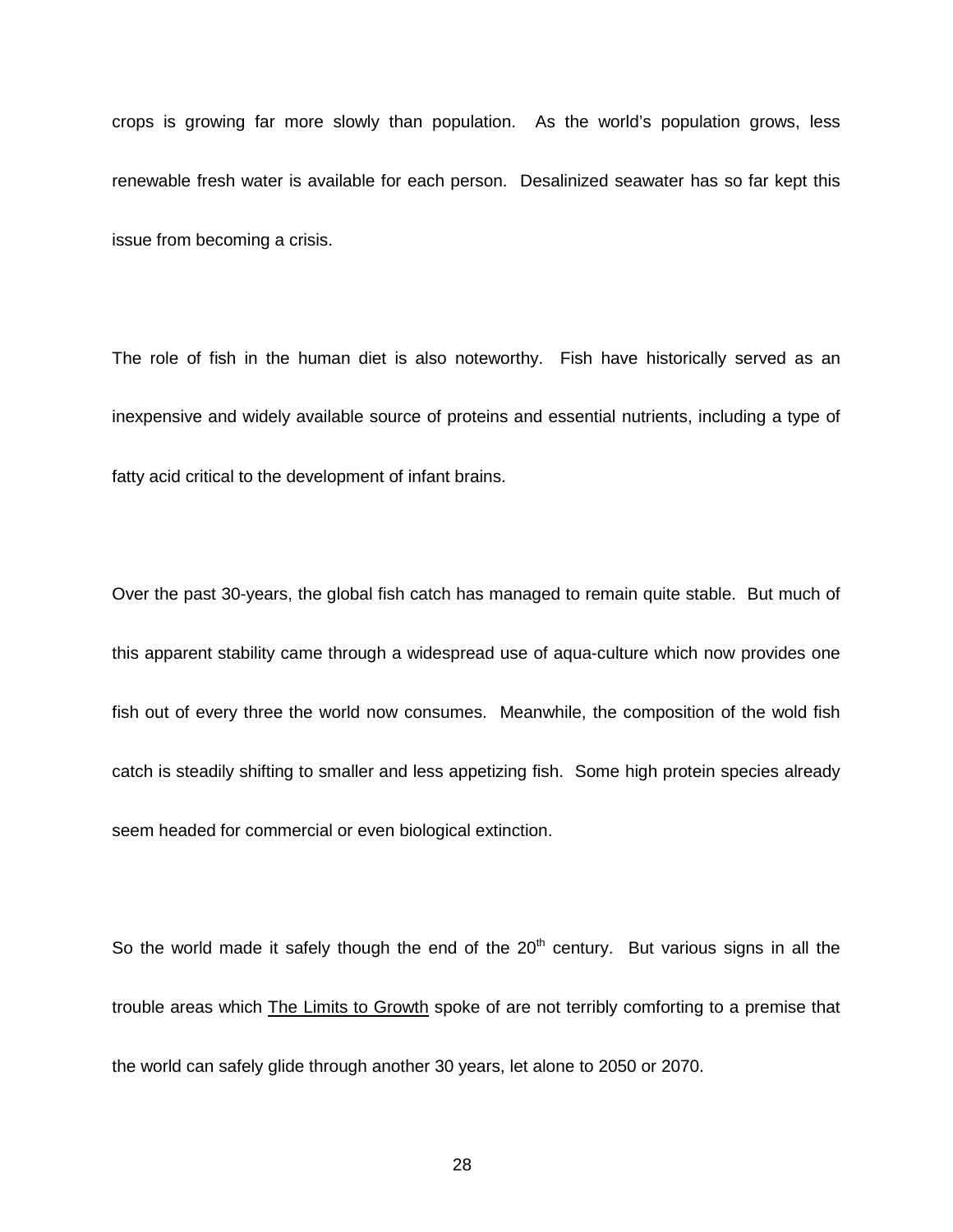crops is growing far more slowly than population. As the world's population grows, less renewable fresh water is available for each person. Desalinized seawater has so far kept this issue from becoming a crisis.

The role of fish in the human diet is also noteworthy. Fish have historically served as an inexpensive and widely available source of proteins and essential nutrients, including a type of fatty acid critical to the development of infant brains.

Over the past 30-years, the global fish catch has managed to remain quite stable. But much of this apparent stability came through a widespread use of aqua-culture which now provides one fish out of every three the world now consumes. Meanwhile, the composition of the wold fish catch is steadily shifting to smaller and less appetizing fish. Some high protein species already seem headed for commercial or even biological extinction.

So the world made it safely though the end of the 20th century. But various signs in all the trouble areas which The Limits to Growth spoke of are not terribly comforting to a premise that the world can safely glide through another 30 years, let alone to 2050 or 2070.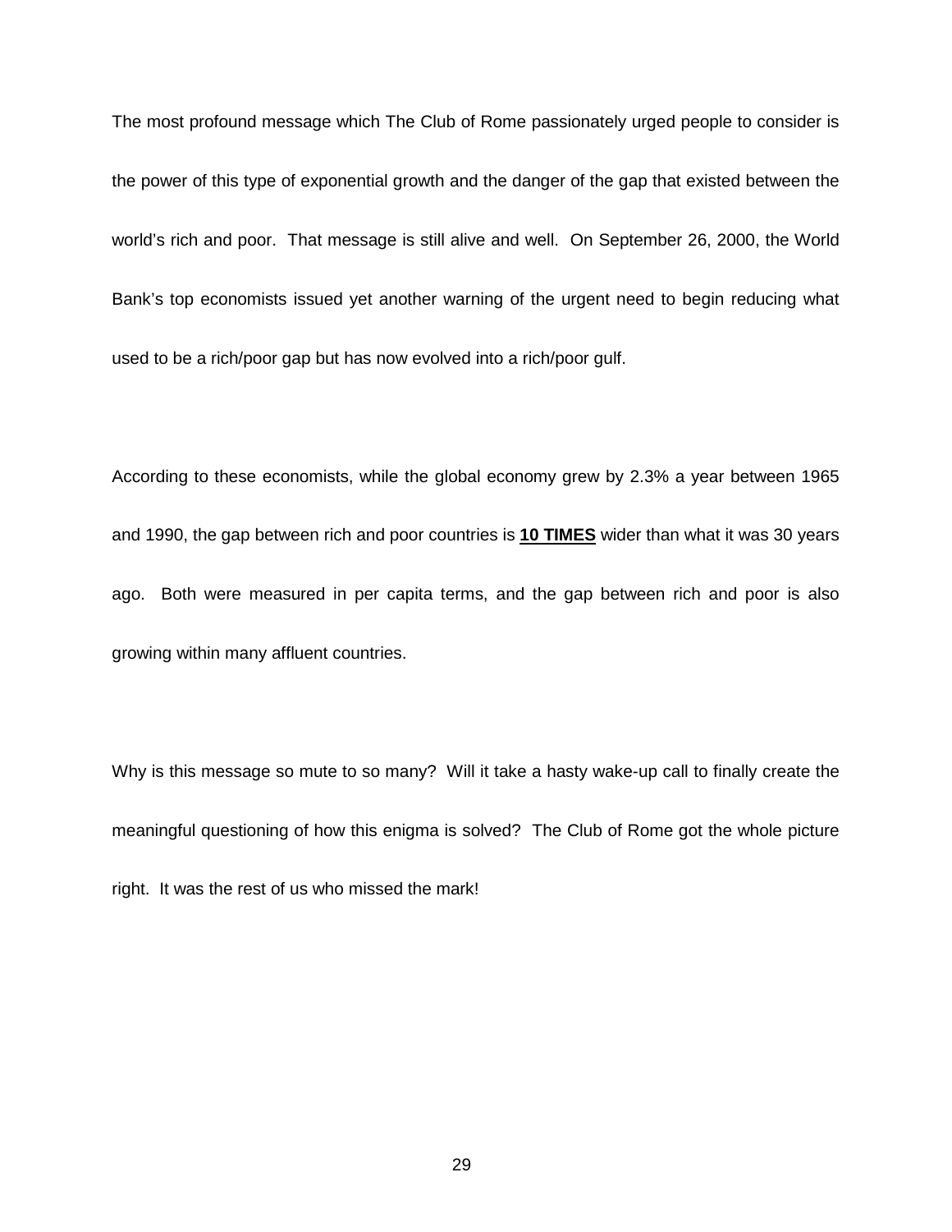The most profound message which The Club of Rome passionately urged people to consider is the power of this type of exponential growth and the danger of the gap that existed between the world's rich and poor. That message is still alive and well. On September 26, 2000, the World Bank's top economists issued yet another warning of the urgent need to begin reducing what used to be a rich/poor gap but has now evolved into a rich/poor gulf.

According to these economists, while the global economy grew by 2.3% a year between 1965 and 1990, the gap between rich and poor countries is **<u>10 TIMES</u>** wider than what it was 30 years ago. Both were measured in per capita terms, and the gap between rich and poor is also growing within many affluent countries.

Why is this message so mute to so many? Will it take a hasty wake-up call to finally create the meaningful questioning of how this enigma is solved? The Club of Rome got the whole picture right. It was the rest of us who missed the mark!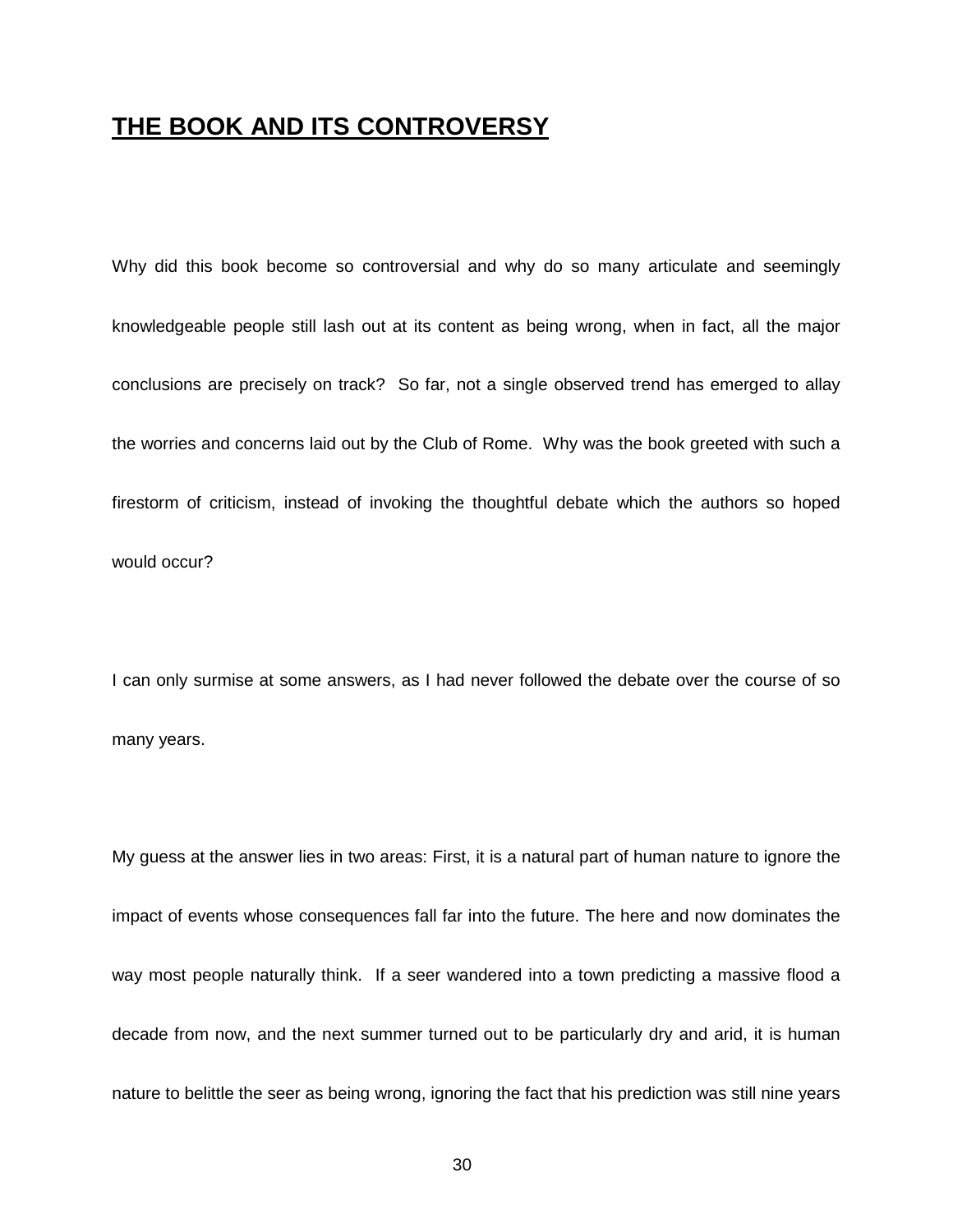## **THE BOOK AND ITS CONTROVERSY**

Why did this book become so controversial and why do so many articulate and seemingly knowledgeable people still lash out at its content as being wrong, when in fact, all the major conclusions are precisely on track? So far, not a single observed trend has emerged to allay the worries and concerns laid out by the Club of Rome. Why was the book greeted with such a firestorm of criticism, instead of invoking the thoughtful debate which the authors so hoped would occur?

I can only surmise at some answers, as I had never followed the debate over the course of so many years.

My guess at the answer lies in two areas: First, it is a natural part of human nature to ignore the impact of events whose consequences fall far into the future. The here and now dominates the way most people naturally think. If a seer wandered into a town predicting a massive flood a decade from now, and the next summer turned out to be particularly dry and arid, it is human nature to belittle the seer as being wrong, ignoring the fact that his prediction was still nine years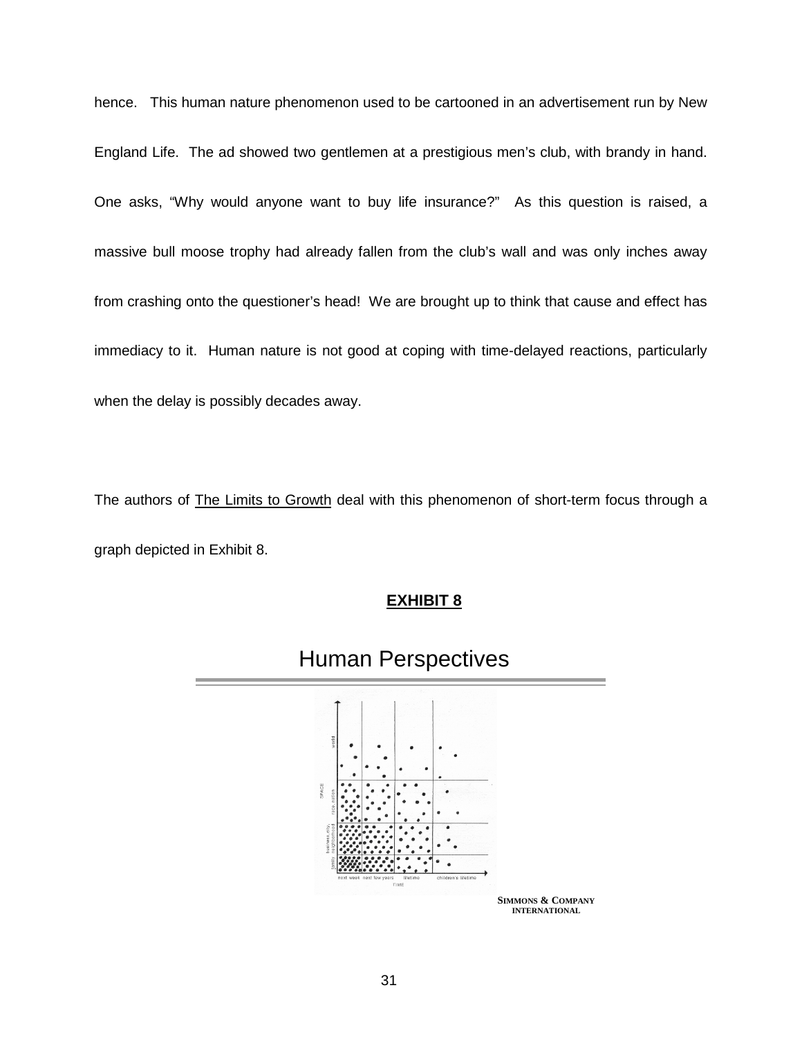hence. This human nature phenomenon used to be cartooned in an advertisement run by New England Life. The ad showed two gentlemen at a prestigious men's club, with brandy in hand. One asks, "Why would anyone want to buy life insurance?" As this question is raised, a massive bull moose trophy had already fallen from the club's wall and was only inches away from crashing onto the questioner's head! We are brought up to think that cause and effect has immediacy to it. Human nature is not good at coping with time-delayed reactions, particularly when the delay is possibly decades away.

The authors of The Limits to Growth deal with this phenomenon of short-term focus through a graph depicted in Exhibit 8.

**EXHIBIT 8**

## Human Perspectives

SIMMONS & COMPANY INTERNATIONAL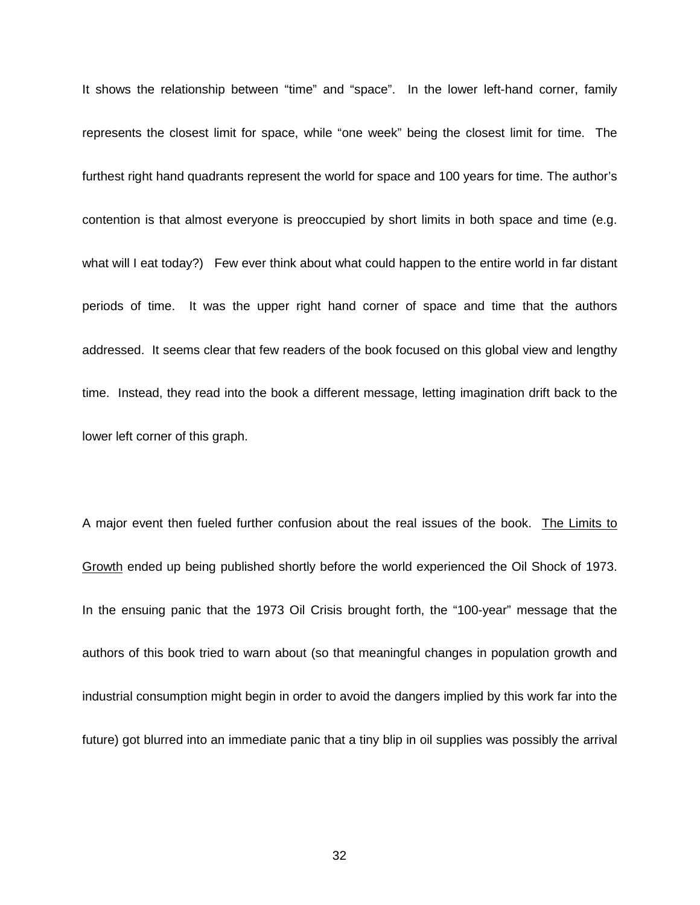It shows the relationship between "time" and "space". In the lower left-hand corner, family represents the closest limit for space, while "one week" being the closest limit for time. The furthest right hand quadrants represent the world for space and 100 years for time. The author's contention is that almost everyone is preoccupied by short limits in both space and time (e.g. what will I eat today?) Few ever think about what could happen to the entire world in far distant periods of time. It was the upper right hand corner of space and time that the authors addressed. It seems clear that few readers of the book focused on this global view and lengthy time. Instead, they read into the book a different message, letting imagination drift back to the lower left corner of this graph.

A major event then fueled further confusion about the real issues of the book. The Limits to Growth ended up being published shortly before the world experienced the Oil Shock of 1973. In the ensuing panic that the 1973 Oil Crisis brought forth, the "100-year" message that the authors of this book tried to warn about (so that meaningful changes in population growth and industrial consumption might begin in order to avoid the dangers implied by this work far into the future) got blurred into an immediate panic that a tiny blip in oil supplies was possibly the arrival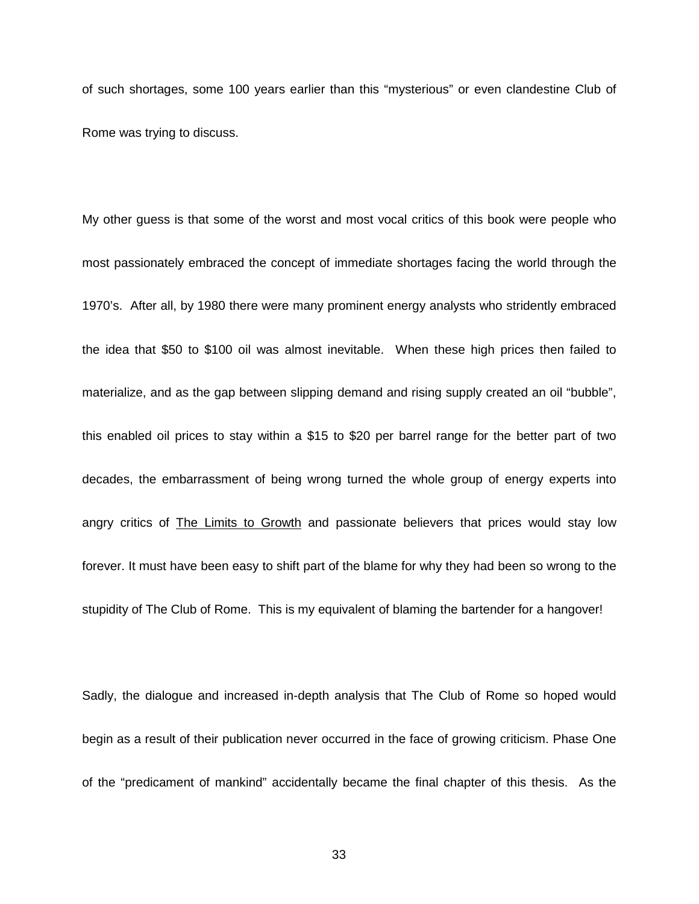of such shortages, some 100 years earlier than this "mysterious" or even clandestine Club of Rome was trying to discuss.

My other guess is that some of the worst and most vocal critics of this book were people who most passionately embraced the concept of immediate shortages facing the world through the 1970's. After all, by 1980 there were many prominent energy analysts who stridently embraced the idea that $50 to $100 oil was almost inevitable. When these high prices then failed to materialize, and as the gap between slipping demand and rising supply created an oil "bubble", this enabled oil prices to stay within a $15 to $20 per barrel range for the better part of two decades, the embarrassment of being wrong turned the whole group of energy experts into angry critics of <u>The Limits to Growth</u> and passionate believers that prices would stay low forever. It must have been easy to shift part of the blame for why they had been so wrong to the stupidity of The Club of Rome. This is my equivalent of blaming the bartender for a hangover!

Sadly, the dialogue and increased in-depth analysis that The Club of Rome so hoped would begin as a result of their publication never occurred in the face of growing criticism. Phase One of the "predicament of mankind" accidentally became the final chapter of this thesis. As the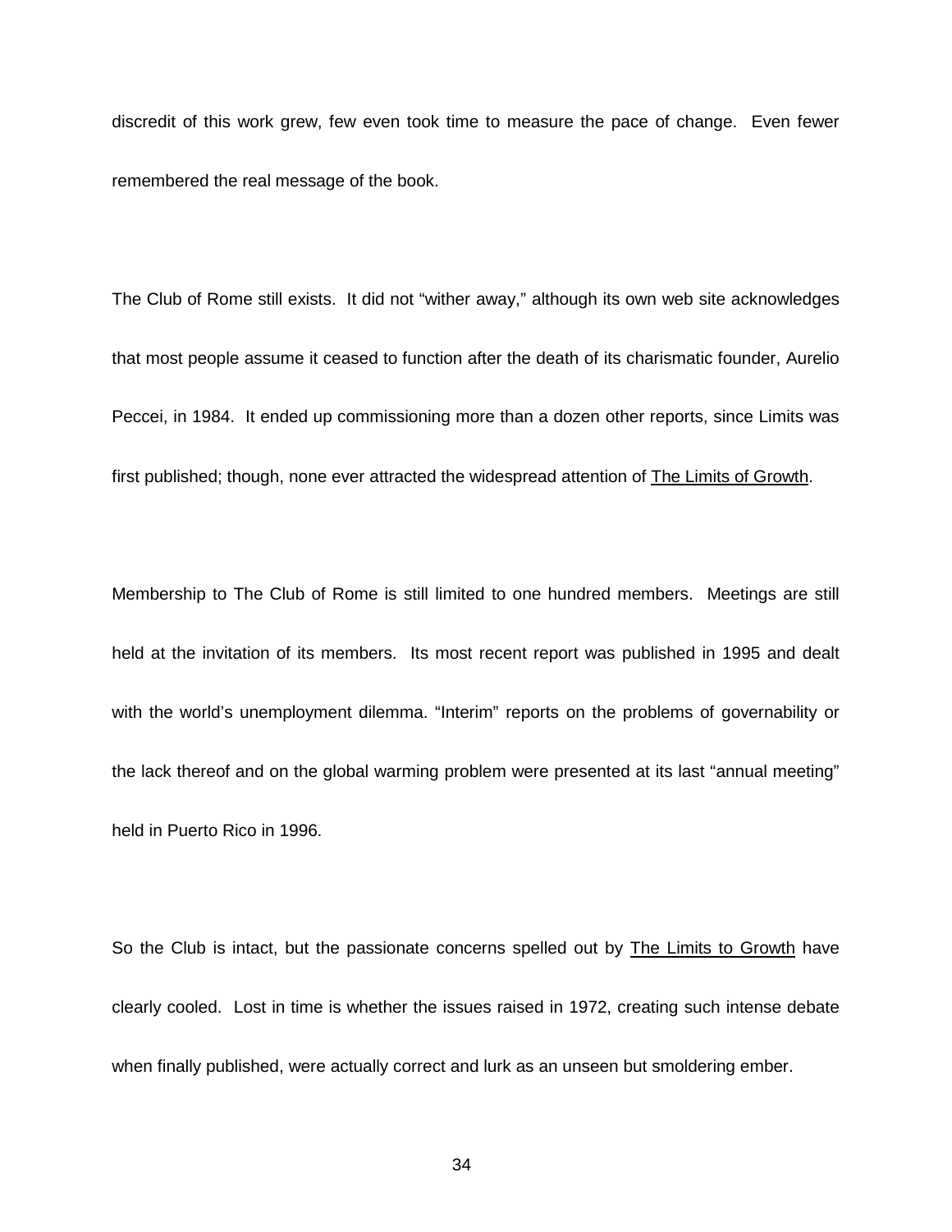discredit of this work grew, few even took time to measure the pace of change. Even fewer remembered the real message of the book.

The Club of Rome still exists. It did not “wither away,” although its own web site acknowledges that most people assume it ceased to function after the death of its charismatic founder, Aurelio Peccei, in 1984. It ended up commissioning more than a dozen other reports, since Limits was first published; though, none ever attracted the widespread attention of The Limits of Growth.

Membership to The Club of Rome is still limited to one hundred members. Meetings are still held at the invitation of its members. Its most recent report was published in 1995 and dealt with the world’s unemployment dilemma. “Interim” reports on the problems of governability or the lack thereof and on the global warming problem were presented at its last “annual meeting” held in Puerto Rico in 1996.

So the Club is intact, but the passionate concerns spelled out by The Limits to Growth have clearly cooled. Lost in time is whether the issues raised in 1972, creating such intense debate when finally published, were actually correct and lurk as an unseen but smoldering ember.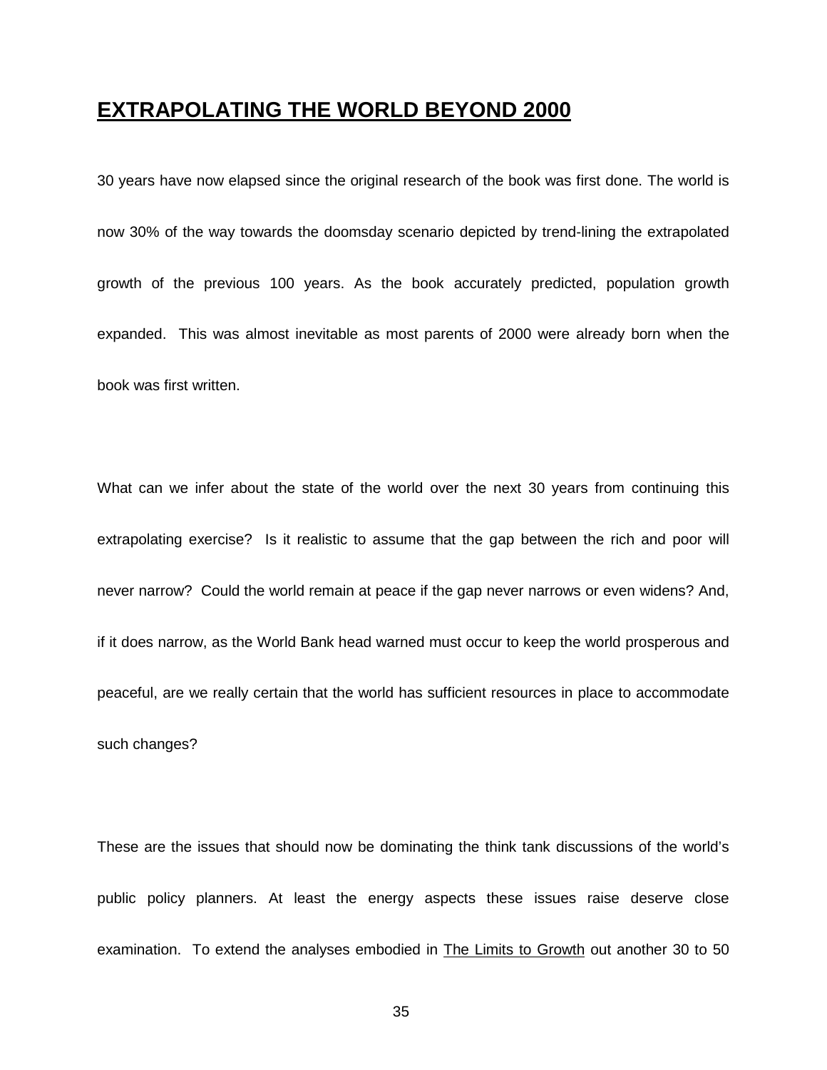# EXTRAPOLATING THE WORLD BEYOND 2000

30 years have now elapsed since the original research of the book was first done. The world is now 30% of the way towards the doomsday scenario depicted by trend-lining the extrapolated growth of the previous 100 years. As the book accurately predicted, population growth expanded. This was almost inevitable as most parents of 2000 were already born when the book was first written.

What can we infer about the state of the world over the next 30 years from continuing this extrapolating exercise? Is it realistic to assume that the gap between the rich and poor will never narrow? Could the world remain at peace if the gap never narrows or even widens? And, if it does narrow, as the World Bank head warned must occur to keep the world prosperous and peaceful, are we really certain that the world has sufficient resources in place to accommodate such changes?

These are the issues that should now be dominating the think tank discussions of the world's public policy planners. At least the energy aspects these issues raise deserve close examination. To extend the analyses embodied in The Limits to Growth out another 30 to 50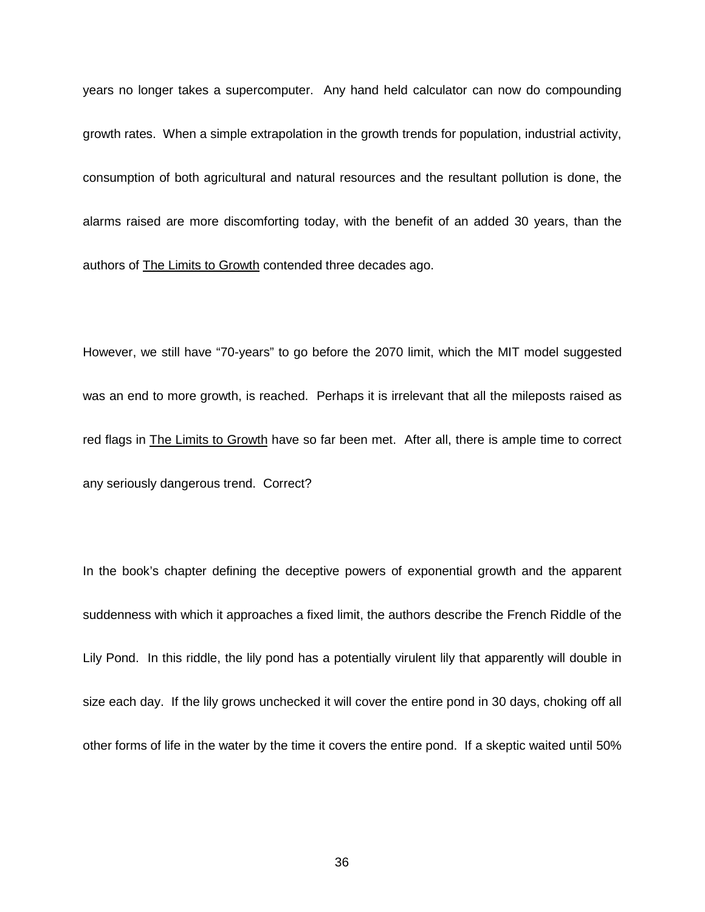years no longer takes a supercomputer. Any hand held calculator can now do compounding growth rates. When a simple extrapolation in the growth trends for population, industrial activity, consumption of both agricultural and natural resources and the resultant pollution is done, the alarms raised are more discomforting today, with the benefit of an added 30 years, than the authors of The Limits to Growth contended three decades ago.

However, we still have "70-years" to go before the 2070 limit, which the MIT model suggested was an end to more growth, is reached. Perhaps it is irrelevant that all the mileposts raised as red flags in The Limits to Growth have so far been met. After all, there is ample time to correct any seriously dangerous trend. Correct?

In the book's chapter defining the deceptive powers of exponential growth and the apparent suddenness with which it approaches a fixed limit, the authors describe the French Riddle of the Lily Pond. In this riddle, the lily pond has a potentially virulent lily that apparently will double in size each day. If the lily grows unchecked it will cover the entire pond in 30 days, choking off all other forms of life in the water by the time it covers the entire pond. If a skeptic waited until 50%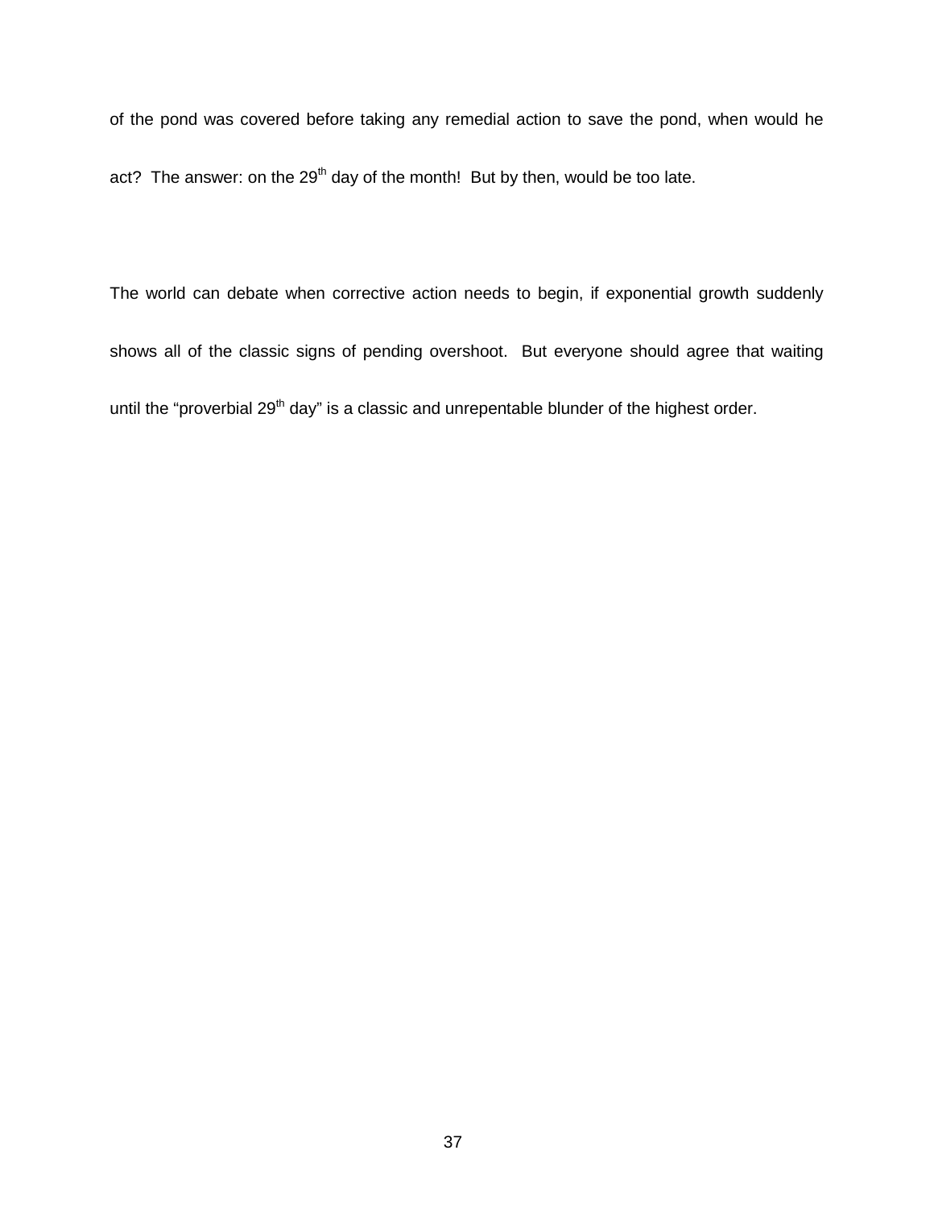of the pond was covered before taking any remedial action to save the pond, when would he act? The answer: on the 29th day of the month! But by then, would be too late.

The world can debate when corrective action needs to begin, if exponential growth suddenly shows all of the classic signs of pending overshoot. But everyone should agree that waiting until the "proverbial 29th day" is a classic and unrepentable blunder of the highest order.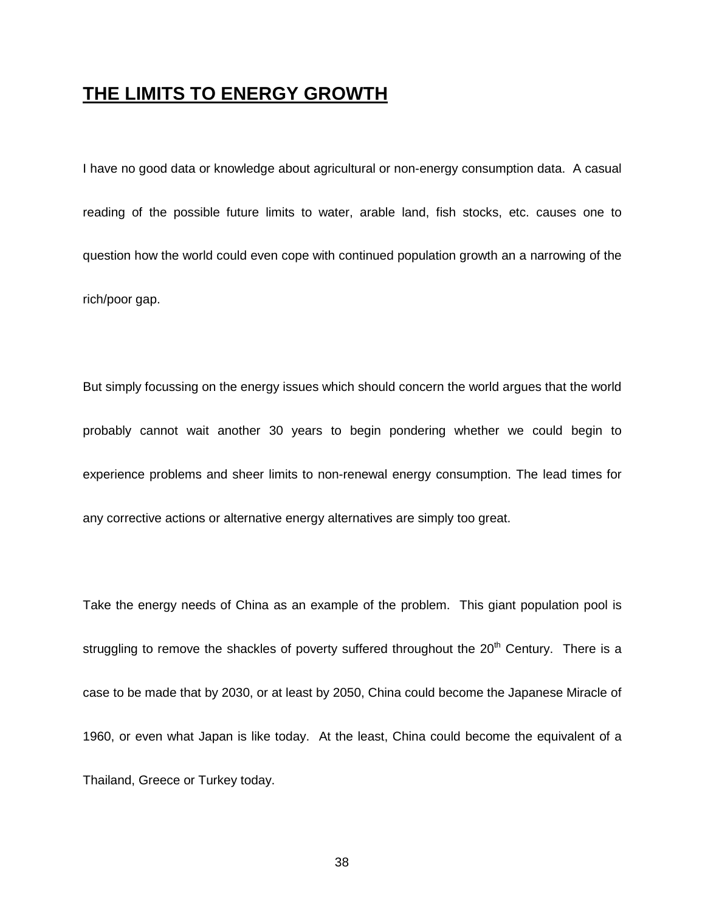## THE LIMITS TO ENERGY GROWTH

I have no good data or knowledge about agricultural or non-energy consumption data. A casual reading of the possible future limits to water, arable land, fish stocks, etc. causes one to question how the world could even cope with continued population growth an a narrowing of the rich/poor gap.

But simply focussing on the energy issues which should concern the world argues that the world probably cannot wait another 30 years to begin pondering whether we could begin to experience problems and sheer limits to non-renewal energy consumption. The lead times for any corrective actions or alternative energy alternatives are simply too great.

Take the energy needs of China as an example of the problem. This giant population pool is struggling to remove the shackles of poverty suffered throughout the 20th Century. There is a case to be made that by 2030, or at least by 2050, China could become the Japanese Miracle of 1960, or even what Japan is like today. At the least, China could become the equivalent of a Thailand, Greece or Turkey today.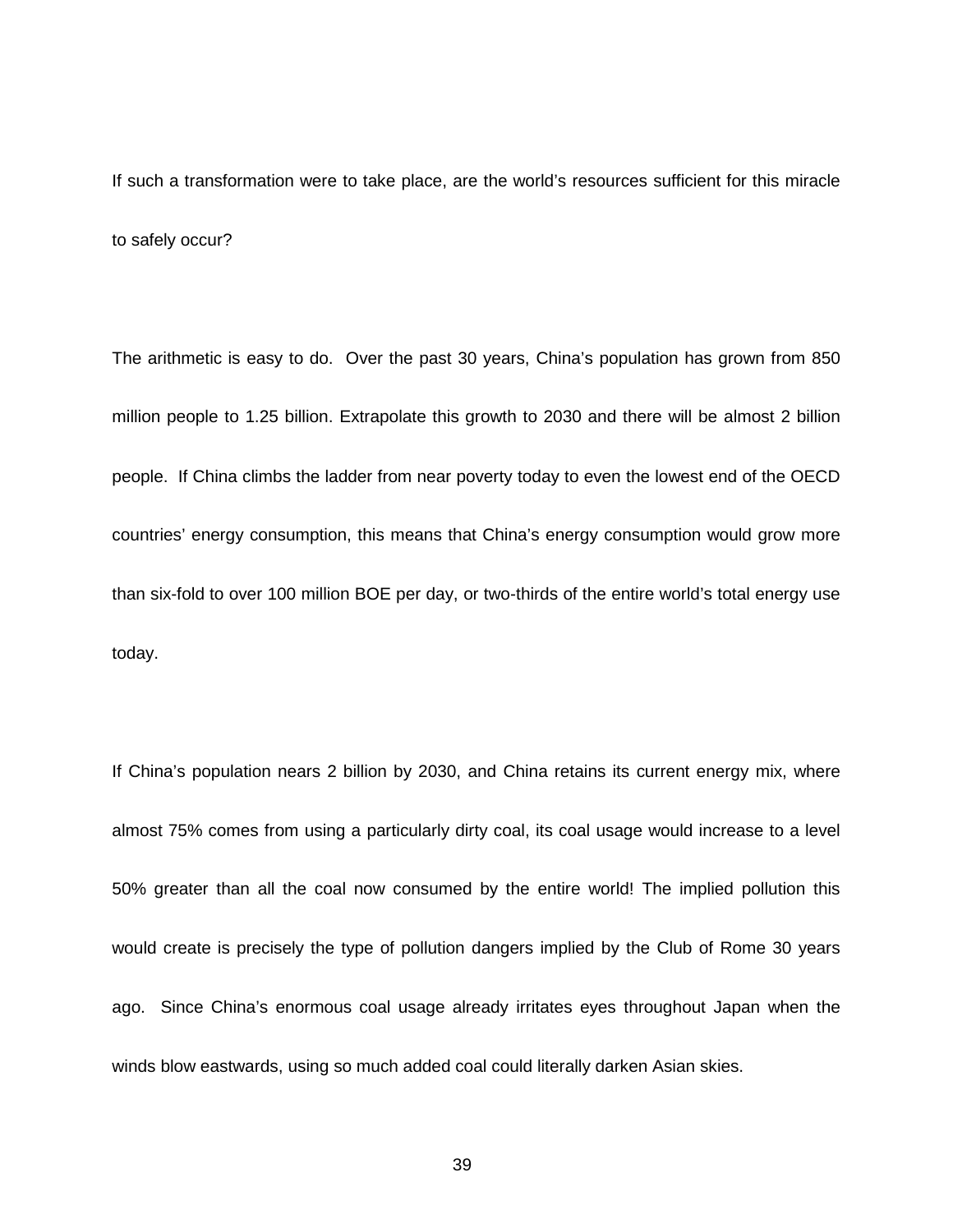If such a transformation were to take place, are the world's resources sufficient for this miracle to safely occur?

The arithmetic is easy to do. Over the past 30 years, China's population has grown from 850 million people to 1.25 billion. Extrapolate this growth to 2030 and there will be almost 2 billion people. If China climbs the ladder from near poverty today to even the lowest end of the OECD countries' energy consumption, this means that China's energy consumption would grow more than six-fold to over 100 million BOE per day, or two-thirds of the entire world's total energy use today.

If China's population nears 2 billion by 2030, and China retains its current energy mix, where almost 75% comes from using a particularly dirty coal, its coal usage would increase to a level 50% greater than all the coal now consumed by the entire world! The implied pollution this would create is precisely the type of pollution dangers implied by the Club of Rome 30 years ago. Since China's enormous coal usage already irritates eyes throughout Japan when the winds blow eastwards, using so much added coal could literally darken Asian skies.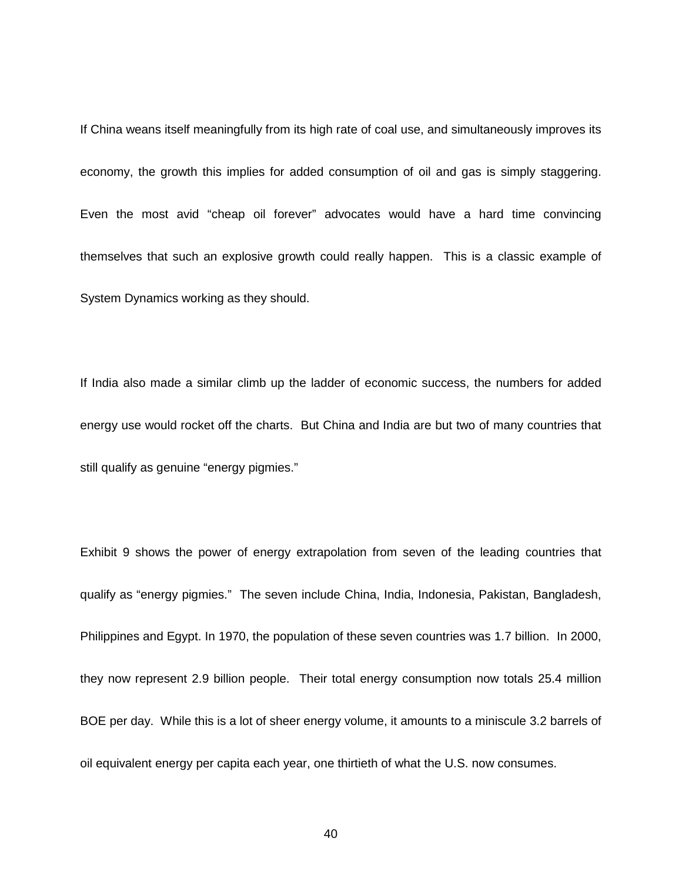If China weans itself meaningfully from its high rate of coal use, and simultaneously improves its economy, the growth this implies for added consumption of oil and gas is simply staggering. Even the most avid "cheap oil forever" advocates would have a hard time convincing themselves that such an explosive growth could really happen. This is a classic example of System Dynamics working as they should.

If India also made a similar climb up the ladder of economic success, the numbers for added energy use would rocket off the charts. But China and India are but two of many countries that still qualify as genuine "energy pigmies."

Exhibit 9 shows the power of energy extrapolation from seven of the leading countries that qualify as "energy pigmies." The seven include China, India, Indonesia, Pakistan, Bangladesh, Philippines and Egypt. In 1970, the population of these seven countries was 1.7 billion. In 2000, they now represent 2.9 billion people. Their total energy consumption now totals 25.4 million BOE per day. While this is a lot of sheer energy volume, it amounts to a miniscule 3.2 barrels of oil equivalent energy per capita each year, one thirtieth of what the U.S. now consumes.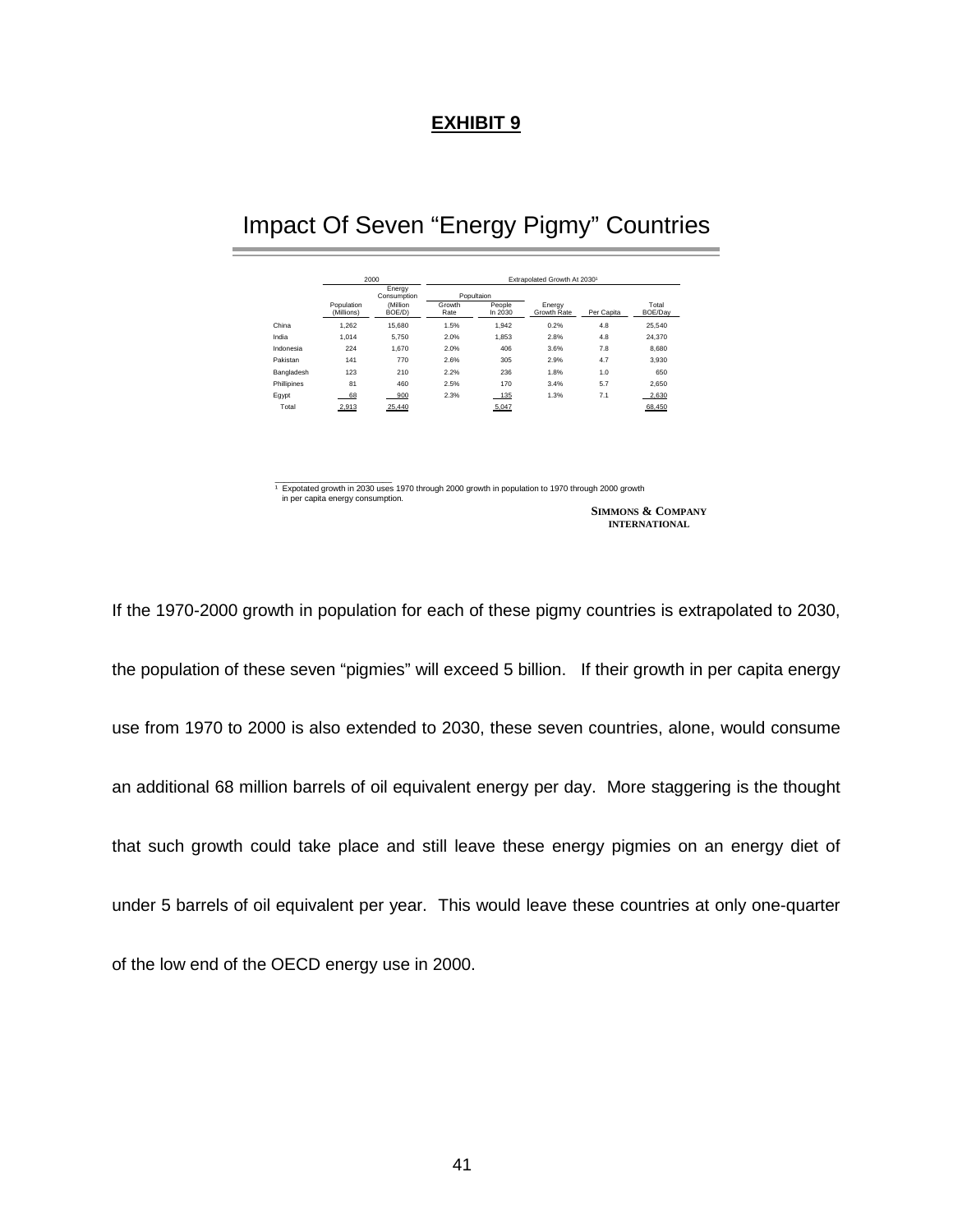**EXHIBIT 9**

# Impact Of Seven "Energy Pigmy" Countries

| | 2000 | | Extrapolated Growth At 2030[1] | | | | |
|---|---|---|---|---|---|---|---|
| | | Energy Consumption | Popultaion | | | | |
| | Population (Millions) | (Million BOE/D) | Growth Rate | People In 2030 | Energy Growth Rate | Per Capita | Total BOE/Day |
| China | 1,262 | 15,680 | 1.5% | 1,942 | 0.2% | 4.8 | 25,540 |
| India | 1,014 | 5,750 | 2.0% | 1,853 | 2.8% | 4.8 | 24,370 |
| Indonesia | 224 | 1,670 | 2.0% | 406 | 3.6% | 7.8 | 8,680 |
| Pakistan | 141 | 770 | 2.6% | 305 | 2.9% | 4.7 | 3,930 |
| Bangladesh | 123 | 210 | 2.2% | 236 | 1.8% | 1.0 | 650 |
| Phillipines | 81 | 460 | 2.5% | 170 | 3.4% | 5.7 | 2,650 |
| Egypt | 68 | 900 | 2.3% | 135 | 1.3% | 7.1 | 2,630 |
| Total | 2,913 | 25,440 | | 5,047 | | | 68,450 |

[1] Expotated growth in 2030 uses 1970 through 2000 growth in population to 1970 through 2000 growth in per capita energy consumption.

SIMMONS & COMPANY INTERNATIONAL

If the 1970-2000 growth in population for each of these pigmy countries is extrapolated to 2030, the population of these seven "pigmies" will exceed 5 billion. If their growth in per capita energy use from 1970 to 2000 is also extended to 2030, these seven countries, alone, would consume an additional 68 million barrels of oil equivalent energy per day. More staggering is the thought that such growth could take place and still leave these energy pigmies on an energy diet of under 5 barrels of oil equivalent per year. This would leave these countries at only one-quarter of the low end of the OECD energy use in 2000.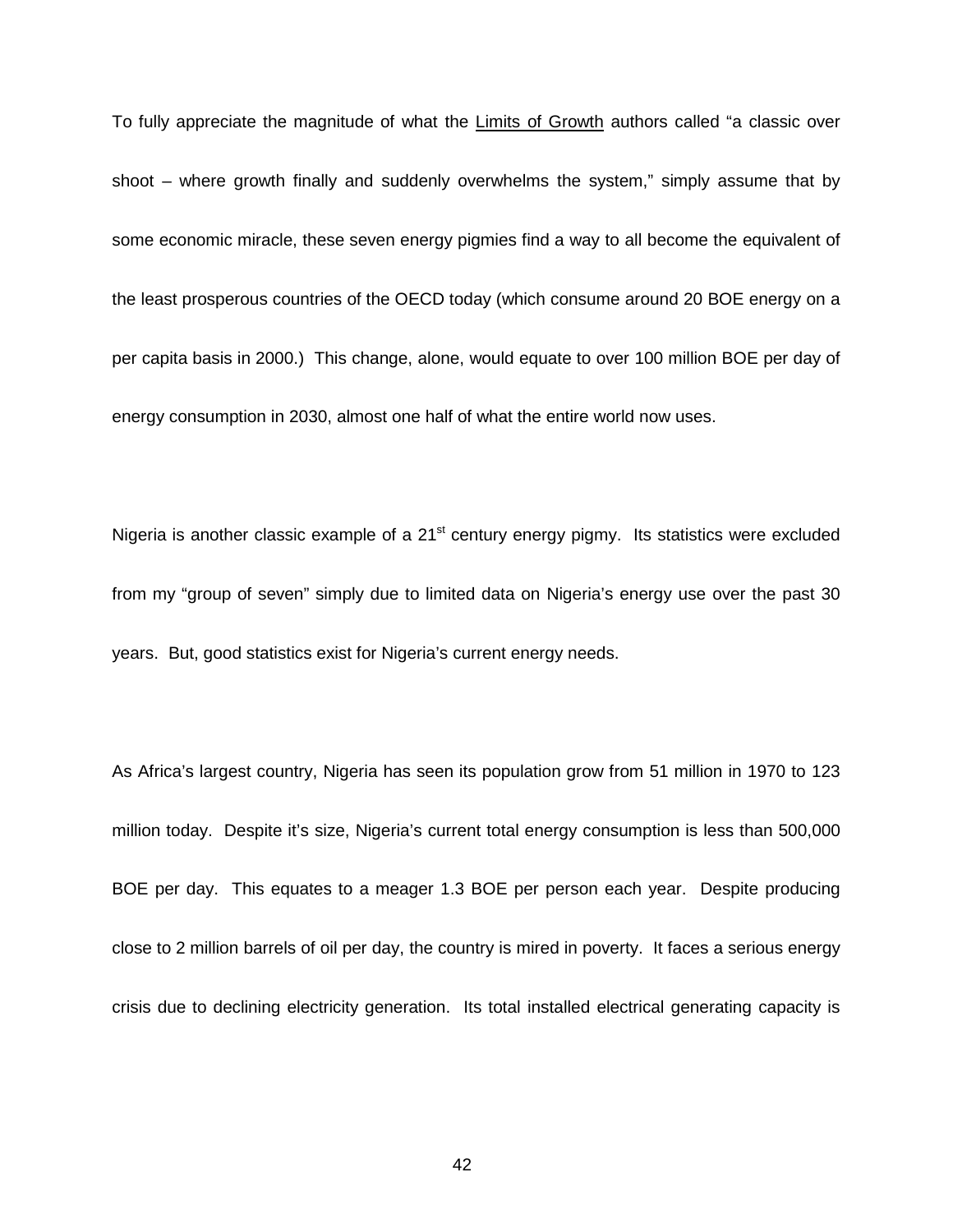To fully appreciate the magnitude of what the Limits of Growth authors called "a classic over shoot – where growth finally and suddenly overwhelms the system," simply assume that by some economic miracle, these seven energy pigmies find a way to all become the equivalent of the least prosperous countries of the OECD today (which consume around 20 BOE energy on a per capita basis in 2000.) This change, alone, would equate to over 100 million BOE per day of energy consumption in 2030, almost one half of what the entire world now uses.

Nigeria is another classic example of a 21st century energy pigmy. Its statistics were excluded from my "group of seven" simply due to limited data on Nigeria's energy use over the past 30 years. But, good statistics exist for Nigeria's current energy needs.

As Africa's largest country, Nigeria has seen its population grow from 51 million in 1970 to 123 million today. Despite it's size, Nigeria's current total energy consumption is less than 500,000 BOE per day. This equates to a meager 1.3 BOE per person each year. Despite producing close to 2 million barrels of oil per day, the country is mired in poverty. It faces a serious energy crisis due to declining electricity generation. Its total installed electrical generating capacity is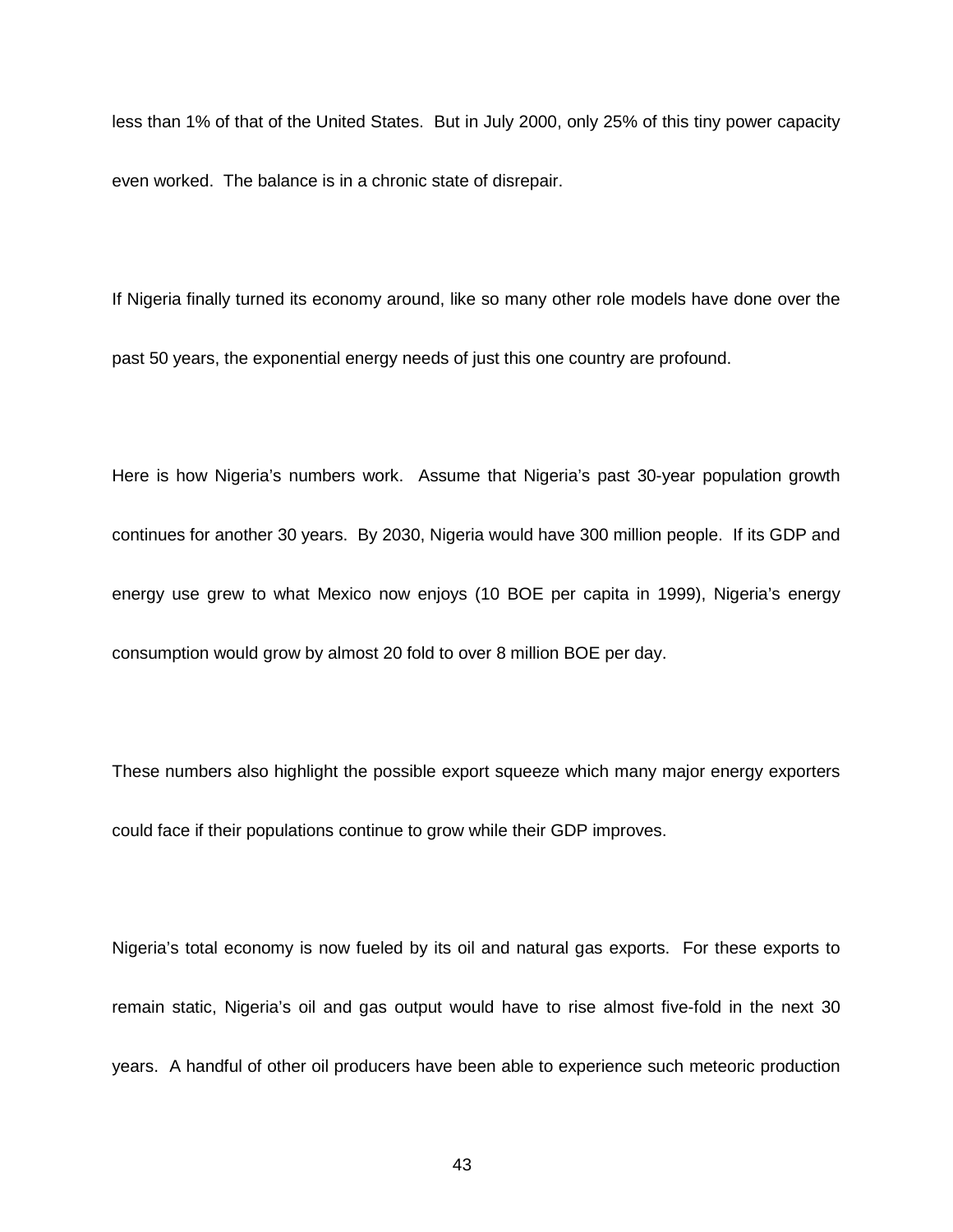less than 1% of that of the United States. But in July 2000, only 25% of this tiny power capacity even worked. The balance is in a chronic state of disrepair.

If Nigeria finally turned its economy around, like so many other role models have done over the past 50 years, the exponential energy needs of just this one country are profound.

Here is how Nigeria's numbers work. Assume that Nigeria's past 30-year population growth continues for another 30 years. By 2030, Nigeria would have 300 million people. If its GDP and energy use grew to what Mexico now enjoys (10 BOE per capita in 1999), Nigeria's energy consumption would grow by almost 20 fold to over 8 million BOE per day.

These numbers also highlight the possible export squeeze which many major energy exporters could face if their populations continue to grow while their GDP improves.

Nigeria's total economy is now fueled by its oil and natural gas exports. For these exports to remain static, Nigeria's oil and gas output would have to rise almost five-fold in the next 30 years. A handful of other oil producers have been able to experience such meteoric production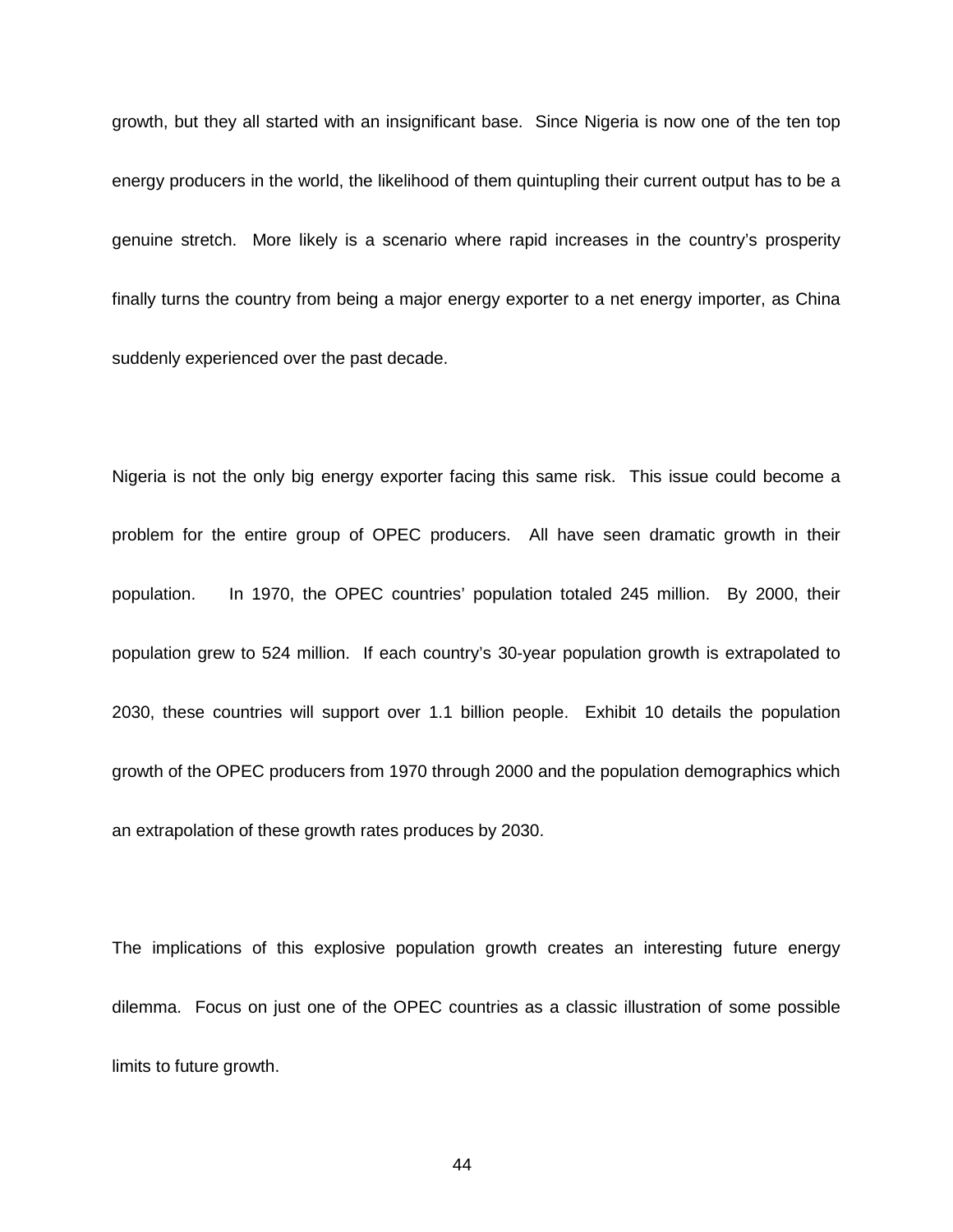growth, but they all started with an insignificant base. Since Nigeria is now one of the ten top energy producers in the world, the likelihood of them quintupling their current output has to be a genuine stretch. More likely is a scenario where rapid increases in the country's prosperity finally turns the country from being a major energy exporter to a net energy importer, as China suddenly experienced over the past decade.

Nigeria is not the only big energy exporter facing this same risk. This issue could become a problem for the entire group of OPEC producers. All have seen dramatic growth in their population. In 1970, the OPEC countries' population totaled 245 million. By 2000, their population grew to 524 million. If each country's 30-year population growth is extrapolated to 2030, these countries will support over 1.1 billion people. Exhibit 10 details the population growth of the OPEC producers from 1970 through 2000 and the population demographics which an extrapolation of these growth rates produces by 2030.

The implications of this explosive population growth creates an interesting future energy dilemma. Focus on just one of the OPEC countries as a classic illustration of some possible limits to future growth.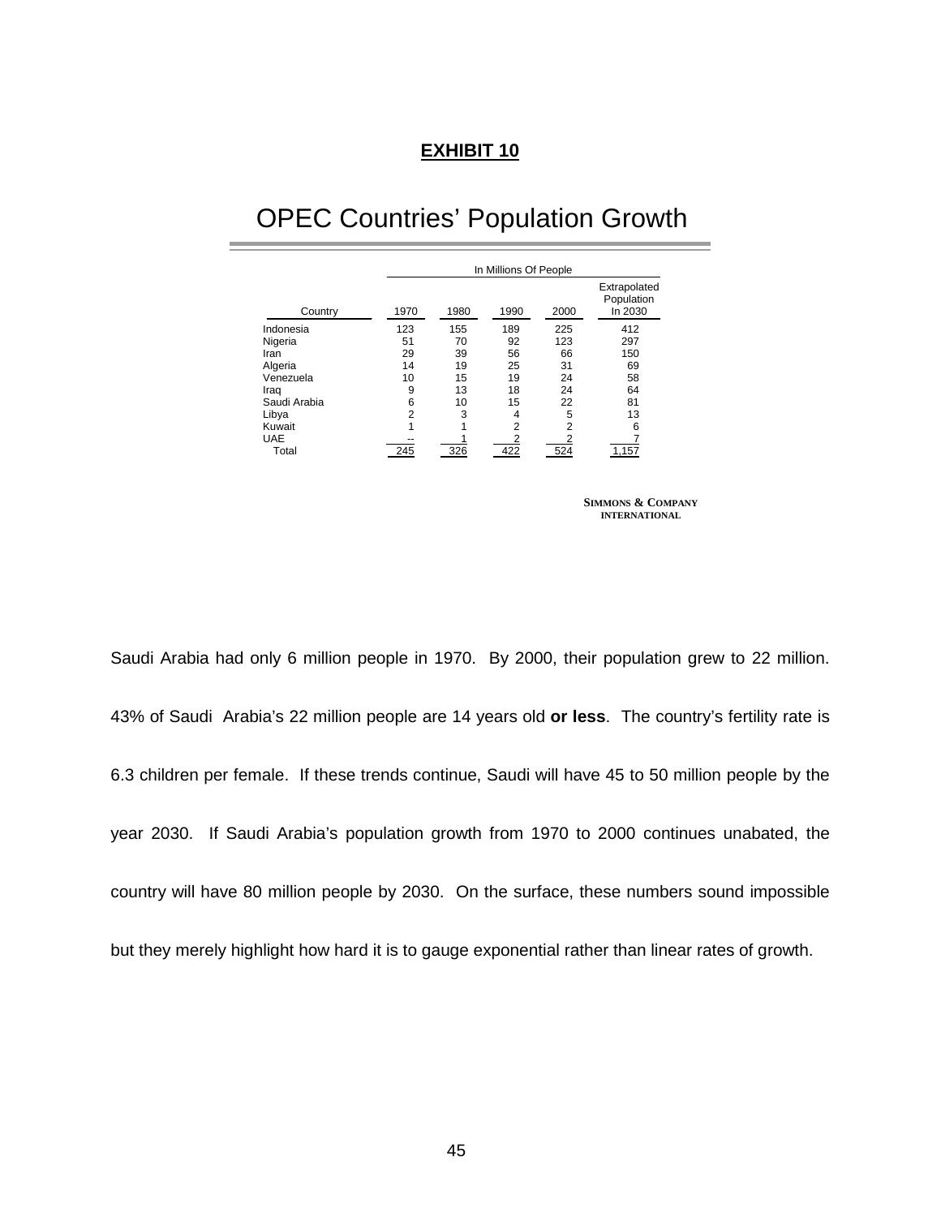**EXHIBIT 10**

# OPEC Countries' Population Growth

| | In Millions Of People | | | | |
|---|---|---|---|---|---|
| Country | 1970 | 1980 | 1990 | 2000 | Extrapolated Population In 2030 |
| Indonesia | 123 | 155 | 189 | 225 | 412 |
| Nigeria | 51 | 70 | 92 | 123 | 297 |
| Iran | 29 | 39 | 56 | 66 | 150 |
| Algeria | 14 | 19 | 25 | 31 | 69 |
| Venezuela | 10 | 15 | 19 | 24 | 58 |
| Iraq | 9 | 13 | 18 | 24 | 64 |
| Saudi Arabia | 6 | 10 | 15 | 22 | 81 |
| Libya | 2 | 3 | 4 | 5 | 13 |
| Kuwait | 1 | 1 | 2 | 2 | 6 |
| UAE | -- | 1 | 2 | 2 | 7 |
| Total | 245 | 326 | 422 | 524 | 1,157 |

SIMMONS & COMPANY INTERNATIONAL

Saudi Arabia had only 6 million people in 1970. By 2000, their population grew to 22 million. 43% of Saudi Arabia's 22 million people are 14 years old **or less**. The country's fertility rate is 6.3 children per female. If these trends continue, Saudi will have 45 to 50 million people by the year 2030. If Saudi Arabia's population growth from 1970 to 2000 continues unabated, the country will have 80 million people by 2030. On the surface, these numbers sound impossible but they merely highlight how hard it is to gauge exponential rather than linear rates of growth.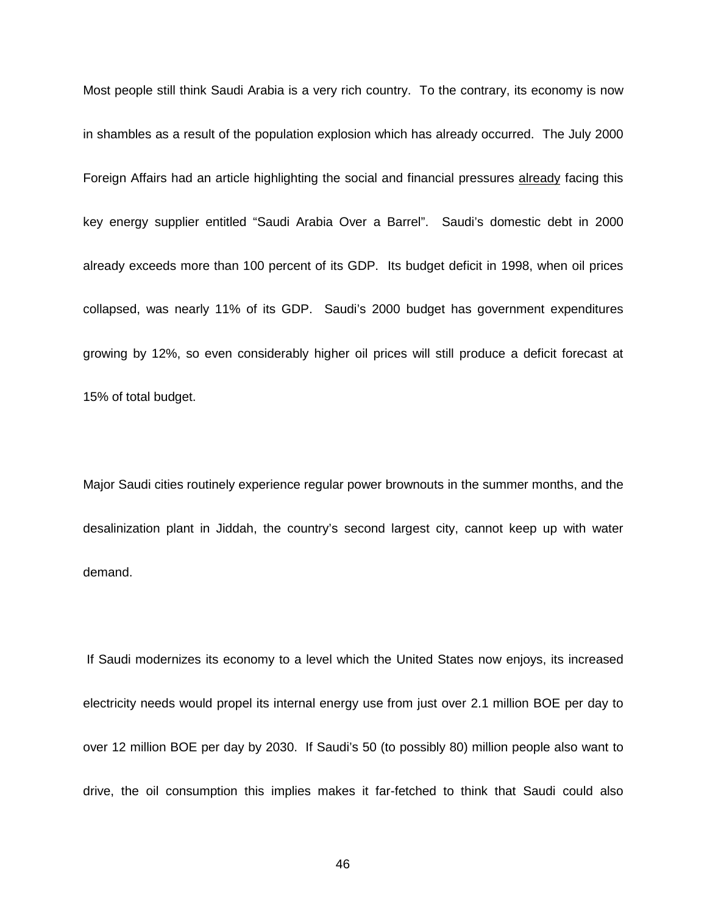Most people still think Saudi Arabia is a very rich country. To the contrary, its economy is now in shambles as a result of the population explosion which has already occurred. The July 2000 Foreign Affairs had an article highlighting the social and financial pressures <u>already</u> facing this key energy supplier entitled “Saudi Arabia Over a Barrel”. Saudi’s domestic debt in 2000 already exceeds more than 100 percent of its GDP. Its budget deficit in 1998, when oil prices collapsed, was nearly 11% of its GDP. Saudi’s 2000 budget has government expenditures growing by 12%, so even considerably higher oil prices will still produce a deficit forecast at 15% of total budget.

Major Saudi cities routinely experience regular power brownouts in the summer months, and the desalinization plant in Jiddah, the country’s second largest city, cannot keep up with water demand.

If Saudi modernizes its economy to a level which the United States now enjoys, its increased electricity needs would propel its internal energy use from just over 2.1 million BOE per day to over 12 million BOE per day by 2030. If Saudi’s 50 (to possibly 80) million people also want to drive, the oil consumption this implies makes it far-fetched to think that Saudi could also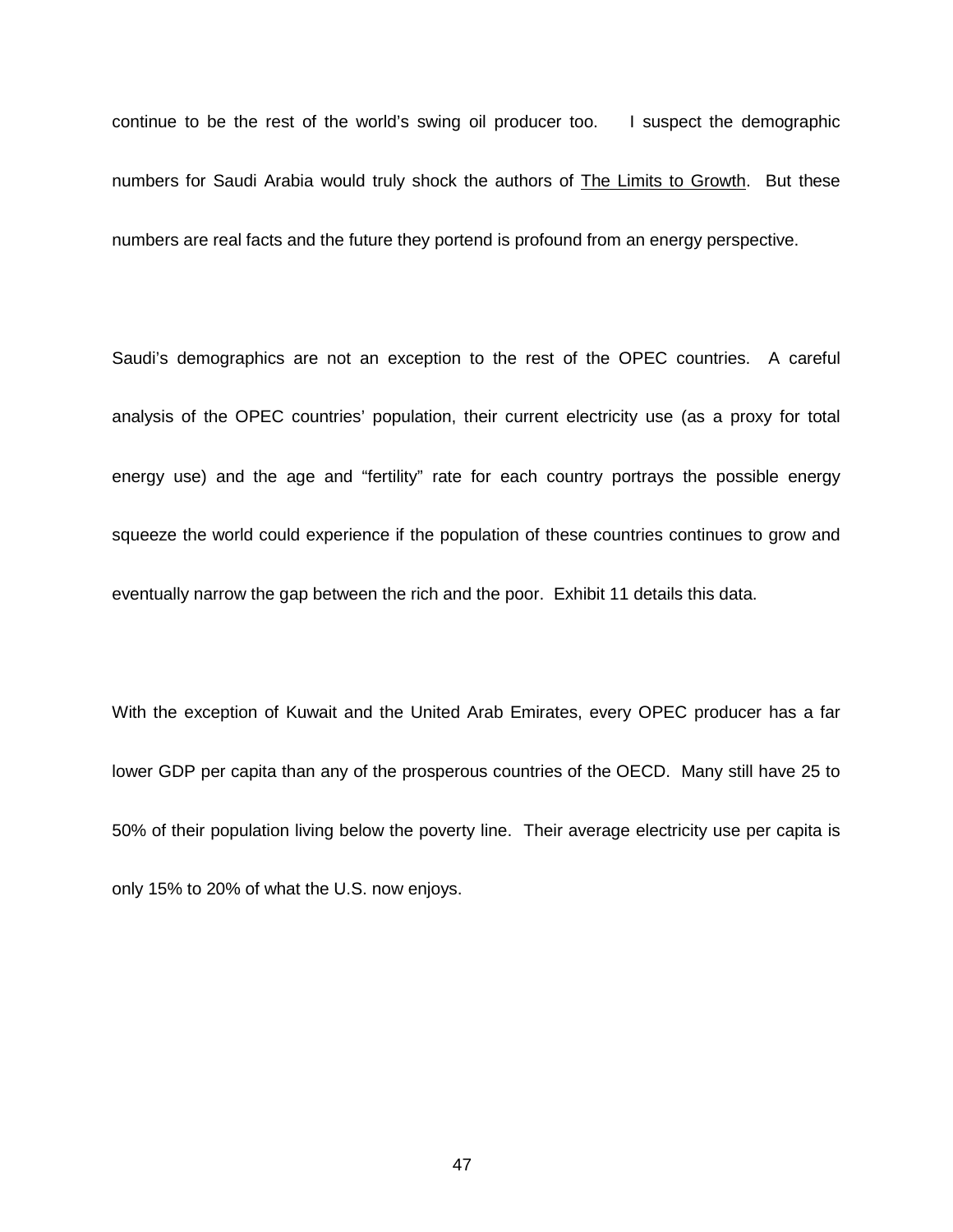continue to be the rest of the world's swing oil producer too. I suspect the demographic numbers for Saudi Arabia would truly shock the authors of The Limits to Growth. But these numbers are real facts and the future they portend is profound from an energy perspective.

Saudi's demographics are not an exception to the rest of the OPEC countries. A careful analysis of the OPEC countries' population, their current electricity use (as a proxy for total energy use) and the age and "fertility" rate for each country portrays the possible energy squeeze the world could experience if the population of these countries continues to grow and eventually narrow the gap between the rich and the poor. Exhibit 11 details this data.

With the exception of Kuwait and the United Arab Emirates, every OPEC producer has a far lower GDP per capita than any of the prosperous countries of the OECD. Many still have 25 to 50% of their population living below the poverty line. Their average electricity use per capita is only 15% to 20% of what the U.S. now enjoys.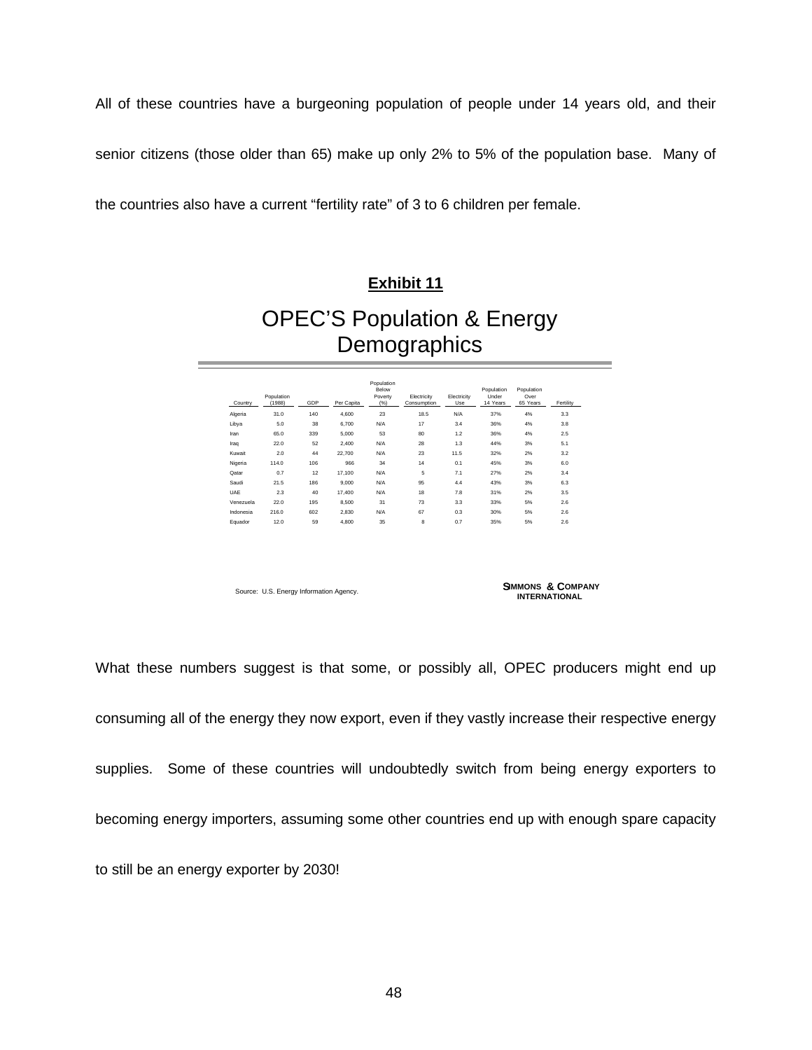All of these countries have a burgeoning population of people under 14 years old, and their senior citizens (those older than 65) make up only 2% to 5% of the population base. Many of the countries also have a current "fertility rate" of 3 to 6 children per female.

**Exhibit 11**

## OPEC'S Population & Energy Demographics

| Country | Population (1988) | GDP | Per Capita | Population Below Poverty (%) | Electricity Consumption | Electricity Use | Population Under 14 Years | Population Over 65 Years | Fertility |
|---|---|---|---|---|---|---|---|---|---|
| Algeria | 31.0 | 140 | 4,600 | 23 | 18.5 | N/A | 37% | 4% | 3.3 |
| Libya | 5.0 | 38 | 6,700 | N/A | 17 | 3.4 | 36% | 4% | 3.8 |
| Iran | 65.0 | 339 | 5,000 | 53 | 80 | 1.2 | 36% | 4% | 2.5 |
| Iraq | 22.0 | 52 | 2,400 | N/A | 28 | 1.3 | 44% | 3% | 5.1 |
| Kuwait | 2.0 | 44 | 22,700 | N/A | 23 | 11.5 | 32% | 2% | 3.2 |
| Nigeria | 114.0 | 106 | 966 | 34 | 14 | 0.1 | 45% | 3% | 6.0 |
| Qatar | 0.7 | 12 | 17,100 | N/A | 5 | 7.1 | 27% | 2% | 3.4 |
| Saudi | 21.5 | 186 | 9,000 | N/A | 95 | 4.4 | 43% | 3% | 6.3 |
| UAE | 2.3 | 40 | 17,400 | N/A | 18 | 7.8 | 31% | 2% | 3.5 |
| Venezuela | 22.0 | 195 | 8,500 | 31 | 73 | 3.3 | 33% | 5% | 2.6 |
| Indonesia | 216.0 | 602 | 2,830 | N/A | 67 | 0.3 | 30% | 5% | 2.6 |
| Equador | 12.0 | 59 | 4,800 | 35 | 8 | 0.7 | 35% | 5% | 2.6 |

Source: U.S. Energy Information Agency.

SIMMONS & COMPANY INTERNATIONAL

What these numbers suggest is that some, or possibly all, OPEC producers might end up consuming all of the energy they now export, even if they vastly increase their respective energy supplies. Some of these countries will undoubtedly switch from being energy exporters to becoming energy importers, assuming some other countries end up with enough spare capacity to still be an energy exporter by 2030!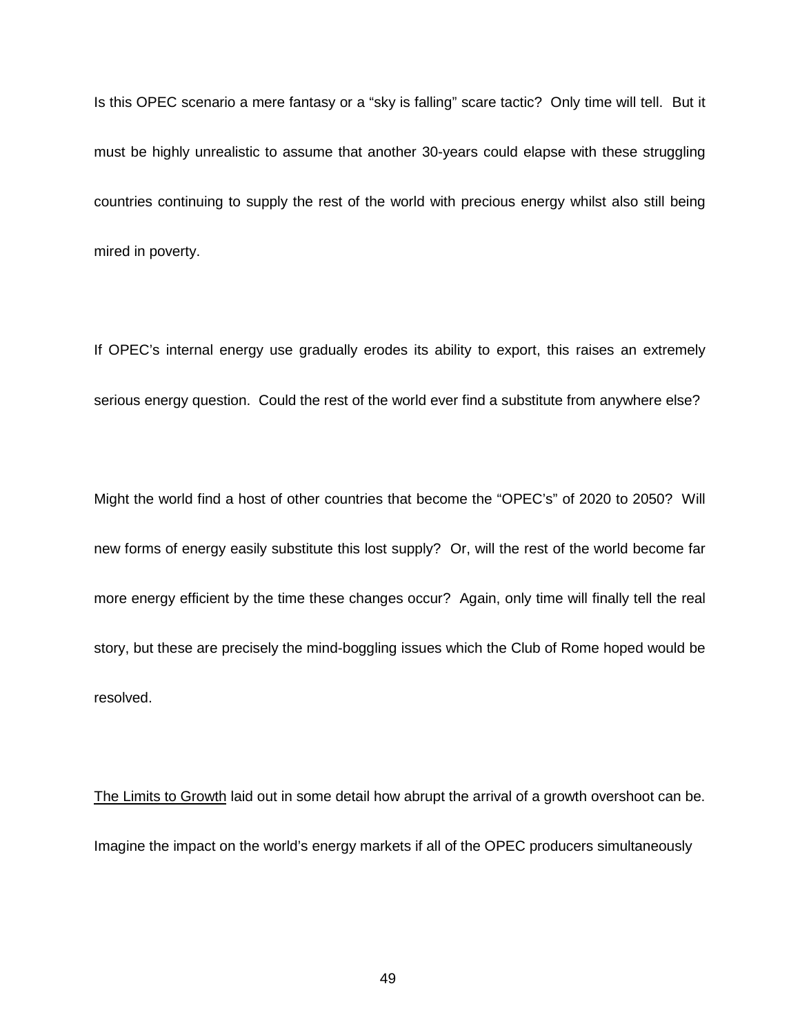Is this OPEC scenario a mere fantasy or a "sky is falling" scare tactic? Only time will tell. But it must be highly unrealistic to assume that another 30-years could elapse with these struggling countries continuing to supply the rest of the world with precious energy whilst also still being mired in poverty.

If OPEC's internal energy use gradually erodes its ability to export, this raises an extremely serious energy question. Could the rest of the world ever find a substitute from anywhere else?

Might the world find a host of other countries that become the "OPEC's" of 2020 to 2050? Will new forms of energy easily substitute this lost supply? Or, will the rest of the world become far more energy efficient by the time these changes occur? Again, only time will finally tell the real story, but these are precisely the mind-boggling issues which the Club of Rome hoped would be resolved.

<u>The Limits to Growth</u> laid out in some detail how abrupt the arrival of a growth overshoot can be. Imagine the impact on the world's energy markets if all of the OPEC producers simultaneously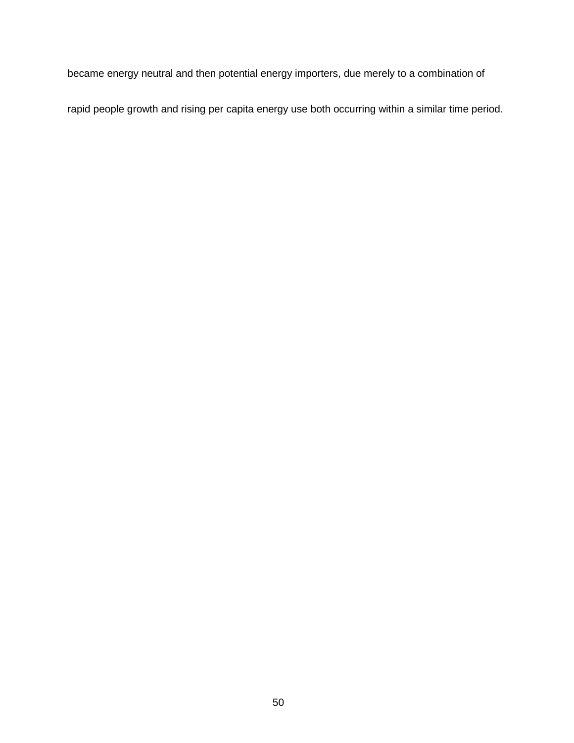became energy neutral and then potential energy importers, due merely to a combination of rapid people growth and rising per capita energy use both occurring within a similar time period.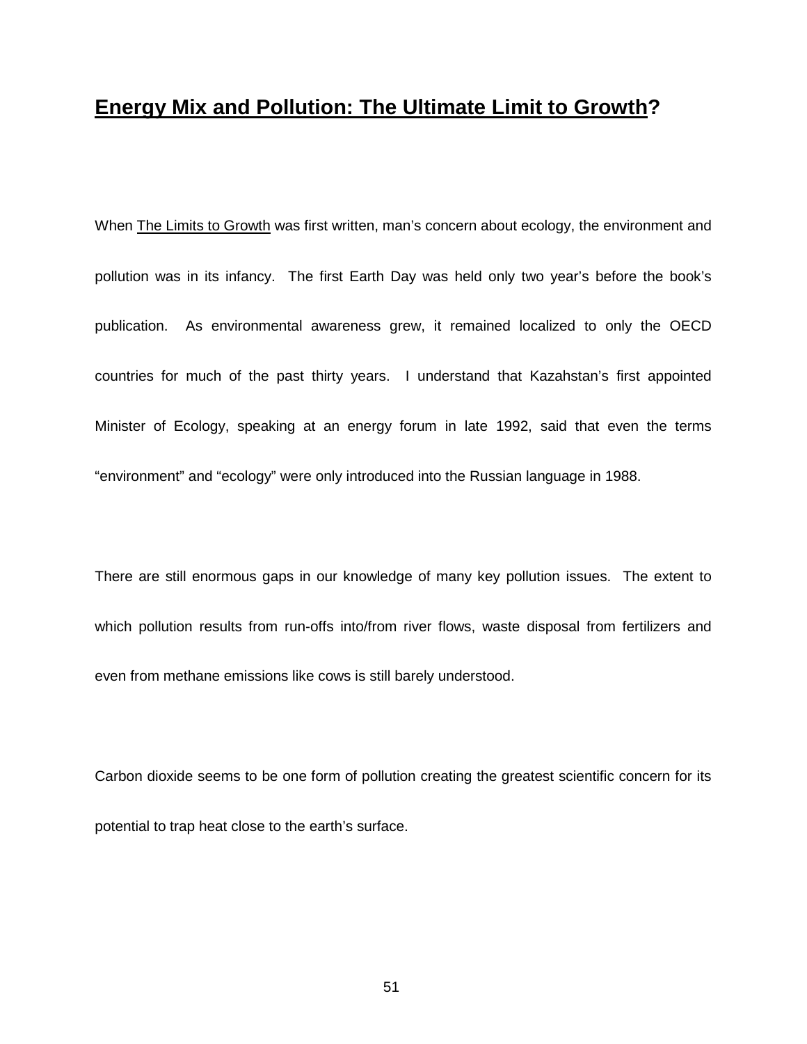## **Energy Mix and Pollution: The Ultimate Limit to Growth?**

When The Limits to Growth was first written, man's concern about ecology, the environment and pollution was in its infancy. The first Earth Day was held only two year's before the book's publication. As environmental awareness grew, it remained localized to only the OECD countries for much of the past thirty years. I understand that Kazahstan's first appointed Minister of Ecology, speaking at an energy forum in late 1992, said that even the terms "environment" and "ecology" were only introduced into the Russian language in 1988.

There are still enormous gaps in our knowledge of many key pollution issues. The extent to which pollution results from run-offs into/from river flows, waste disposal from fertilizers and even from methane emissions like cows is still barely understood.

Carbon dioxide seems to be one form of pollution creating the greatest scientific concern for its potential to trap heat close to the earth's surface.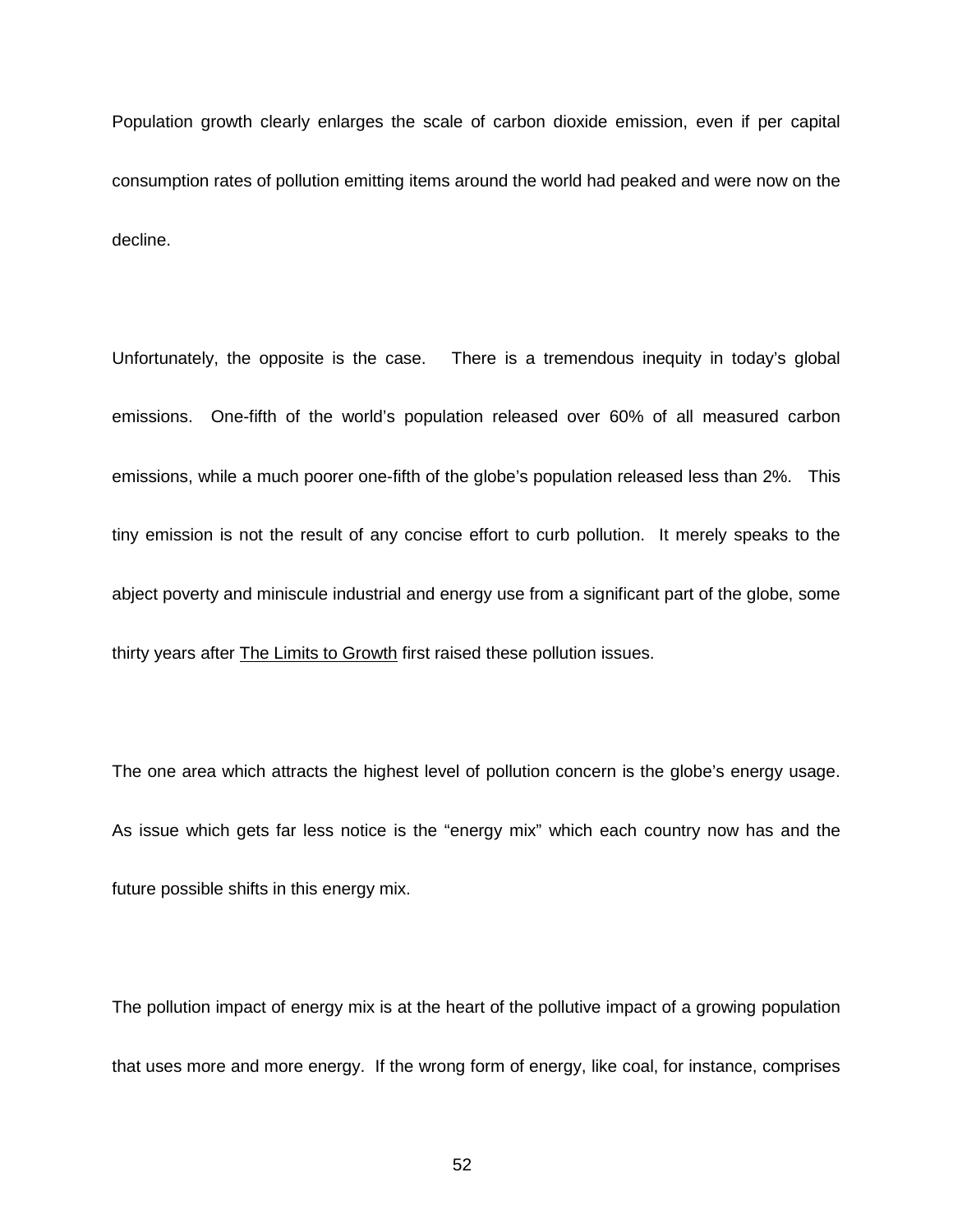Population growth clearly enlarges the scale of carbon dioxide emission, even if per capital consumption rates of pollution emitting items around the world had peaked and were now on the decline.

Unfortunately, the opposite is the case. There is a tremendous inequity in today's global emissions. One-fifth of the world's population released over 60% of all measured carbon emissions, while a much poorer one-fifth of the globe's population released less than 2%. This tiny emission is not the result of any concise effort to curb pollution. It merely speaks to the abject poverty and miniscule industrial and energy use from a significant part of the globe, some thirty years after The Limits to Growth first raised these pollution issues.

The one area which attracts the highest level of pollution concern is the globe's energy usage. As issue which gets far less notice is the "energy mix" which each country now has and the future possible shifts in this energy mix.

The pollution impact of energy mix is at the heart of the pollutive impact of a growing population that uses more and more energy. If the wrong form of energy, like coal, for instance, comprises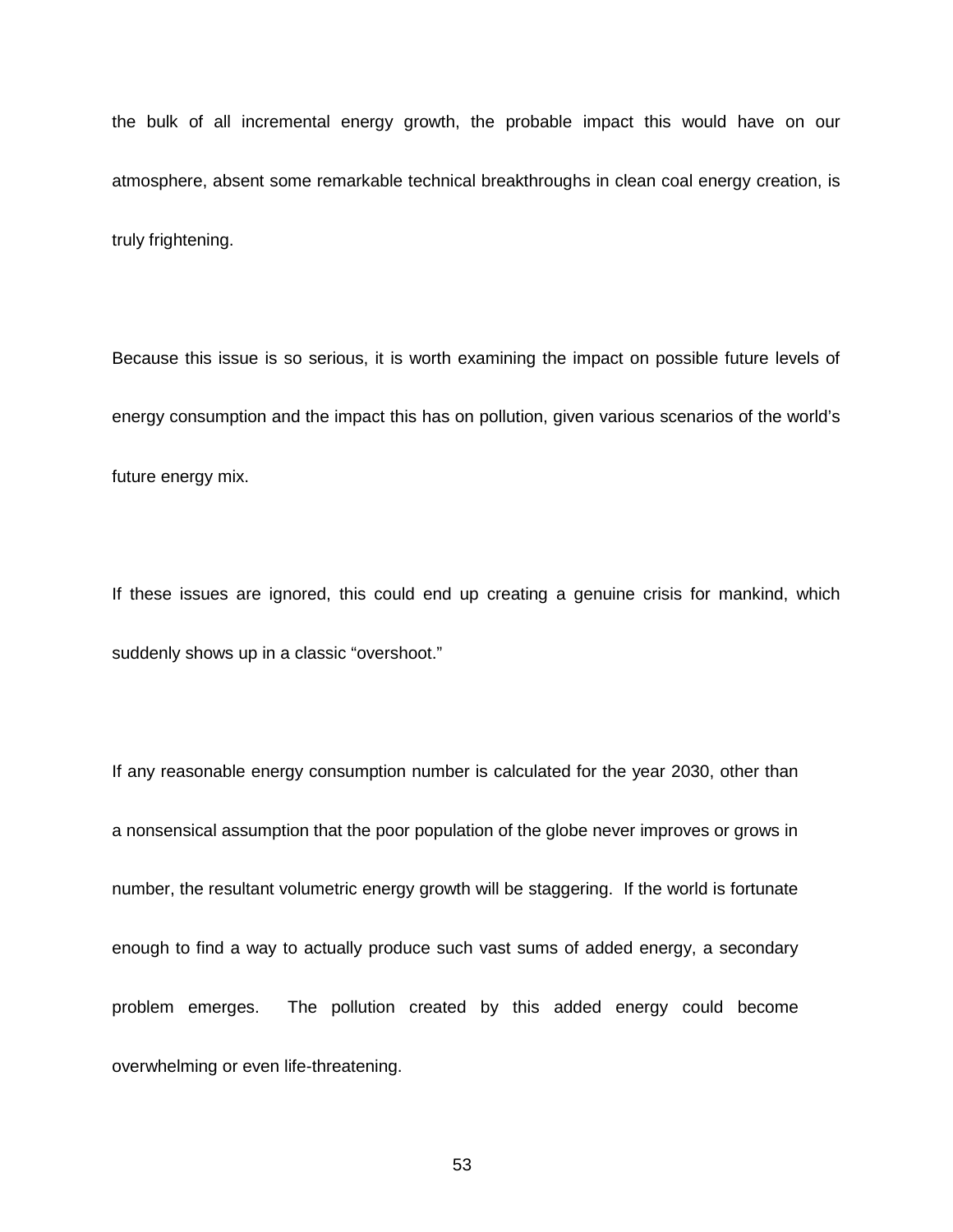the bulk of all incremental energy growth, the probable impact this would have on our atmosphere, absent some remarkable technical breakthroughs in clean coal energy creation, is truly frightening.

Because this issue is so serious, it is worth examining the impact on possible future levels of energy consumption and the impact this has on pollution, given various scenarios of the world's future energy mix.

If these issues are ignored, this could end up creating a genuine crisis for mankind, which suddenly shows up in a classic "overshoot."

If any reasonable energy consumption number is calculated for the year 2030, other than a nonsensical assumption that the poor population of the globe never improves or grows in number, the resultant volumetric energy growth will be staggering. If the world is fortunate enough to find a way to actually produce such vast sums of added energy, a secondary problem emerges. The pollution created by this added energy could become overwhelming or even life-threatening.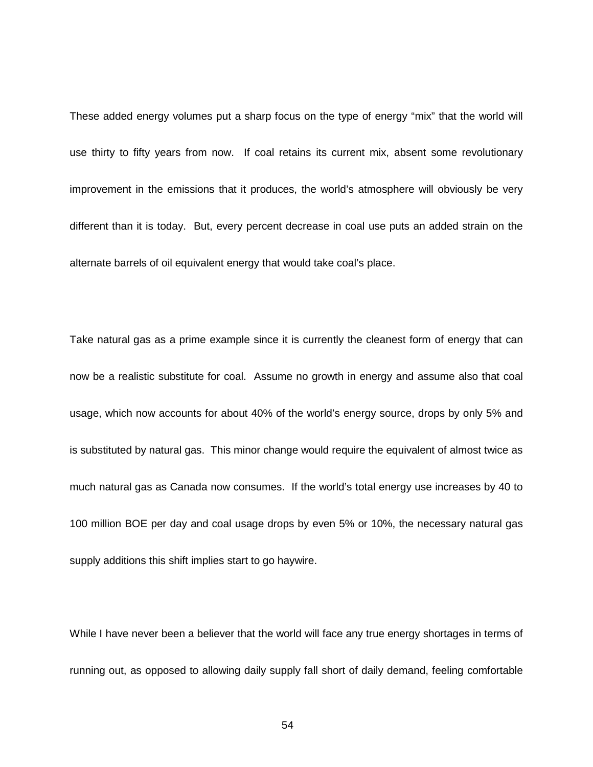These added energy volumes put a sharp focus on the type of energy "mix" that the world will use thirty to fifty years from now. If coal retains its current mix, absent some revolutionary improvement in the emissions that it produces, the world's atmosphere will obviously be very different than it is today. But, every percent decrease in coal use puts an added strain on the alternate barrels of oil equivalent energy that would take coal's place.

Take natural gas as a prime example since it is currently the cleanest form of energy that can now be a realistic substitute for coal. Assume no growth in energy and assume also that coal usage, which now accounts for about 40% of the world's energy source, drops by only 5% and is substituted by natural gas. This minor change would require the equivalent of almost twice as much natural gas as Canada now consumes. If the world's total energy use increases by 40 to 100 million BOE per day and coal usage drops by even 5% or 10%, the necessary natural gas supply additions this shift implies start to go haywire.

While I have never been a believer that the world will face any true energy shortages in terms of running out, as opposed to allowing daily supply fall short of daily demand, feeling comfortable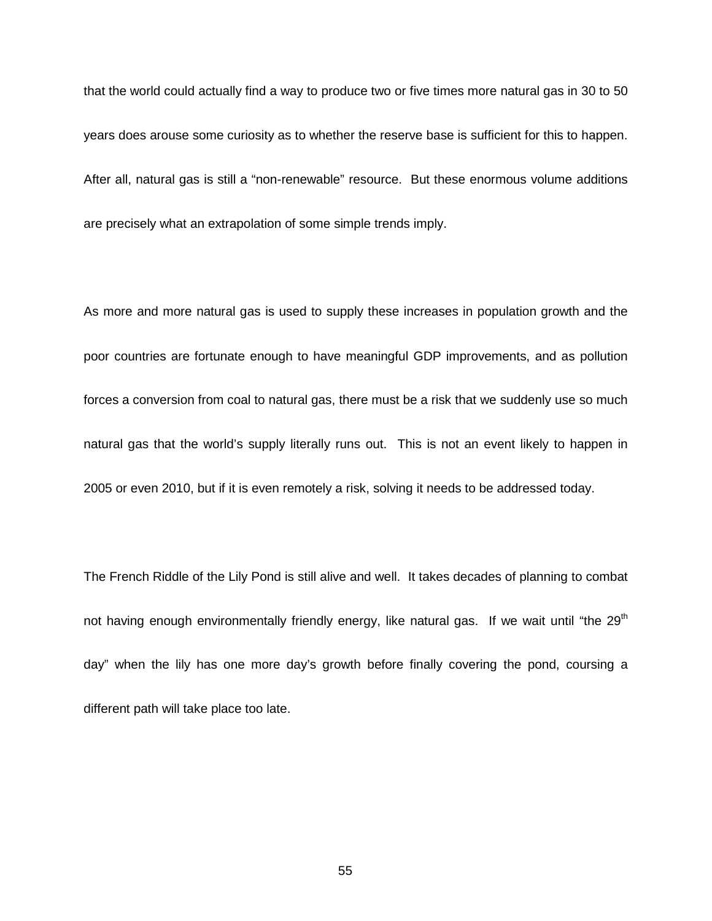that the world could actually find a way to produce two or five times more natural gas in 30 to 50 years does arouse some curiosity as to whether the reserve base is sufficient for this to happen. After all, natural gas is still a "non-renewable" resource. But these enormous volume additions are precisely what an extrapolation of some simple trends imply.

As more and more natural gas is used to supply these increases in population growth and the poor countries are fortunate enough to have meaningful GDP improvements, and as pollution forces a conversion from coal to natural gas, there must be a risk that we suddenly use so much natural gas that the world's supply literally runs out. This is not an event likely to happen in 2005 or even 2010, but if it is even remotely a risk, solving it needs to be addressed today.

The French Riddle of the Lily Pond is still alive and well. It takes decades of planning to combat not having enough environmentally friendly energy, like natural gas. If we wait until "the 29th day" when the lily has one more day's growth before finally covering the pond, coursing a different path will take place too late.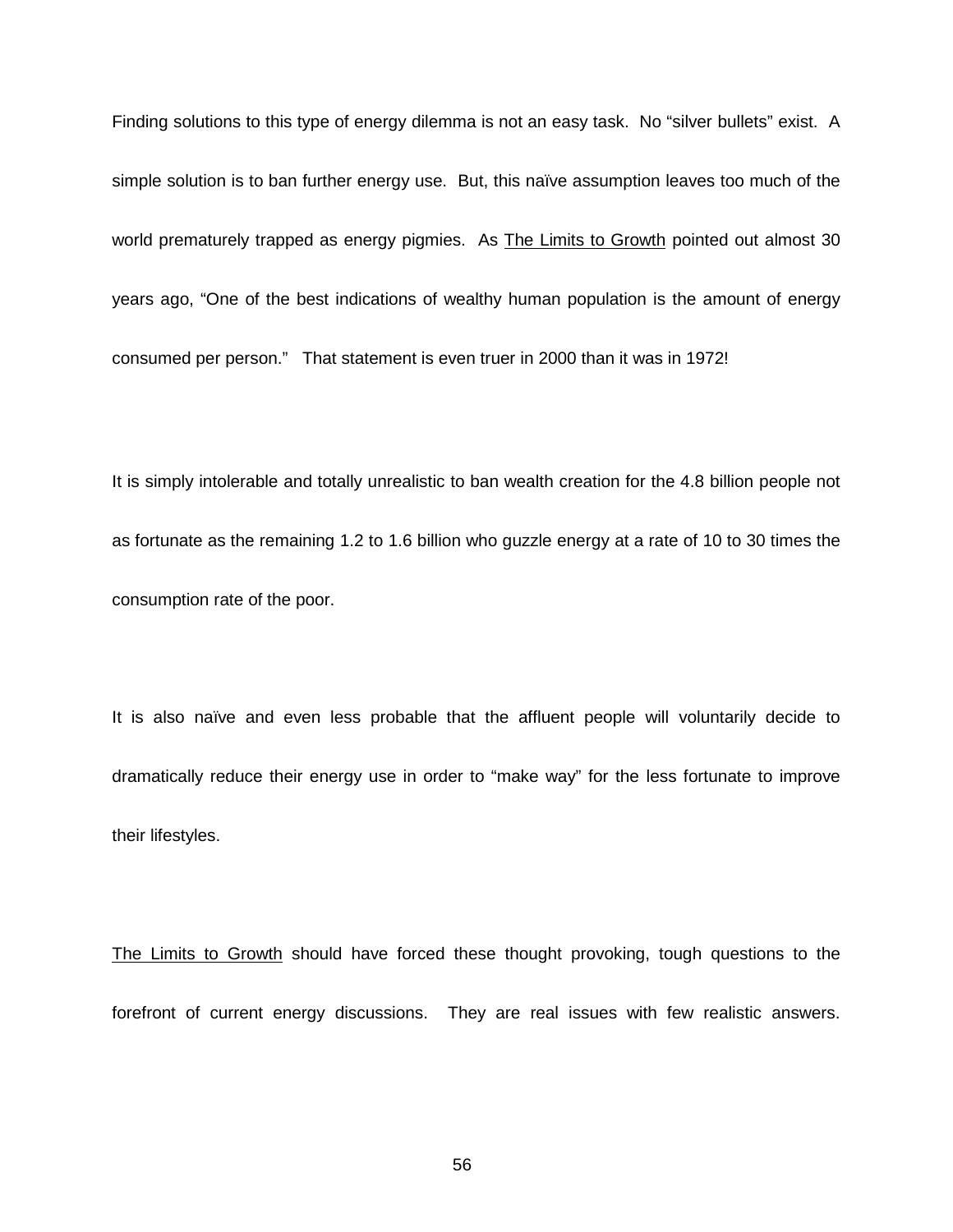Finding solutions to this type of energy dilemma is not an easy task. No “silver bullets” exist. A simple solution is to ban further energy use. But, this naïve assumption leaves too much of the world prematurely trapped as energy pigmies. As <u>The Limits to Growth</u> pointed out almost 30 years ago, “One of the best indications of wealthy human population is the amount of energy consumed per person.” That statement is even truer in 2000 than it was in 1972!

It is simply intolerable and totally unrealistic to ban wealth creation for the 4.8 billion people not as fortunate as the remaining 1.2 to 1.6 billion who guzzle energy at a rate of 10 to 30 times the consumption rate of the poor.

It is also naïve and even less probable that the affluent people will voluntarily decide to dramatically reduce their energy use in order to “make way” for the less fortunate to improve their lifestyles.

<u>The Limits to Growth</u> should have forced these thought provoking, tough questions to the forefront of current energy discussions. They are real issues with few realistic answers.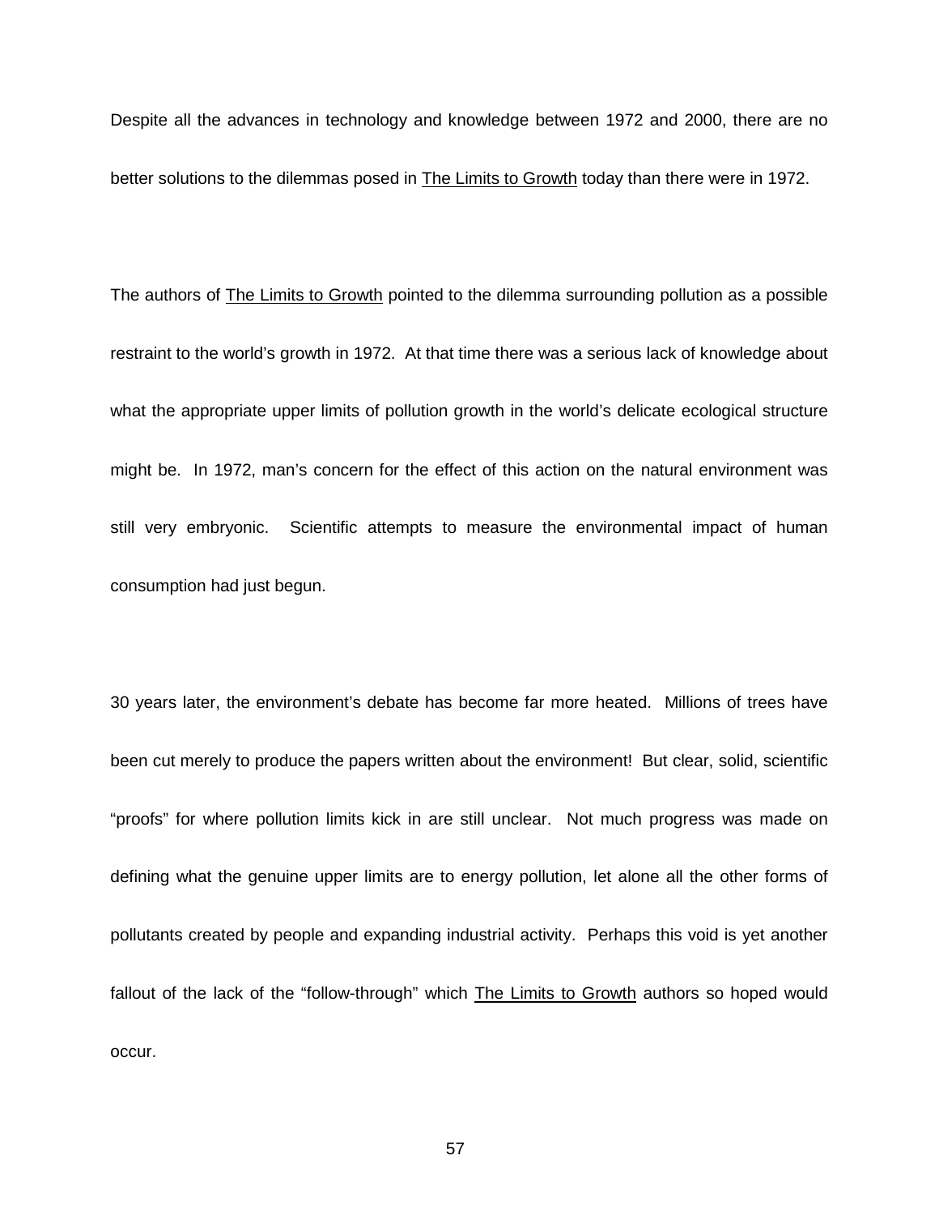Despite all the advances in technology and knowledge between 1972 and 2000, there are no better solutions to the dilemmas posed in The Limits to Growth today than there were in 1972.

The authors of The Limits to Growth pointed to the dilemma surrounding pollution as a possible restraint to the world's growth in 1972. At that time there was a serious lack of knowledge about what the appropriate upper limits of pollution growth in the world's delicate ecological structure might be. In 1972, man's concern for the effect of this action on the natural environment was still very embryonic. Scientific attempts to measure the environmental impact of human consumption had just begun.

30 years later, the environment's debate has become far more heated. Millions of trees have been cut merely to produce the papers written about the environment! But clear, solid, scientific "proofs" for where pollution limits kick in are still unclear. Not much progress was made on defining what the genuine upper limits are to energy pollution, let alone all the other forms of pollutants created by people and expanding industrial activity. Perhaps this void is yet another fallout of the lack of the "follow-through" which The Limits to Growth authors so hoped would occur.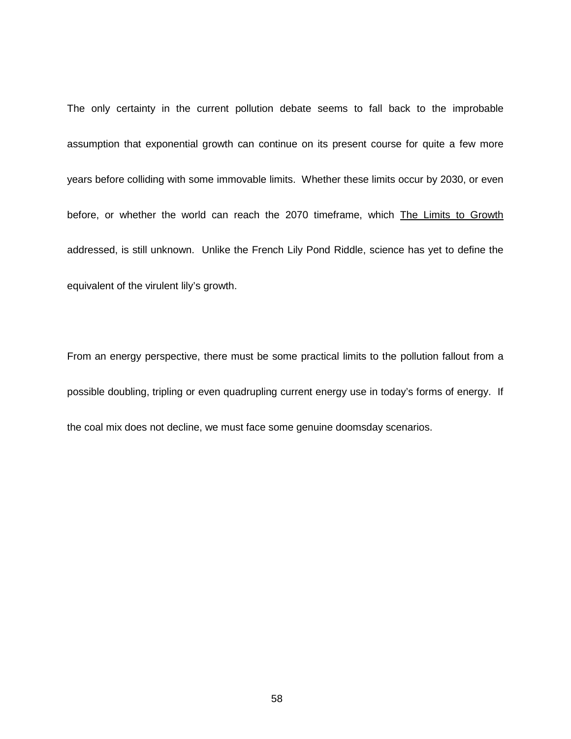The only certainty in the current pollution debate seems to fall back to the improbable assumption that exponential growth can continue on its present course for quite a few more years before colliding with some immovable limits. Whether these limits occur by 2030, or even before, or whether the world can reach the 2070 timeframe, which The Limits to Growth addressed, is still unknown. Unlike the French Lily Pond Riddle, science has yet to define the equivalent of the virulent lily's growth.

From an energy perspective, there must be some practical limits to the pollution fallout from a possible doubling, tripling or even quadrupling current energy use in today's forms of energy. If the coal mix does not decline, we must face some genuine doomsday scenarios.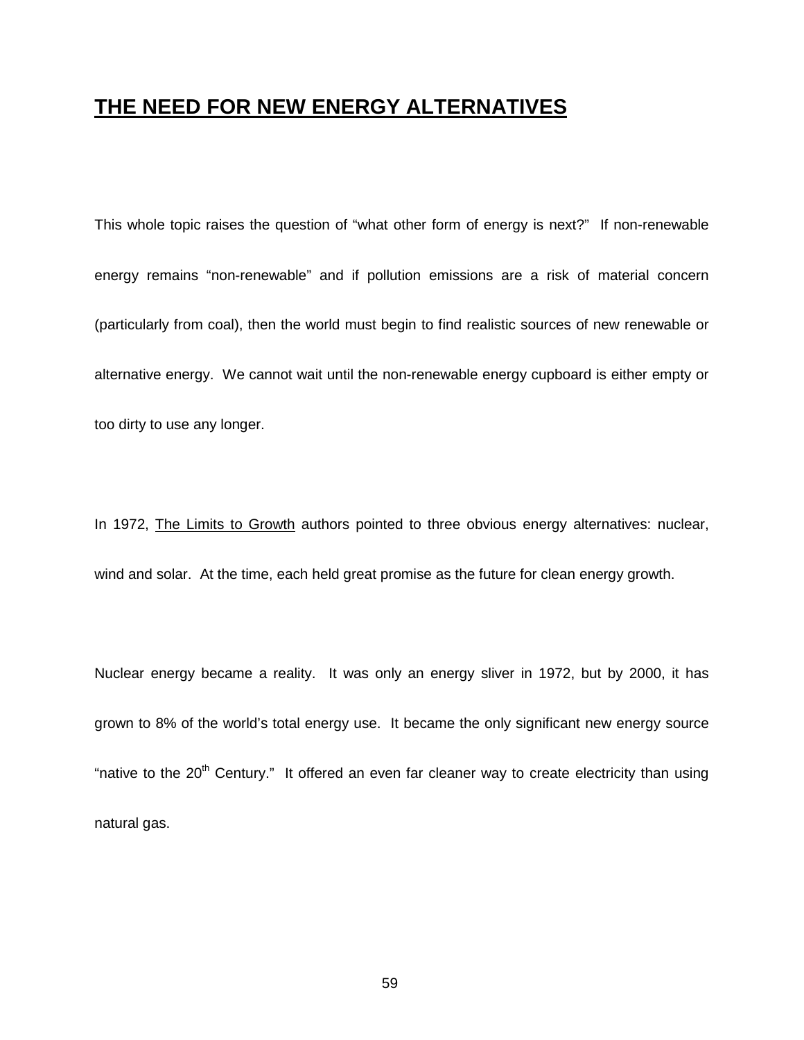# THE NEED FOR NEW ENERGY ALTERNATIVES

This whole topic raises the question of "what other form of energy is next?" If non-renewable energy remains "non-renewable" and if pollution emissions are a risk of material concern (particularly from coal), then the world must begin to find realistic sources of new renewable or alternative energy. We cannot wait until the non-renewable energy cupboard is either empty or too dirty to use any longer.

In 1972, The Limits to Growth authors pointed to three obvious energy alternatives: nuclear, wind and solar. At the time, each held great promise as the future for clean energy growth.

Nuclear energy became a reality. It was only an energy sliver in 1972, but by 2000, it has grown to 8% of the world's total energy use. It became the only significant new energy source "native to the 20th Century." It offered an even far cleaner way to create electricity than using natural gas.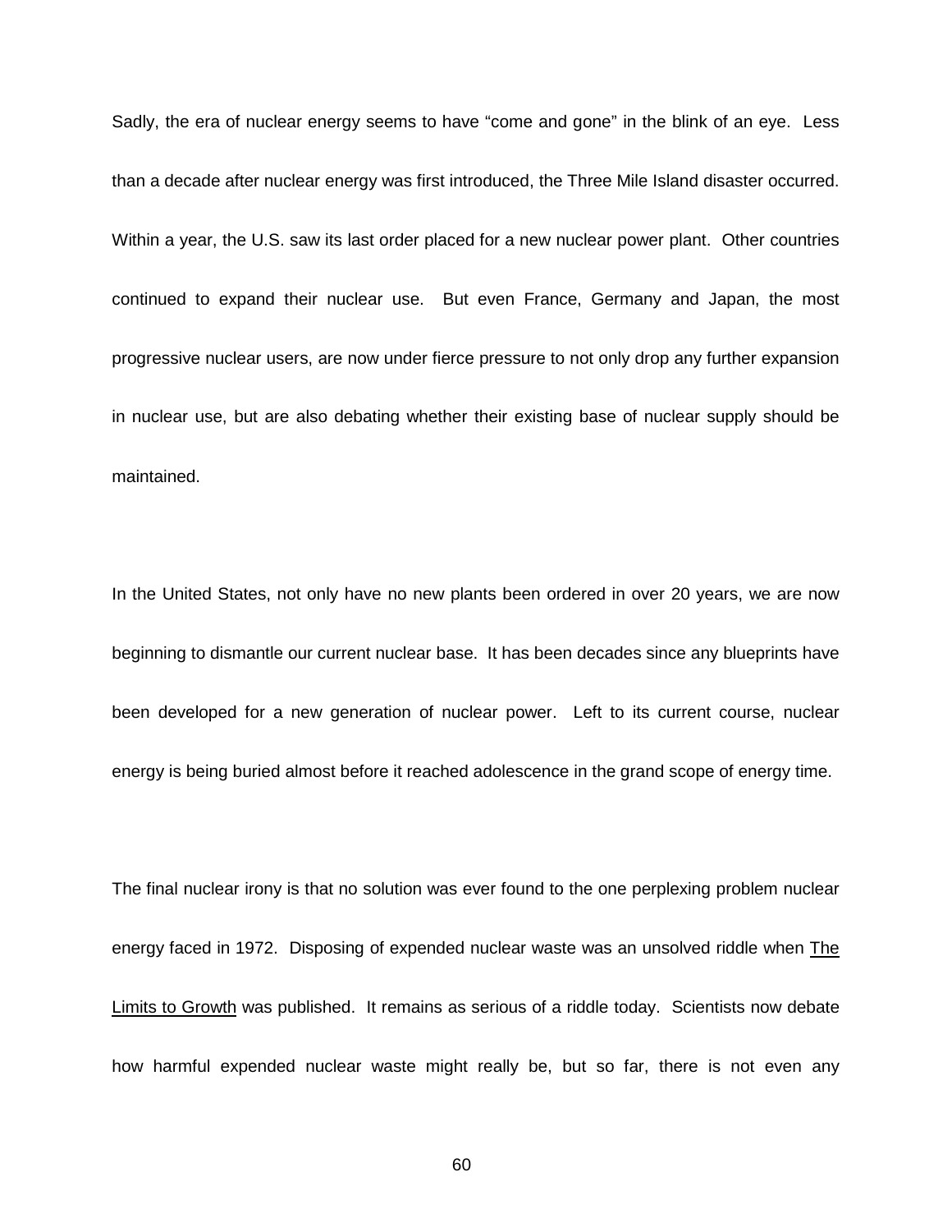Sadly, the era of nuclear energy seems to have "come and gone" in the blink of an eye. Less than a decade after nuclear energy was first introduced, the Three Mile Island disaster occurred. Within a year, the U.S. saw its last order placed for a new nuclear power plant. Other countries continued to expand their nuclear use. But even France, Germany and Japan, the most progressive nuclear users, are now under fierce pressure to not only drop any further expansion in nuclear use, but are also debating whether their existing base of nuclear supply should be maintained.

In the United States, not only have no new plants been ordered in over 20 years, we are now beginning to dismantle our current nuclear base. It has been decades since any blueprints have been developed for a new generation of nuclear power. Left to its current course, nuclear energy is being buried almost before it reached adolescence in the grand scope of energy time.

The final nuclear irony is that no solution was ever found to the one perplexing problem nuclear energy faced in 1972. Disposing of expended nuclear waste was an unsolved riddle when <u>The Limits to Growth</u> was published. It remains as serious of a riddle today. Scientists now debate how harmful expended nuclear waste might really be, but so far, there is not even any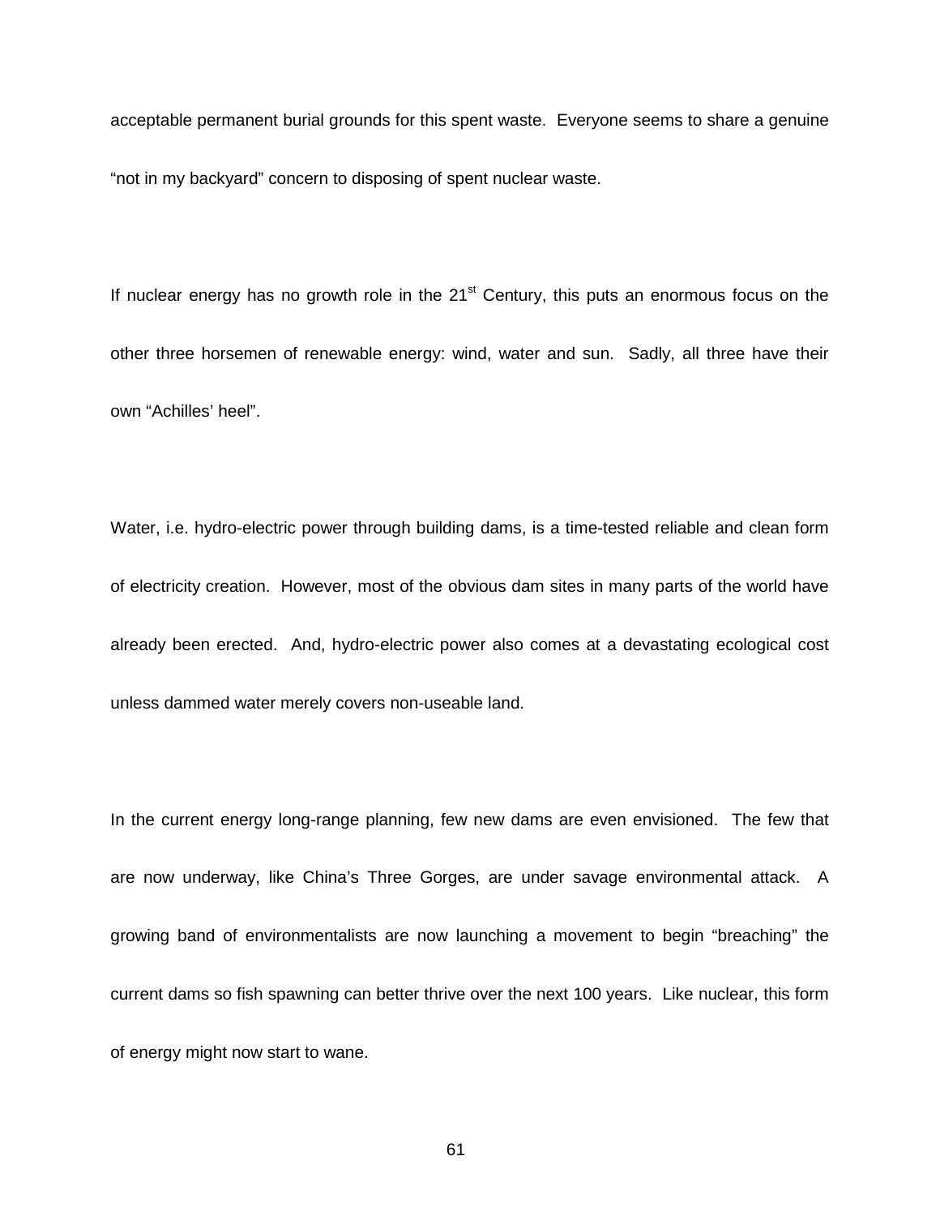acceptable permanent burial grounds for this spent waste. Everyone seems to share a genuine "not in my backyard" concern to disposing of spent nuclear waste.

If nuclear energy has no growth role in the 21st Century, this puts an enormous focus on the other three horsemen of renewable energy: wind, water and sun. Sadly, all three have their own "Achilles' heel".

Water, i.e. hydro-electric power through building dams, is a time-tested reliable and clean form of electricity creation. However, most of the obvious dam sites in many parts of the world have already been erected. And, hydro-electric power also comes at a devastating ecological cost unless dammed water merely covers non-useable land.

In the current energy long-range planning, few new dams are even envisioned. The few that are now underway, like China's Three Gorges, are under savage environmental attack. A growing band of environmentalists are now launching a movement to begin "breaching" the current dams so fish spawning can better thrive over the next 100 years. Like nuclear, this form of energy might now start to wane.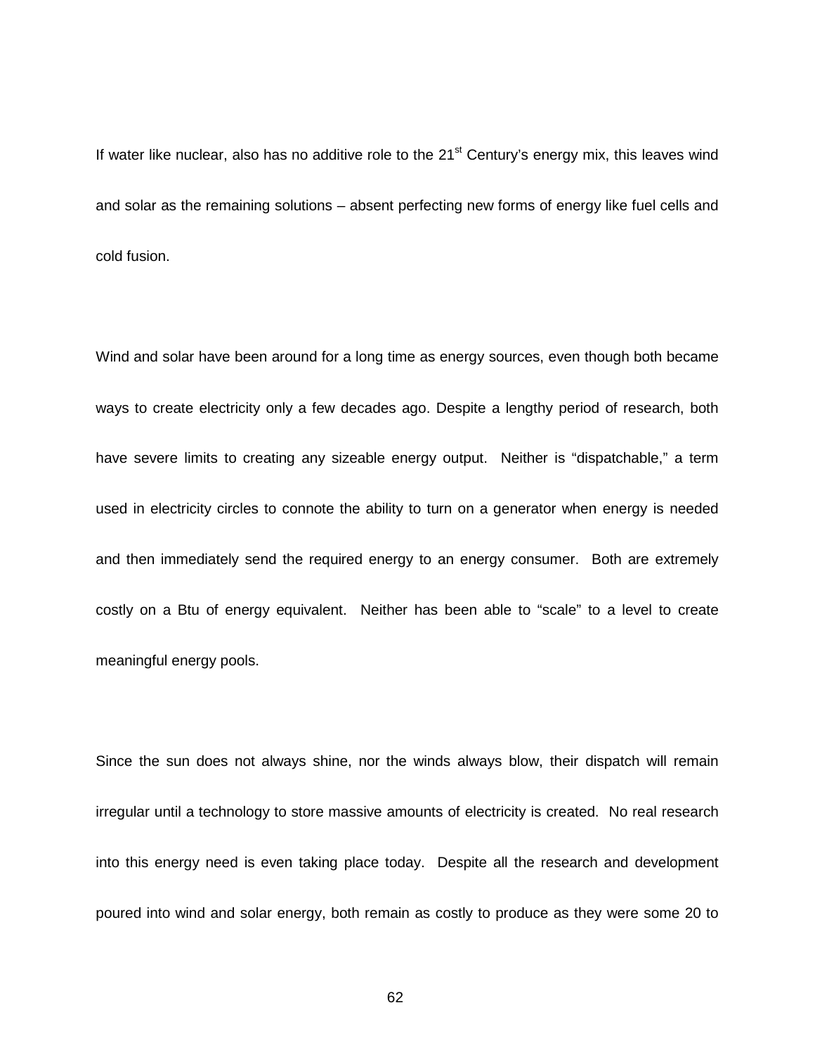If water like nuclear, also has no additive role to the 21$^{st}$ Century's energy mix, this leaves wind and solar as the remaining solutions – absent perfecting new forms of energy like fuel cells and cold fusion.

Wind and solar have been around for a long time as energy sources, even though both became ways to create electricity only a few decades ago. Despite a lengthy period of research, both have severe limits to creating any sizeable energy output. Neither is "dispatchable," a term used in electricity circles to connote the ability to turn on a generator when energy is needed and then immediately send the required energy to an energy consumer. Both are extremely costly on a Btu of energy equivalent. Neither has been able to "scale" to a level to create meaningful energy pools.

Since the sun does not always shine, nor the winds always blow, their dispatch will remain irregular until a technology to store massive amounts of electricity is created. No real research into this energy need is even taking place today. Despite all the research and development poured into wind and solar energy, both remain as costly to produce as they were some 20 to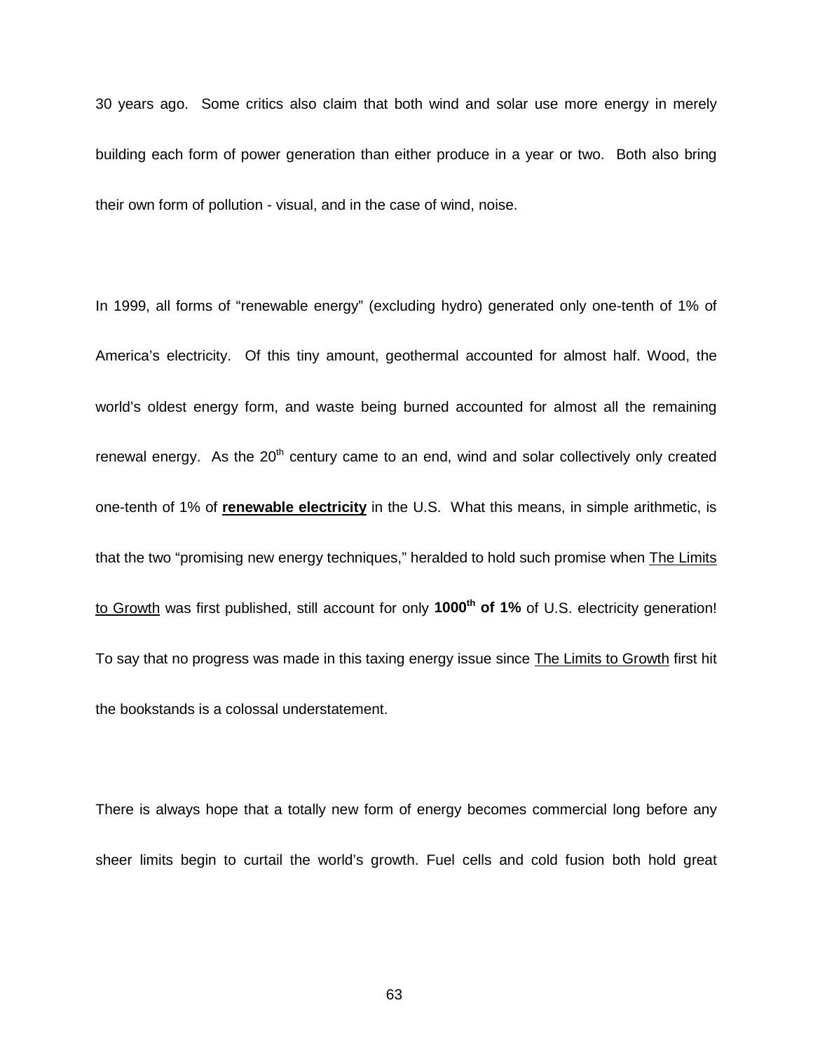30 years ago. Some critics also claim that both wind and solar use more energy in merely building each form of power generation than either produce in a year or two. Both also bring their own form of pollution - visual, and in the case of wind, noise.

In 1999, all forms of "renewable energy" (excluding hydro) generated only one-tenth of 1% of America's electricity. Of this tiny amount, geothermal accounted for almost half. Wood, the world's oldest energy form, and waste being burned accounted for almost all the remaining renewal energy. As the 20$^{th}$ century came to an end, wind and solar collectively only created one-tenth of 1% of **renewable electricity** in the U.S. What this means, in simple arithmetic, is that the two "promising new energy techniques," heralded to hold such promise when The Limits to Growth was first published, still account for only **1000$^{th}$ of 1%** of U.S. electricity generation! To say that no progress was made in this taxing energy issue since The Limits to Growth first hit the bookstands is a colossal understatement.

There is always hope that a totally new form of energy becomes commercial long before any sheer limits begin to curtail the world's growth. Fuel cells and cold fusion both hold great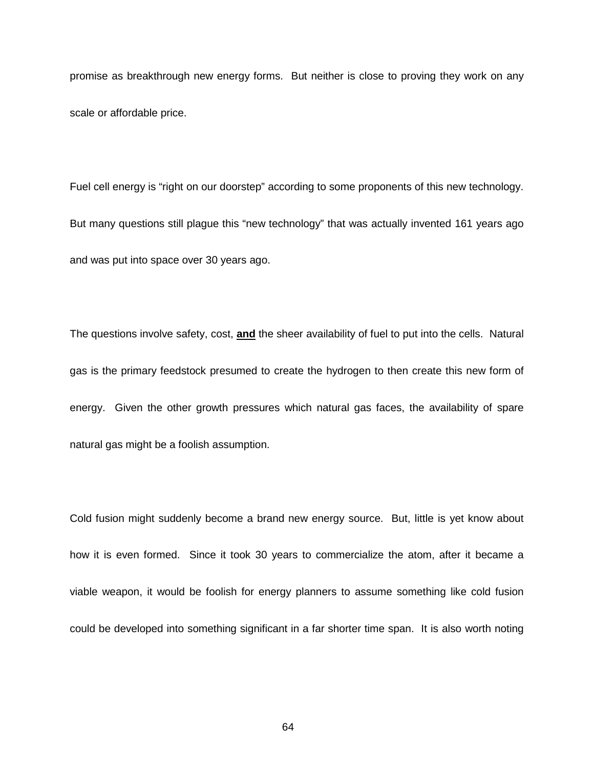promise as breakthrough new energy forms. But neither is close to proving they work on any scale or affordable price.

Fuel cell energy is “right on our doorstep” according to some proponents of this new technology. But many questions still plague this “new technology” that was actually invented 161 years ago and was put into space over 30 years ago.

The questions involve safety, cost, **<u>and</u>** the sheer availability of fuel to put into the cells. Natural gas is the primary feedstock presumed to create the hydrogen to then create this new form of energy. Given the other growth pressures which natural gas faces, the availability of spare natural gas might be a foolish assumption.

Cold fusion might suddenly become a brand new energy source. But, little is yet know about how it is even formed. Since it took 30 years to commercialize the atom, after it became a viable weapon, it would be foolish for energy planners to assume something like cold fusion could be developed into something significant in a far shorter time span. It is also worth noting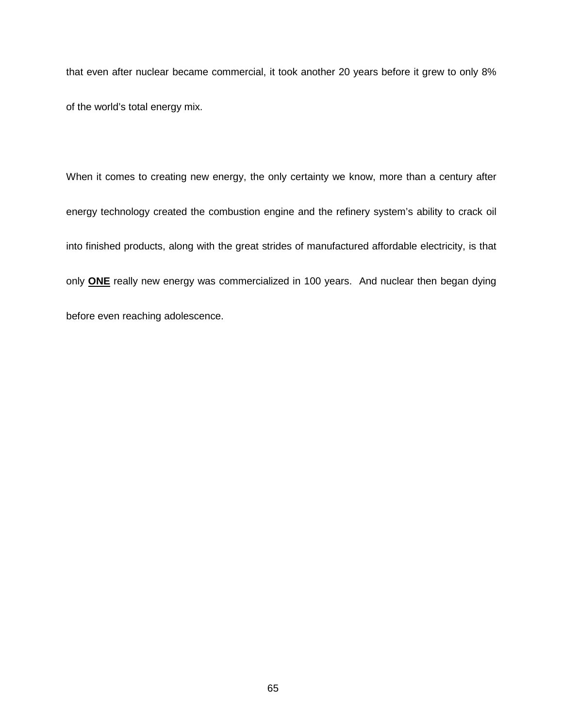that even after nuclear became commercial, it took another 20 years before it grew to only 8% of the world's total energy mix.

When it comes to creating new energy, the only certainty we know, more than a century after energy technology created the combustion engine and the refinery system's ability to crack oil into finished products, along with the great strides of manufactured affordable electricity, is that only <u>**ONE**</u> really new energy was commercialized in 100 years. And nuclear then began dying before even reaching adolescence.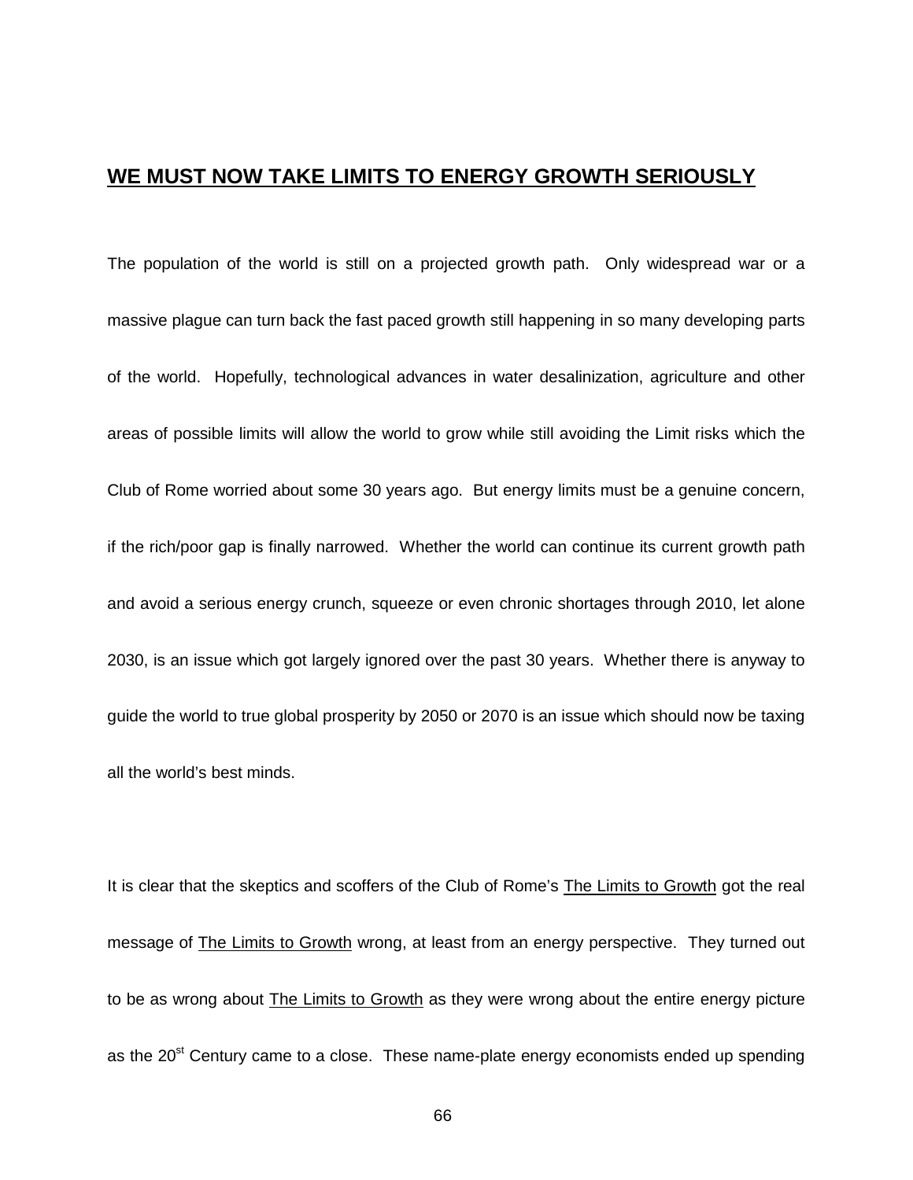## **WE MUST NOW TAKE LIMITS TO ENERGY GROWTH SERIOUSLY**

The population of the world is still on a projected growth path. Only widespread war or a massive plague can turn back the fast paced growth still happening in so many developing parts of the world. Hopefully, technological advances in water desalinization, agriculture and other areas of possible limits will allow the world to grow while still avoiding the Limit risks which the Club of Rome worried about some 30 years ago. But energy limits must be a genuine concern, if the rich/poor gap is finally narrowed. Whether the world can continue its current growth path and avoid a serious energy crunch, squeeze or even chronic shortages through 2010, let alone 2030, is an issue which got largely ignored over the past 30 years. Whether there is anyway to guide the world to true global prosperity by 2050 or 2070 is an issue which should now be taxing all the world's best minds.

It is clear that the skeptics and scoffers of the Club of Rome's <u>The Limits to Growth</u> got the real message of <u>The Limits to Growth</u> wrong, at least from an energy perspective. They turned out to be as wrong about <u>The Limits to Growth</u> as they were wrong about the entire energy picture as the 20th Century came to a close. These name-plate energy economists ended up spending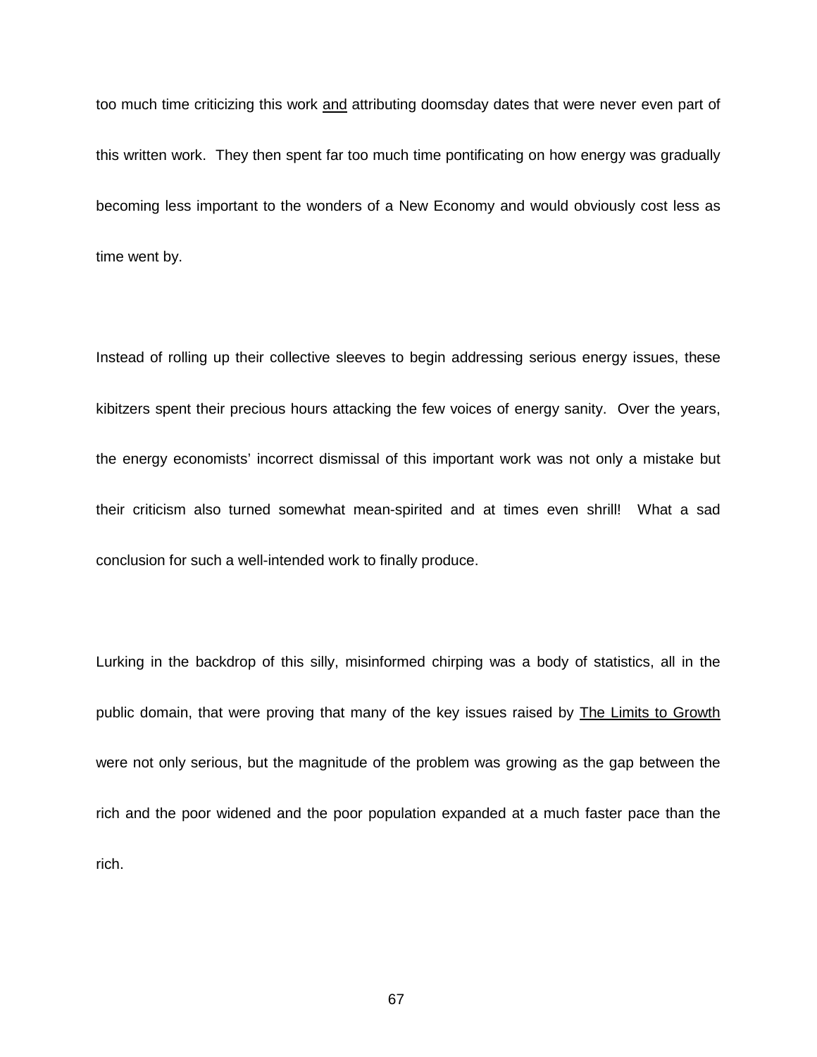too much time criticizing this work <u>and</u> attributing doomsday dates that were never even part of this written work.  They then spent far too much time pontificating on how energy was gradually becoming less important to the wonders of a New Economy and would obviously cost less as time went by.

Instead of rolling up their collective sleeves to begin addressing serious energy issues, these kibitzers spent their precious hours attacking the few voices of energy sanity.  Over the years, the energy economists' incorrect dismissal of this important work was not only a mistake but their criticism also turned somewhat mean-spirited and at times even shrill!  What a sad conclusion for such a well-intended work to finally produce.

Lurking in the backdrop of this silly, misinformed chirping was a body of statistics, all in the public domain, that were proving that many of the key issues raised by <u>The Limits to Growth</u> were not only serious, but the magnitude of the problem was growing as the gap between the rich and the poor widened and the poor population expanded at a much faster pace than the rich.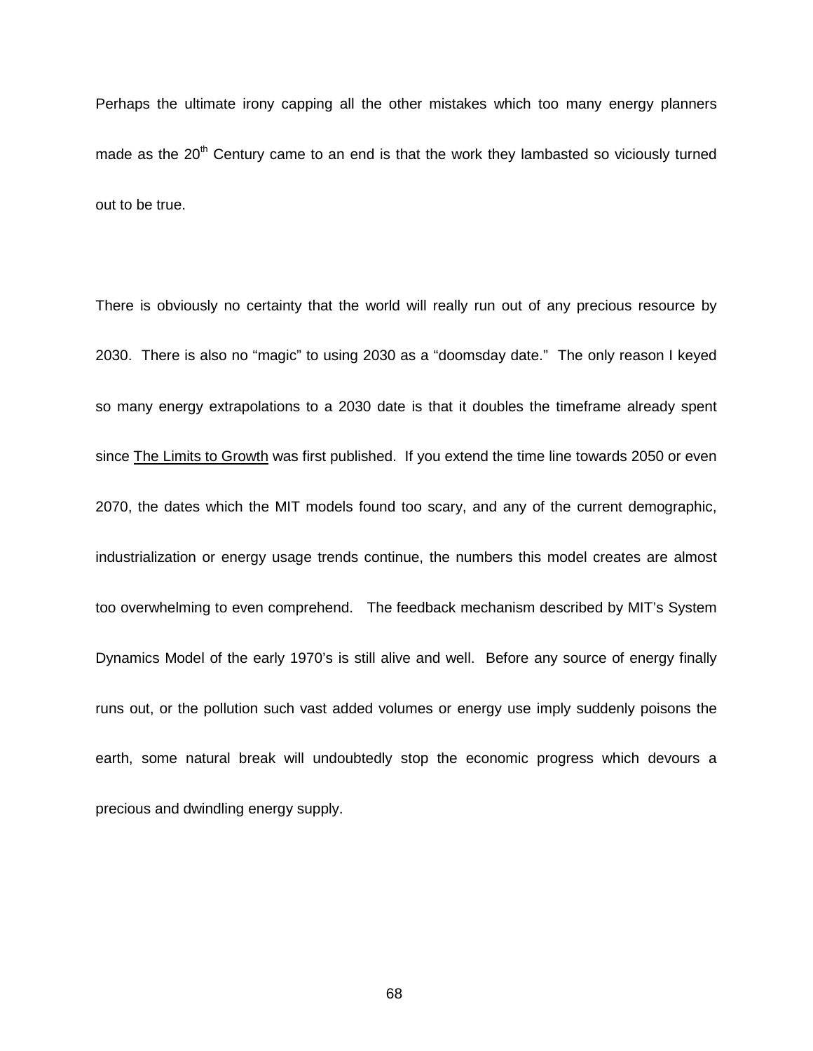Perhaps the ultimate irony capping all the other mistakes which too many energy planners made as the 20th Century came to an end is that the work they lambasted so viciously turned out to be true.

There is obviously no certainty that the world will really run out of any precious resource by 2030. There is also no "magic" to using 2030 as a "doomsday date." The only reason I keyed so many energy extrapolations to a 2030 date is that it doubles the timeframe already spent since The Limits to Growth was first published. If you extend the time line towards 2050 or even 2070, the dates which the MIT models found too scary, and any of the current demographic, industrialization or energy usage trends continue, the numbers this model creates are almost too overwhelming to even comprehend. The feedback mechanism described by MIT's System Dynamics Model of the early 1970's is still alive and well. Before any source of energy finally runs out, or the pollution such vast added volumes or energy use imply suddenly poisons the earth, some natural break will undoubtedly stop the economic progress which devours a precious and dwindling energy supply.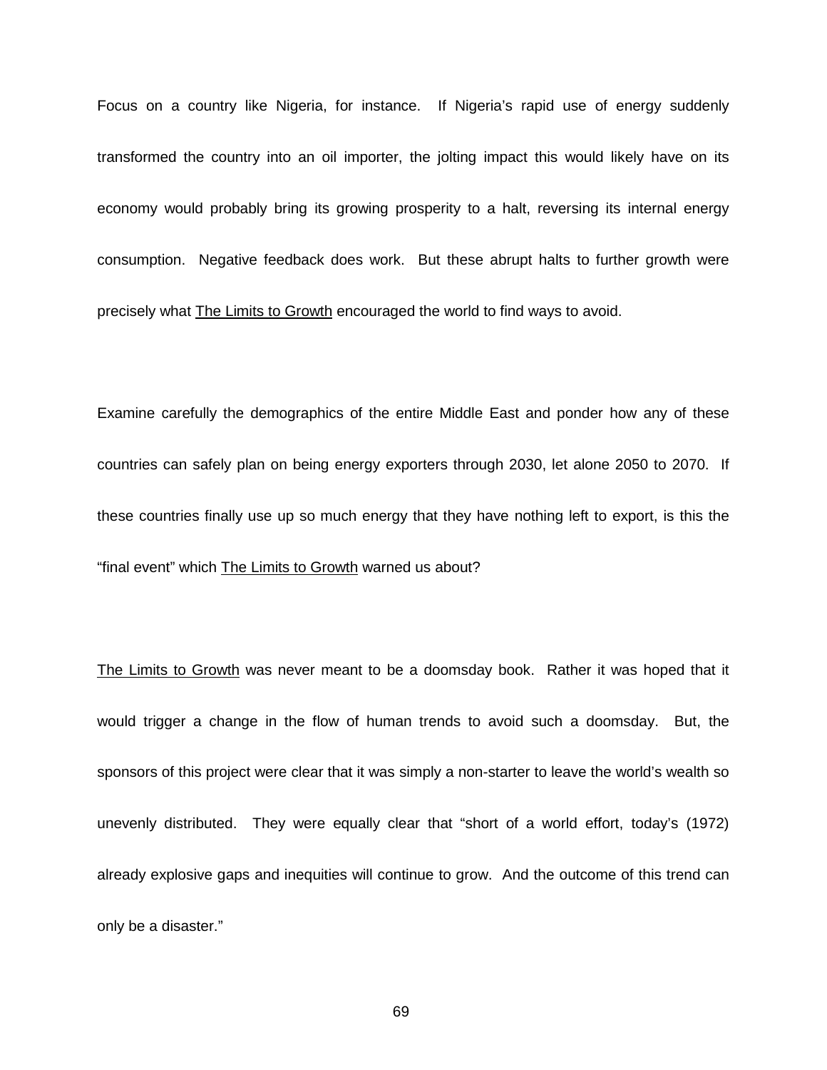Focus on a country like Nigeria, for instance. If Nigeria's rapid use of energy suddenly transformed the country into an oil importer, the jolting impact this would likely have on its economy would probably bring its growing prosperity to a halt, reversing its internal energy consumption. Negative feedback does work. But these abrupt halts to further growth were precisely what The Limits to Growth encouraged the world to find ways to avoid.

Examine carefully the demographics of the entire Middle East and ponder how any of these countries can safely plan on being energy exporters through 2030, let alone 2050 to 2070. If these countries finally use up so much energy that they have nothing left to export, is this the "final event" which The Limits to Growth warned us about?

The Limits to Growth was never meant to be a doomsday book. Rather it was hoped that it would trigger a change in the flow of human trends to avoid such a doomsday. But, the sponsors of this project were clear that it was simply a non-starter to leave the world's wealth so unevenly distributed. They were equally clear that "short of a world effort, today's (1972) already explosive gaps and inequities will continue to grow. And the outcome of this trend can only be a disaster."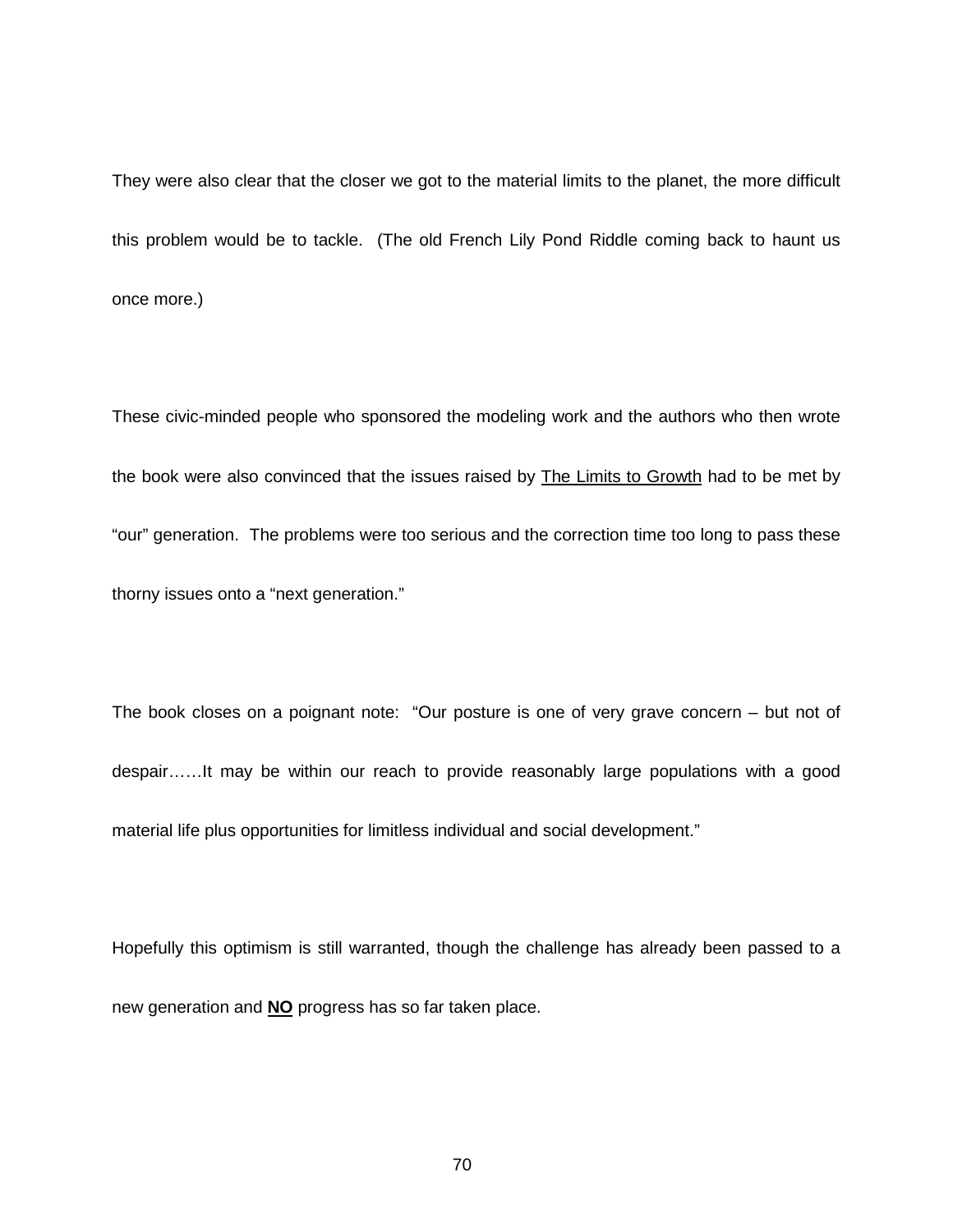They were also clear that the closer we got to the material limits to the planet, the more difficult this problem would be to tackle. (The old French Lily Pond Riddle coming back to haunt us once more.)

These civic-minded people who sponsored the modeling work and the authors who then wrote the book were also convinced that the issues raised by <u>The Limits to Growth</u> had to be met by "our" generation. The problems were too serious and the correction time too long to pass these thorny issues onto a "next generation."

The book closes on a poignant note: "Our posture is one of very grave concern – but not of despair……It may be within our reach to provide reasonably large populations with a good material life plus opportunities for limitless individual and social development."

Hopefully this optimism is still warranted, though the challenge has already been passed to a new generation and <u>**NO**</u> progress has so far taken place.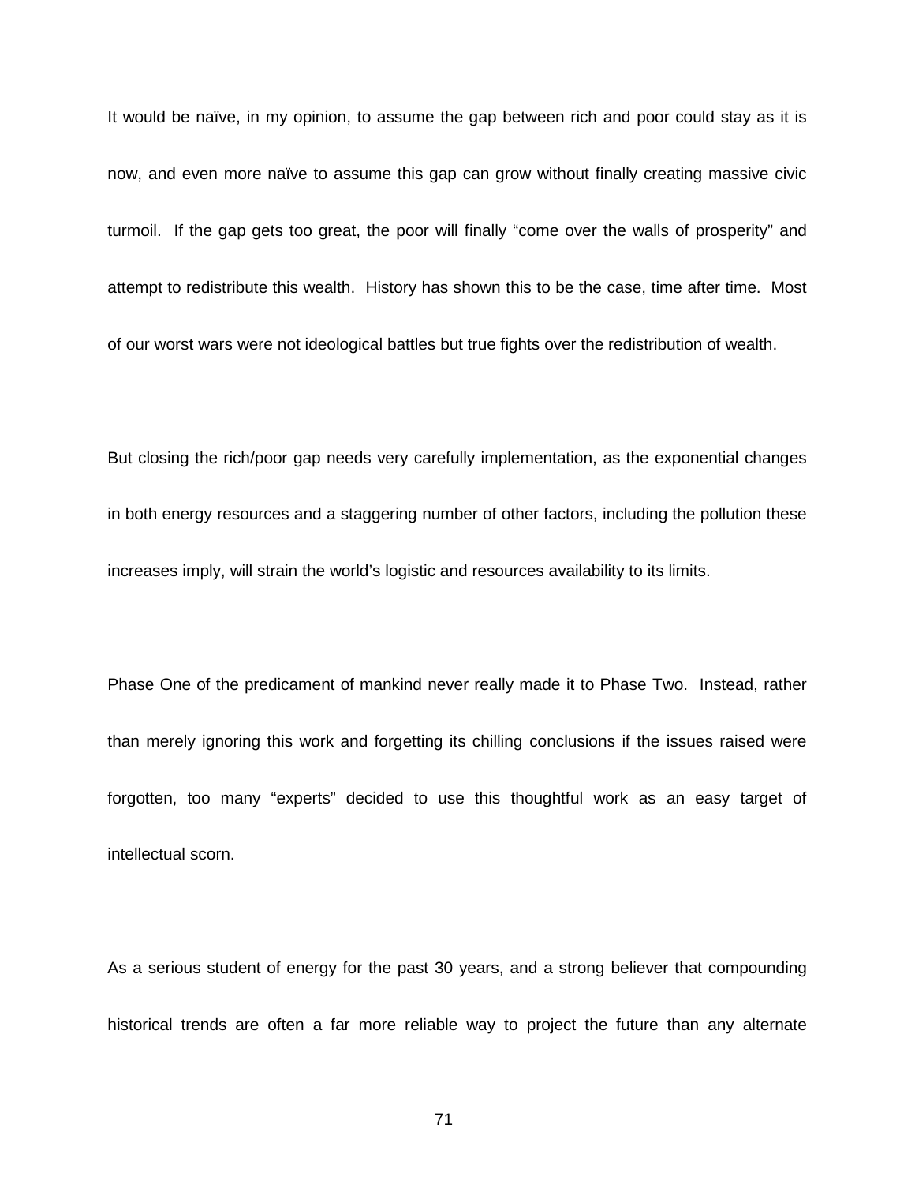It would be naïve, in my opinion, to assume the gap between rich and poor could stay as it is now, and even more naïve to assume this gap can grow without finally creating massive civic turmoil. If the gap gets too great, the poor will finally "come over the walls of prosperity" and attempt to redistribute this wealth. History has shown this to be the case, time after time. Most of our worst wars were not ideological battles but true fights over the redistribution of wealth.

But closing the rich/poor gap needs very carefully implementation, as the exponential changes in both energy resources and a staggering number of other factors, including the pollution these increases imply, will strain the world's logistic and resources availability to its limits.

Phase One of the predicament of mankind never really made it to Phase Two. Instead, rather than merely ignoring this work and forgetting its chilling conclusions if the issues raised were forgotten, too many "experts" decided to use this thoughtful work as an easy target of intellectual scorn.

As a serious student of energy for the past 30 years, and a strong believer that compounding historical trends are often a far more reliable way to project the future than any alternate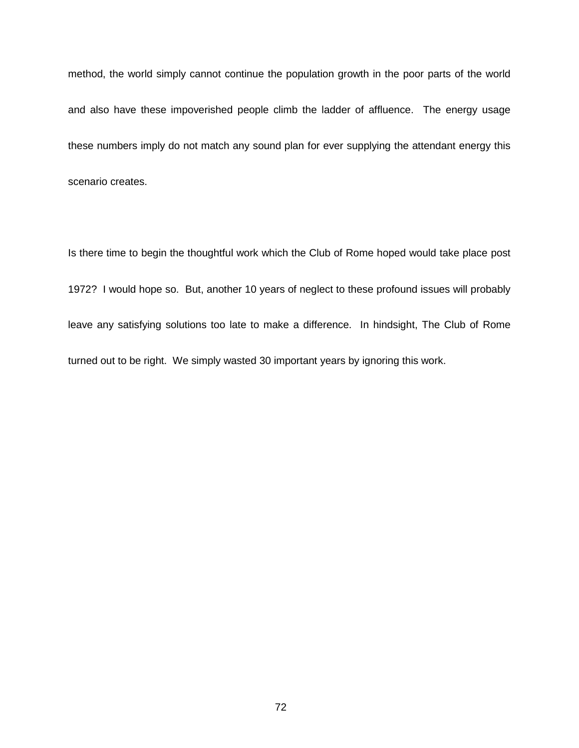method, the world simply cannot continue the population growth in the poor parts of the world and also have these impoverished people climb the ladder of affluence. The energy usage these numbers imply do not match any sound plan for ever supplying the attendant energy this scenario creates.

Is there time to begin the thoughtful work which the Club of Rome hoped would take place post 1972? I would hope so. But, another 10 years of neglect to these profound issues will probably leave any satisfying solutions too late to make a difference. In hindsight, The Club of Rome turned out to be right. We simply wasted 30 important years by ignoring this work.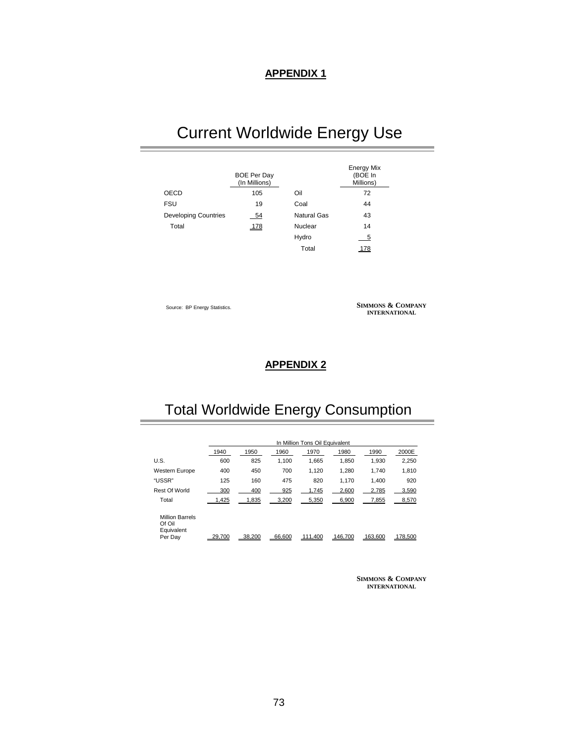## APPENDIX 1

# Current Worldwide Energy Use

| | BOE Per Day (In Millions) | | Energy Mix (BOE In Millions) |
|---|---|---|---|
| OECD | 105 | Oil | 72 |
| FSU | 19 | Coal | 44 |
| Developing Countries | 54 | Natural Gas | 43 |
| Total | 178 | Nuclear | 14 |
| | | Hydro | 5 |
| | | Total | 178 |

Source: BP Energy Statistics.

SIMMONS & COMPANY INTERNATIONAL

## APPENDIX 2

# Total Worldwide Energy Consumption

| | In Million Tons Oil Equivalent | | | | | | |
|---|---|---|---|---|---|---|---|
| | 1940 | 1950 | 1960 | 1970 | 1980 | 1990 | 2000E |
| U.S. | 600 | 825 | 1,100 | 1,665 | 1,850 | 1,930 | 2,250 |
| Western Europe | 400 | 450 | 700 | 1,120 | 1,280 | 1,740 | 1,810 |
| "USSR" | 125 | 160 | 475 | 820 | 1,170 | 1,400 | 920 |
| Rest Of World | 300 | 400 | 925 | 1,745 | 2,600 | 2,785 | 3,590 |
| Total | 1,425 | 1,835 | 3,200 | 5,350 | 6,900 | 7,855 | 8,570 |
| Million Barrels Of Oil Equivalent Per Day | 29,700 | 38,200 | 66,600 | 111,400 | 146,700 | 163,600 | 178,500 |

SIMMONS & COMPANY INTERNATIONAL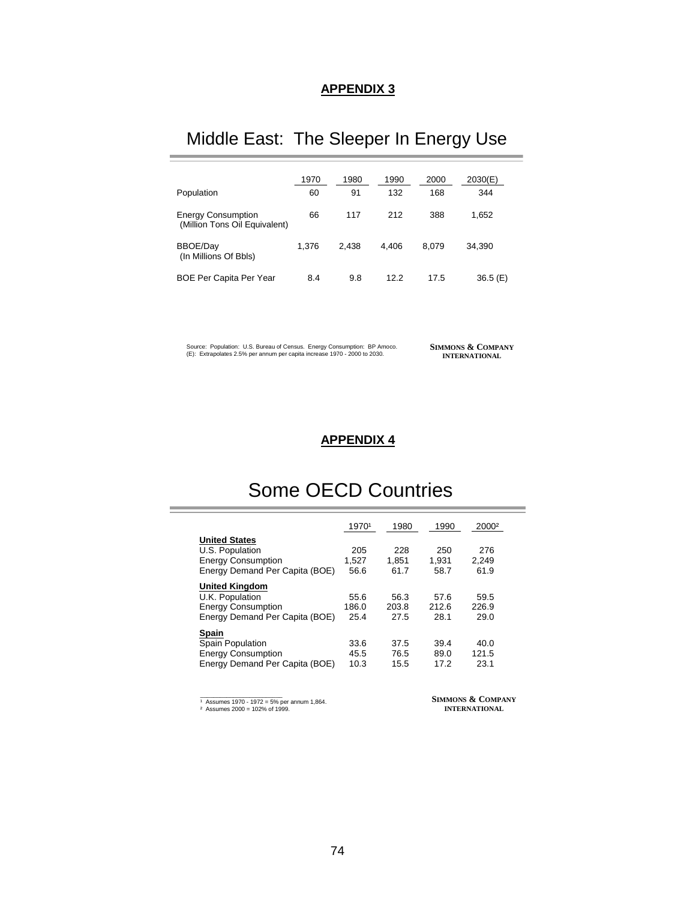**APPENDIX 3**

# Middle East: The Sleeper In Energy Use

| | 1970 | 1980 | 1990 | 2000 | 2030(E) |
|---|---|---|---|---|---|
| Population | 60 | 91 | 132 | 168 | 344 |
| Energy Consumption (Million Tons Oil Equivalent) | 66 | 117 | 212 | 388 | 1,652 |
| BBOE/Day (In Millions Of Bbls) | 1,376 | 2,438 | 4,406 | 8,079 | 34,390 |
| BOE Per Capita Per Year | 8.4 | 9.8 | 12.2 | 17.5 | 36.5 (E) |

Source: Population: U.S. Bureau of Census. Energy Consumption: BP Amoco.
(E): Extrapolates 2.5% per annum per capita increase 1970 - 2000 to 2030.

**SIMMONS & COMPANY INTERNATIONAL**

**APPENDIX 4**

# Some OECD Countries

| | 1970[1] | 1980 | 1990 | 2000[2] |
|---|---|---|---|---|
| **United States** | | | | |
| U.S. Population | 205 | 228 | 250 | 276 |
| Energy Consumption | 1,527 | 1,851 | 1,931 | 2,249 |
| Energy Demand Per Capita (BOE) | 56.6 | 61.7 | 58.7 | 61.9 |
| **United Kingdom** | | | | |
| U.K. Population | 55.6 | 56.3 | 57.6 | 59.5 |
| Energy Consumption | 186.0 | 203.8 | 212.6 | 226.9 |
| Energy Demand Per Capita (BOE) | 25.4 | 27.5 | 28.1 | 29.0 |
| **Spain** | | | | |
| Spain Population | 33.6 | 37.5 | 39.4 | 40.0 |
| Energy Consumption | 45.5 | 76.5 | 89.0 | 121.5 |
| Energy Demand Per Capita (BOE) | 10.3 | 15.5 | 17.2 | 23.1 |

[1] Assumes 1970 - 1972 = 5% per annum 1,864.
[2] Assumes 2000 = 102% of 1999.

**SIMMONS & COMPANY INTERNATIONAL**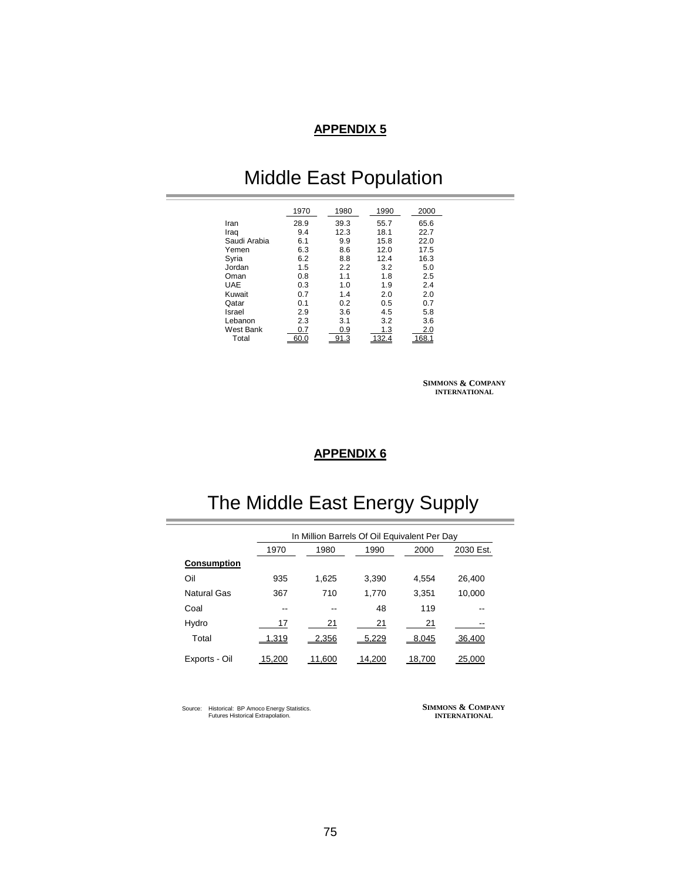## APPENDIX 5

# Middle East Population

| | 1970 | 1980 | 1990 | 2000 |
|---|---|---|---|---|
| Iran | 28.9 | 39.3 | 55.7 | 65.6 |
| Iraq | 9.4 | 12.3 | 18.1 | 22.7 |
| Saudi Arabia | 6.1 | 9.9 | 15.8 | 22.0 |
| Yemen | 6.3 | 8.6 | 12.0 | 17.5 |
| Syria | 6.2 | 8.8 | 12.4 | 16.3 |
| Jordan | 1.5 | 2.2 | 3.2 | 5.0 |
| Oman | 0.8 | 1.1 | 1.8 | 2.5 |
| UAE | 0.3 | 1.0 | 1.9 | 2.4 |
| Kuwait | 0.7 | 1.4 | 2.0 | 2.0 |
| Qatar | 0.1 | 0.2 | 0.5 | 0.7 |
| Israel | 2.9 | 3.6 | 4.5 | 5.8 |
| Lebanon | 2.3 | 3.1 | 3.2 | 3.6 |
| West Bank | 0.7 | 0.9 | 1.3 | 2.0 |
| Total | 60.0 | 91.3 | 132.4 | 168.1 |

**SIMMONS & COMPANY INTERNATIONAL**

## APPENDIX 6

# The Middle East Energy Supply

| | In Million Barrels Of Oil Equivalent Per Day | | | | |
|---|---|---|---|---|---|
| | 1970 | 1980 | 1990 | 2000 | 2030 Est. |
| **Consumption** | | | | | |
| Oil | 935 | 1,625 | 3,390 | 4,554 | 26,400 |
| Natural Gas | 367 | 710 | 1,770 | 3,351 | 10,000 |
| Coal | -- | -- | 48 | 119 | -- |
| Hydro | 17 | 21 | 21 | 21 | -- |
| Total | 1,319 | 2,356 | 5,229 | 8,045 | 36,400 |
| Exports - Oil | 15,200 | 11,600 | 14,200 | 18,700 | 25,000 |

Source: Historical: BP Amoco Energy Statistics.
Futures Historical Extrapolation.

**SIMMONS & COMPANY INTERNATIONAL**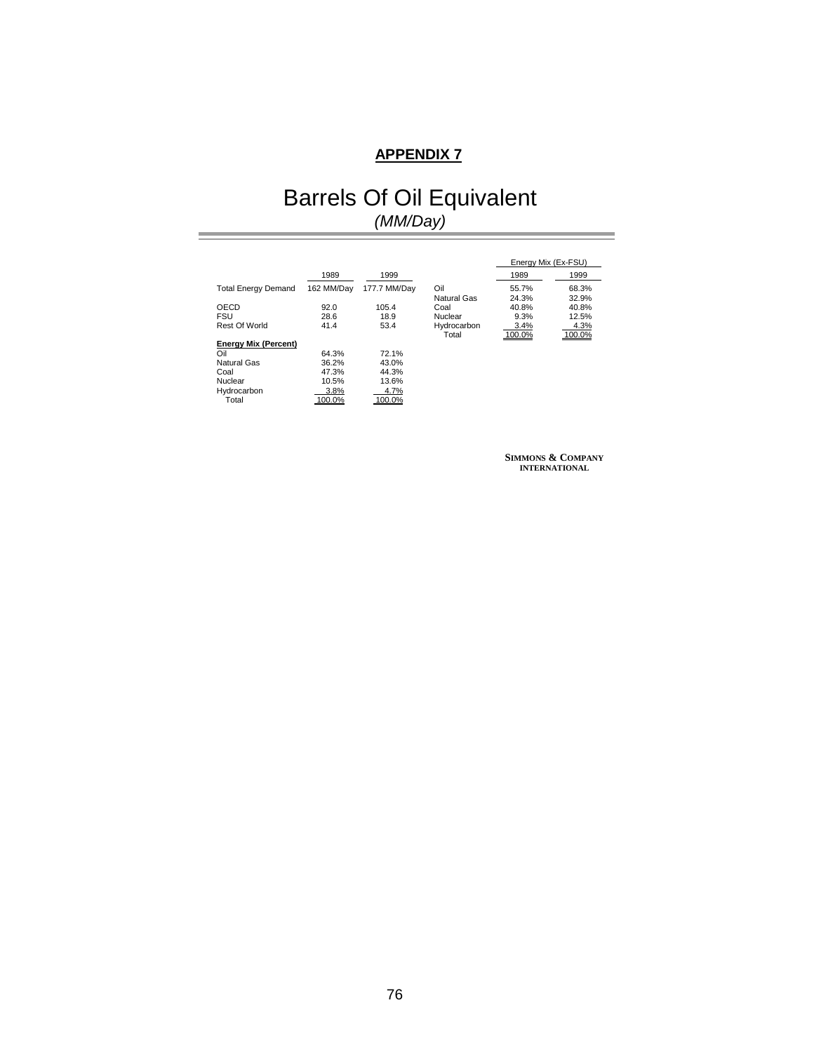## APPENDIX 7

# Barrels Of Oil Equivalent

*(MM/Day)*

| | 1989 | 1999 |
|---|---|---|
| Total Energy Demand | 162 MM/Day | 177.7 MM/Day |
| OECD | 92.0 | 105.4 |
| FSU | 28.6 | 18.9 |
| Rest Of World | 41.4 | 53.4 |
| **Energy Mix (Percent)** | | |
| Oil | 64.3% | 72.1% |
| Natural Gas | 36.2% | 43.0% |
| Coal | 47.3% | 44.3% |
| Nuclear | 10.5% | 13.6% |
| Hydrocarbon | 3.8% | 4.7% |
| Total | 100.0% | 100.0% |

| | Energy Mix (Ex-FSU) | |
|---|---|---|
| | 1989 | 1999 |
| Oil | 55.7% | 68.3% |
| Natural Gas | 24.3% | 32.9% |
| Coal | 40.8% | 40.8% |
| Nuclear | 9.3% | 12.5% |
| Hydrocarbon | 3.4% | 4.3% |
| Total | 100.0% | 100.0% |

**SIMMONS & COMPANY INTERNATIONAL**